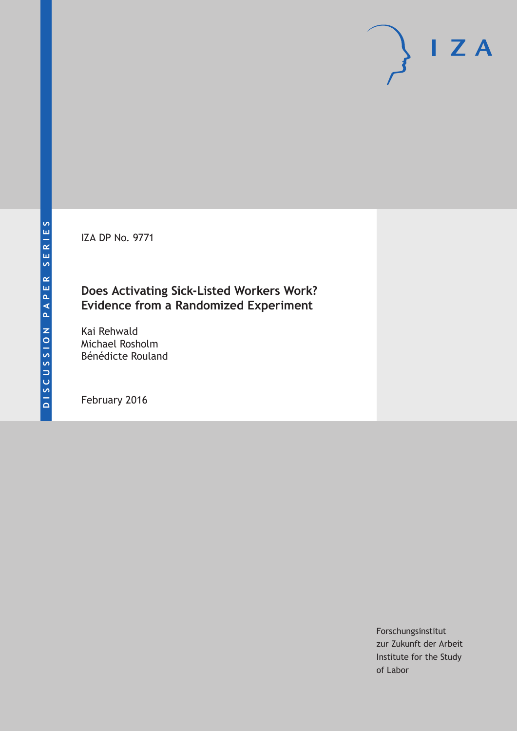DISCUSSION PAPER SERIES

IZA

IZA DP No. 9771

# Does Activating Sick-Listed Workers Work? Evidence from a Randomized Experiment

Kai Rehwald
Michael Rosholm
Bénédicte Rouland

February 2016

Forschungsinstitut
zur Zukunft der Arbeit
Institute for the Study
of Labor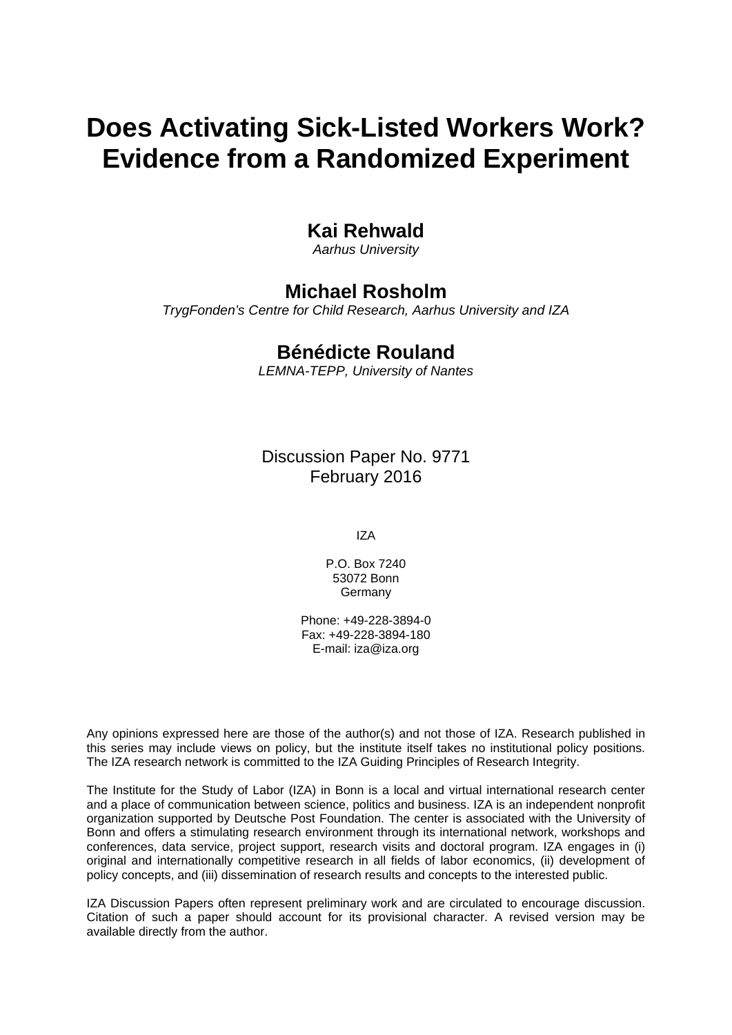# Does Activating Sick-Listed Workers Work? Evidence from a Randomized Experiment

## Kai Rehwald

*Aarhus University*

## Michael Rosholm

*TrygFonden's Centre for Child Research, Aarhus University and IZA*

## Bénédicte Rouland

*LEMNA-TEPP, University of Nantes*

Discussion Paper No. 9771
February 2016

IZA

P.O. Box 7240
53072 Bonn
Germany

Phone: +49-228-3894-0
Fax: +49-228-3894-180
E-mail: iza@iza.org

Any opinions expressed here are those of the author(s) and not those of IZA. Research published in this series may include views on policy, but the institute itself takes no institutional policy positions. The IZA research network is committed to the IZA Guiding Principles of Research Integrity.

The Institute for the Study of Labor (IZA) in Bonn is a local and virtual international research center and a place of communication between science, politics and business. IZA is an independent nonprofit organization supported by Deutsche Post Foundation. The center is associated with the University of Bonn and offers a stimulating research environment through its international network, workshops and conferences, data service, project support, research visits and doctoral program. IZA engages in (i) original and internationally competitive research in all fields of labor economics, (ii) development of policy concepts, and (iii) dissemination of research results and concepts to the interested public.

IZA Discussion Papers often represent preliminary work and are circulated to encourage discussion. Citation of such a paper should account for its provisional character. A revised version may be available directly from the author.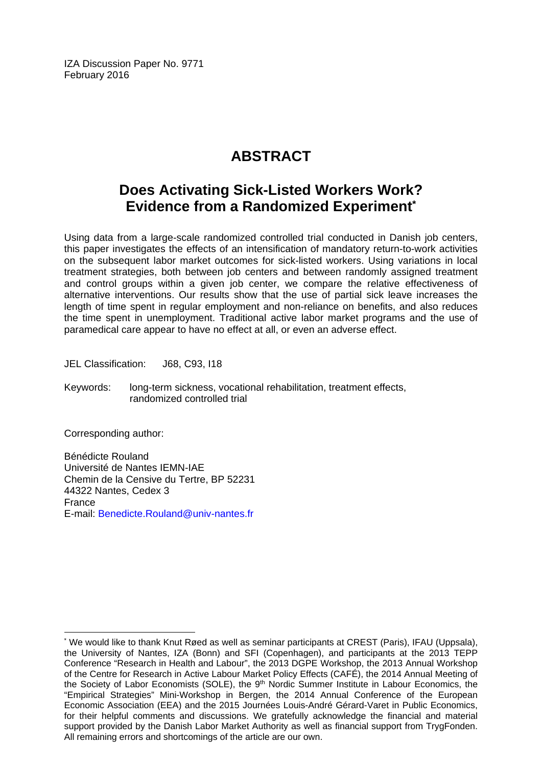IZA Discussion Paper No. 9771
February 2016

# ABSTRACT

## Does Activating Sick-Listed Workers Work? Evidence from a Randomized Experiment*

Using data from a large-scale randomized controlled trial conducted in Danish job centers, this paper investigates the effects of an intensification of mandatory return-to-work activities on the subsequent labor market outcomes for sick-listed workers. Using variations in local treatment strategies, both between job centers and between randomly assigned treatment and control groups within a given job center, we compare the relative effectiveness of alternative interventions. Our results show that the use of partial sick leave increases the length of time spent in regular employment and non-reliance on benefits, and also reduces the time spent in unemployment. Traditional active labor market programs and the use of paramedical care appear to have no effect at all, or even an adverse effect.

JEL Classification: J68, C93, I18

Keywords: long-term sickness, vocational rehabilitation, treatment effects, randomized controlled trial

Corresponding author:

Bénédicte Rouland
Université de Nantes IEMN-IAE
Chemin de la Censive du Tertre, BP 52231
44322 Nantes, Cedex 3
France
E-mail: Benedicte.Rouland@univ-nantes.fr

---

* We would like to thank Knut Røed as well as seminar participants at CREST (Paris), IFAU (Uppsala), the University of Nantes, IZA (Bonn) and SFI (Copenhagen), and participants at the 2013 TEPP Conference "Research in Health and Labour", the 2013 DGPE Workshop, the 2013 Annual Workshop of the Centre for Research in Active Labour Market Policy Effects (CAFÉ), the 2014 Annual Meeting of the Society of Labor Economists (SOLE), the 9th Nordic Summer Institute in Labour Economics, the "Empirical Strategies" Mini-Workshop in Bergen, the 2014 Annual Conference of the European Economic Association (EEA) and the 2015 Journées Louis-André Gérard-Varet in Public Economics, for their helpful comments and discussions. We gratefully acknowledge the financial and material support provided by the Danish Labor Market Authority as well as financial support from TrygFonden. All remaining errors and shortcomings of the article are our own.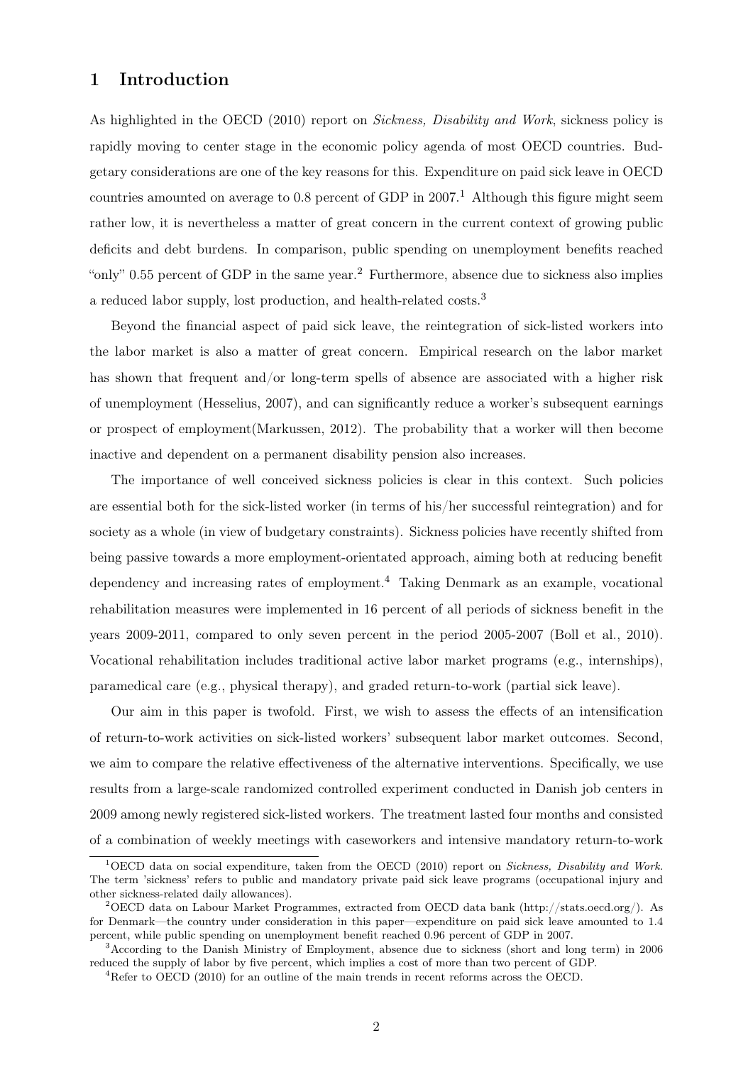# 1 Introduction

As highlighted in the OECD (2010) report on *Sickness, Disability and Work*, sickness policy is rapidly moving to center stage in the economic policy agenda of most OECD countries. Budgetary considerations are one of the key reasons for this. Expenditure on paid sick leave in OECD countries amounted on average to 0.8 percent of GDP in 2007.[1] Although this figure might seem rather low, it is nevertheless a matter of great concern in the current context of growing public deficits and debt burdens. In comparison, public spending on unemployment benefits reached "only" 0.55 percent of GDP in the same year.[2] Furthermore, absence due to sickness also implies a reduced labor supply, lost production, and health-related costs.[3]

Beyond the financial aspect of paid sick leave, the reintegration of sick-listed workers into the labor market is also a matter of great concern. Empirical research on the labor market has shown that frequent and/or long-term spells of absence are associated with a higher risk of unemployment (Hesselius, 2007), and can significantly reduce a worker's subsequent earnings or prospect of employment(Markussen, 2012). The probability that a worker will then become inactive and dependent on a permanent disability pension also increases.

The importance of well conceived sickness policies is clear in this context. Such policies are essential both for the sick-listed worker (in terms of his/her successful reintegration) and for society as a whole (in view of budgetary constraints). Sickness policies have recently shifted from being passive towards a more employment-orientated approach, aiming both at reducing benefit dependency and increasing rates of employment.[4] Taking Denmark as an example, vocational rehabilitation measures were implemented in 16 percent of all periods of sickness benefit in the years 2009-2011, compared to only seven percent in the period 2005-2007 (Boll et al., 2010). Vocational rehabilitation includes traditional active labor market programs (e.g., internships), paramedical care (e.g., physical therapy), and graded return-to-work (partial sick leave).

Our aim in this paper is twofold. First, we wish to assess the effects of an intensification of return-to-work activities on sick-listed workers' subsequent labor market outcomes. Second, we aim to compare the relative effectiveness of the alternative interventions. Specifically, we use results from a large-scale randomized controlled experiment conducted in Danish job centers in 2009 among newly registered sick-listed workers. The treatment lasted four months and consisted of a combination of weekly meetings with caseworkers and intensive mandatory return-to-work

---

[1] OECD data on social expenditure, taken from the OECD (2010) report on *Sickness, Disability and Work*. The term 'sickness' refers to public and mandatory private paid sick leave programs (occupational injury and other sickness-related daily allowances).

[2] OECD data on Labour Market Programmes, extracted from OECD data bank (http://stats.oecd.org/). As for Denmark—the country under consideration in this paper—expenditure on paid sick leave amounted to 1.4 percent, while public spending on unemployment benefit reached 0.96 percent of GDP in 2007.

[3] According to the Danish Ministry of Employment, absence due to sickness (short and long term) in 2006 reduced the supply of labor by five percent, which implies a cost of more than two percent of GDP.

[4] Refer to OECD (2010) for an outline of the main trends in recent reforms across the OECD.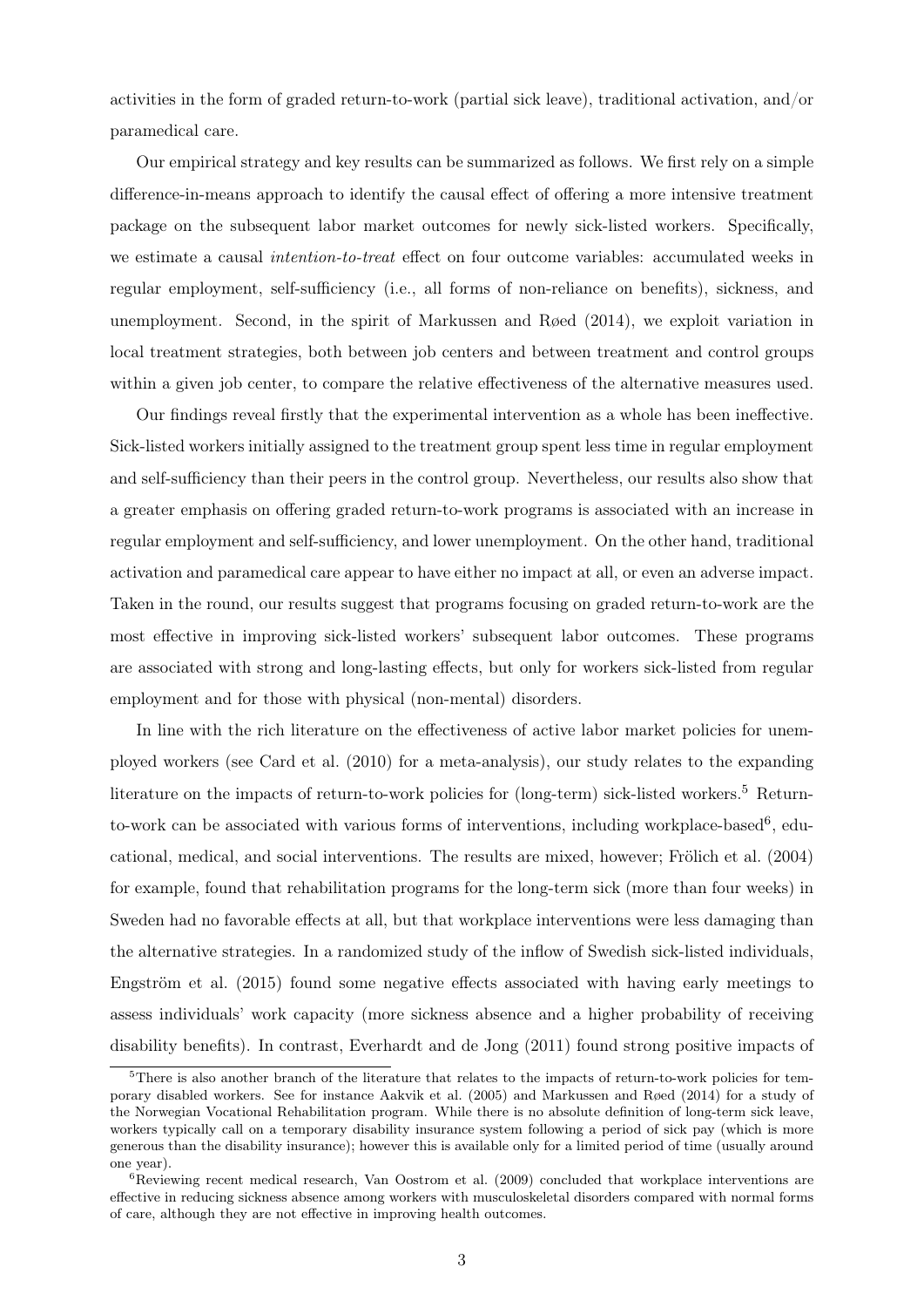activities in the form of graded return-to-work (partial sick leave), traditional activation, and/or paramedical care.

Our empirical strategy and key results can be summarized as follows. We first rely on a simple difference-in-means approach to identify the causal effect of offering a more intensive treatment package on the subsequent labor market outcomes for newly sick-listed workers. Specifically, we estimate a causal *intention-to-treat* effect on four outcome variables: accumulated weeks in regular employment, self-sufficiency (i.e., all forms of non-reliance on benefits), sickness, and unemployment. Second, in the spirit of Markussen and Røed (2014), we exploit variation in local treatment strategies, both between job centers and between treatment and control groups within a given job center, to compare the relative effectiveness of the alternative measures used.

Our findings reveal firstly that the experimental intervention as a whole has been ineffective. Sick-listed workers initially assigned to the treatment group spent less time in regular employment and self-sufficiency than their peers in the control group. Nevertheless, our results also show that a greater emphasis on offering graded return-to-work programs is associated with an increase in regular employment and self-sufficiency, and lower unemployment. On the other hand, traditional activation and paramedical care appear to have either no impact at all, or even an adverse impact. Taken in the round, our results suggest that programs focusing on graded return-to-work are the most effective in improving sick-listed workers' subsequent labor outcomes. These programs are associated with strong and long-lasting effects, but only for workers sick-listed from regular employment and for those with physical (non-mental) disorders.

In line with the rich literature on the effectiveness of active labor market policies for unemployed workers (see Card et al. (2010) for a meta-analysis), our study relates to the expanding literature on the impacts of return-to-work policies for (long-term) sick-listed workers.[5] Return-to-work can be associated with various forms of interventions, including workplace-based[6], educational, medical, and social interventions. The results are mixed, however; Frölich et al. (2004) for example, found that rehabilitation programs for the long-term sick (more than four weeks) in Sweden had no favorable effects at all, but that workplace interventions were less damaging than the alternative strategies. In a randomized study of the inflow of Swedish sick-listed individuals, Engström et al. (2015) found some negative effects associated with having early meetings to assess individuals' work capacity (more sickness absence and a higher probability of receiving disability benefits). In contrast, Everhardt and de Jong (2011) found strong positive impacts of

[5] There is also another branch of the literature that relates to the impacts of return-to-work policies for temporary disabled workers. See for instance Aakvik et al. (2005) and Markussen and Røed (2014) for a study of the Norwegian Vocational Rehabilitation program. While there is no absolute definition of long-term sick leave, workers typically call on a temporary disability insurance system following a period of sick pay (which is more generous than the disability insurance); however this is available only for a limited period of time (usually around one year).

[6] Reviewing recent medical research, Van Oostrom et al. (2009) concluded that workplace interventions are effective in reducing sickness absence among workers with musculoskeletal disorders compared with normal forms of care, although they are not effective in improving health outcomes.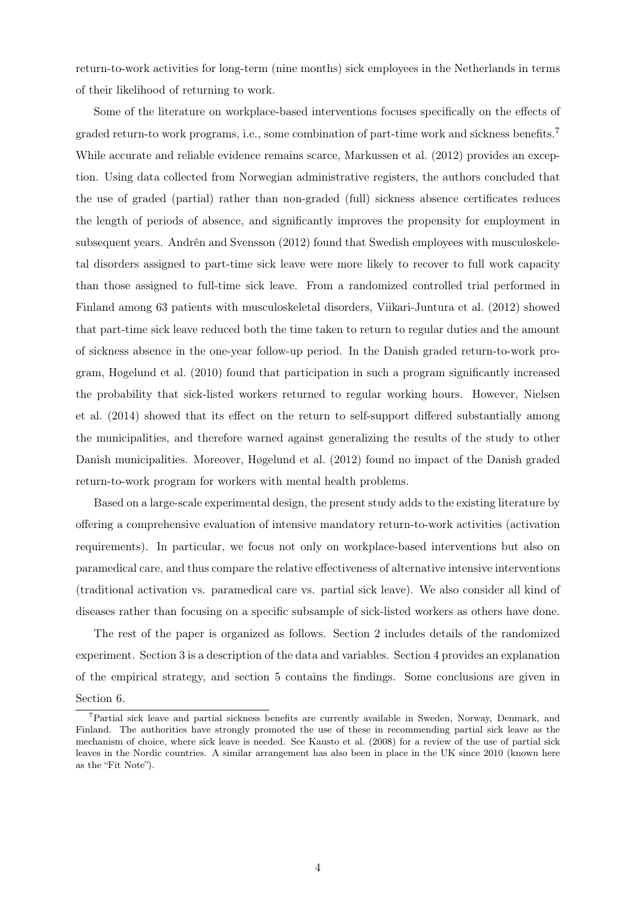return-to-work activities for long-term (nine months) sick employees in the Netherlands in terms of their likelihood of returning to work.

Some of the literature on workplace-based interventions focuses specifically on the effects of graded return-to work programs, i.e., some combination of part-time work and sickness benefits.[7] While accurate and reliable evidence remains scarce, Markussen et al. (2012) provides an exception. Using data collected from Norwegian administrative registers, the authors concluded that the use of graded (partial) rather than non-graded (full) sickness absence certificates reduces the length of periods of absence, and significantly improves the propensity for employment in subsequent years. Andrén and Svensson (2012) found that Swedish employees with musculoskeletal disorders assigned to part-time sick leave were more likely to recover to full work capacity than those assigned to full-time sick leave. From a randomized controlled trial performed in Finland among 63 patients with musculoskeletal disorders, Viikari-Juntura et al. (2012) showed that part-time sick leave reduced both the time taken to return to regular duties and the amount of sickness absence in the one-year follow-up period. In the Danish graded return-to-work program, Høgelund et al. (2010) found that participation in such a program significantly increased the probability that sick-listed workers returned to regular working hours. However, Nielsen et al. (2014) showed that its effect on the return to self-support differed substantially among the municipalities, and therefore warned against generalizing the results of the study to other Danish municipalities. Moreover, Høgelund et al. (2012) found no impact of the Danish graded return-to-work program for workers with mental health problems.

Based on a large-scale experimental design, the present study adds to the existing literature by offering a comprehensive evaluation of intensive mandatory return-to-work activities (activation requirements). In particular, we focus not only on workplace-based interventions but also on paramedical care, and thus compare the relative effectiveness of alternative intensive interventions (traditional activation vs. paramedical care vs. partial sick leave). We also consider all kind of diseases rather than focusing on a specific subsample of sick-listed workers as others have done.

The rest of the paper is organized as follows. Section 2 includes details of the randomized experiment. Section 3 is a description of the data and variables. Section 4 provides an explanation of the empirical strategy, and section 5 contains the findings. Some conclusions are given in Section 6.

[7] Partial sick leave and partial sickness benefits are currently available in Sweden, Norway, Denmark, and Finland. The authorities have strongly promoted the use of these in recommending partial sick leave as the mechanism of choice, where sick leave is needed. See Kausto et al. (2008) for a review of the use of partial sick leaves in the Nordic countries. A similar arrangement has also been in place in the UK since 2010 (known here as the "Fit Note").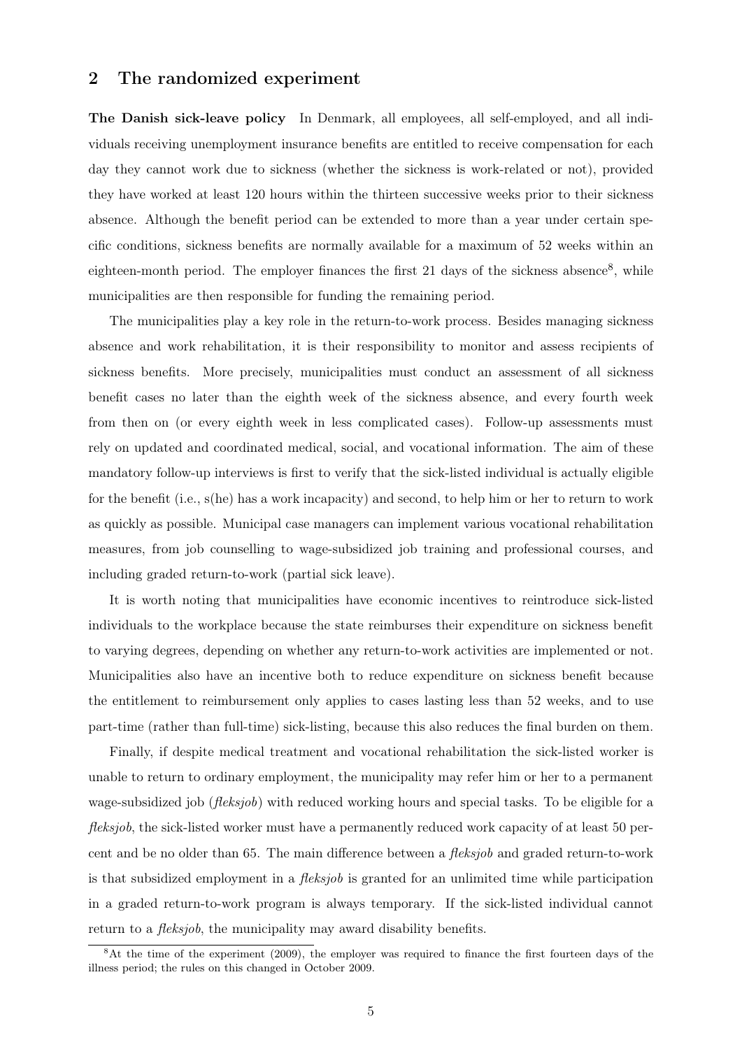## 2 The randomized experiment

**The Danish sick-leave policy** In Denmark, all employees, all self-employed, and all individuals receiving unemployment insurance benefits are entitled to receive compensation for each day they cannot work due to sickness (whether the sickness is work-related or not), provided they have worked at least 120 hours within the thirteen successive weeks prior to their sickness absence. Although the benefit period can be extended to more than a year under certain specific conditions, sickness benefits are normally available for a maximum of 52 weeks within an eighteen-month period. The employer finances the first 21 days of the sickness absence[8], while municipalities are then responsible for funding the remaining period.

The municipalities play a key role in the return-to-work process. Besides managing sickness absence and work rehabilitation, it is their responsibility to monitor and assess recipients of sickness benefits. More precisely, municipalities must conduct an assessment of all sickness benefit cases no later than the eighth week of the sickness absence, and every fourth week from then on (or every eighth week in less complicated cases). Follow-up assessments must rely on updated and coordinated medical, social, and vocational information. The aim of these mandatory follow-up interviews is first to verify that the sick-listed individual is actually eligible for the benefit (i.e., s(he) has a work incapacity) and second, to help him or her to return to work as quickly as possible. Municipal case managers can implement various vocational rehabilitation measures, from job counselling to wage-subsidized job training and professional courses, and including graded return-to-work (partial sick leave).

It is worth noting that municipalities have economic incentives to reintroduce sick-listed individuals to the workplace because the state reimburses their expenditure on sickness benefit to varying degrees, depending on whether any return-to-work activities are implemented or not. Municipalities also have an incentive both to reduce expenditure on sickness benefit because the entitlement to reimbursement only applies to cases lasting less than 52 weeks, and to use part-time (rather than full-time) sick-listing, because this also reduces the final burden on them.

Finally, if despite medical treatment and vocational rehabilitation the sick-listed worker is unable to return to ordinary employment, the municipality may refer him or her to a permanent wage-subsidized job (*fleksjob*) with reduced working hours and special tasks. To be eligible for a *fleksjob*, the sick-listed worker must have a permanently reduced work capacity of at least 50 percent and be no older than 65. The main difference between a *fleksjob* and graded return-to-work is that subsidized employment in a *fleksjob* is granted for an unlimited time while participation in a graded return-to-work program is always temporary. If the sick-listed individual cannot return to a *fleksjob*, the municipality may award disability benefits.

[8] At the time of the experiment (2009), the employer was required to finance the first fourteen days of the illness period; the rules on this changed in October 2009.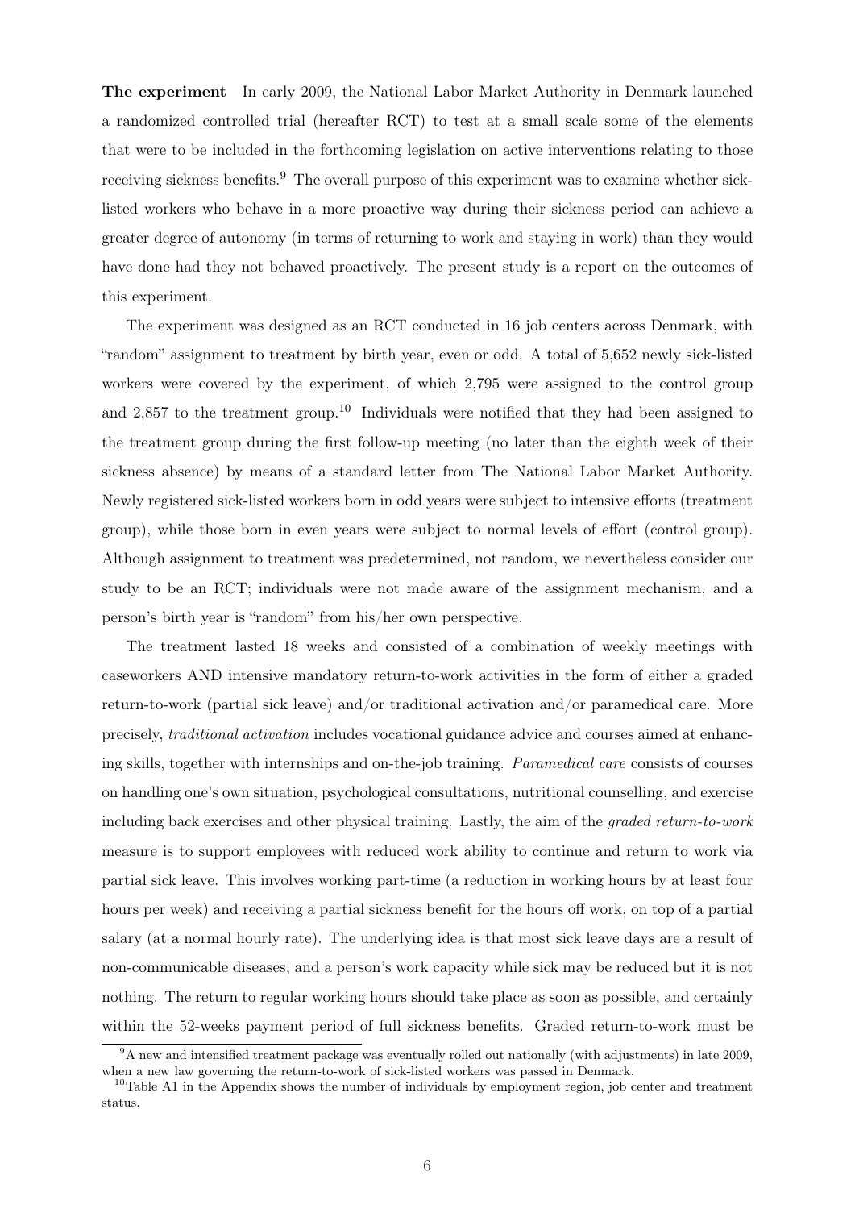**The experiment** In early 2009, the National Labor Market Authority in Denmark launched a randomized controlled trial (hereafter RCT) to test at a small scale some of the elements that were to be included in the forthcoming legislation on active interventions relating to those receiving sickness benefits.[9] The overall purpose of this experiment was to examine whether sick-listed workers who behave in a more proactive way during their sickness period can achieve a greater degree of autonomy (in terms of returning to work and staying in work) than they would have done had they not behaved proactively. The present study is a report on the outcomes of this experiment.

The experiment was designed as an RCT conducted in 16 job centers across Denmark, with "random" assignment to treatment by birth year, even or odd. A total of 5,652 newly sick-listed workers were covered by the experiment, of which 2,795 were assigned to the control group and 2,857 to the treatment group.[10] Individuals were notified that they had been assigned to the treatment group during the first follow-up meeting (no later than the eighth week of their sickness absence) by means of a standard letter from The National Labor Market Authority. Newly registered sick-listed workers born in odd years were subject to intensive efforts (treatment group), while those born in even years were subject to normal levels of effort (control group). Although assignment to treatment was predetermined, not random, we nevertheless consider our study to be an RCT; individuals were not made aware of the assignment mechanism, and a person's birth year is "random" from his/her own perspective.

The treatment lasted 18 weeks and consisted of a combination of weekly meetings with caseworkers AND intensive mandatory return-to-work activities in the form of either a graded return-to-work (partial sick leave) and/or traditional activation and/or paramedical care. More precisely, *traditional activation* includes vocational guidance advice and courses aimed at enhancing skills, together with internships and on-the-job training. *Paramedical care* consists of courses on handling one's own situation, psychological consultations, nutritional counselling, and exercise including back exercises and other physical training. Lastly, the aim of the *graded return-to-work* measure is to support employees with reduced work ability to continue and return to work via partial sick leave. This involves working part-time (a reduction in working hours by at least four hours per week) and receiving a partial sickness benefit for the hours off work, on top of a partial salary (at a normal hourly rate). The underlying idea is that most sick leave days are a result of non-communicable diseases, and a person's work capacity while sick may be reduced but it is not nothing. The return to regular working hours should take place as soon as possible, and certainly within the 52-weeks payment period of full sickness benefits. Graded return-to-work must be

[9] A new and intensified treatment package was eventually rolled out nationally (with adjustments) in late 2009, when a new law governing the return-to-work of sick-listed workers was passed in Denmark.

[10] Table A1 in the Appendix shows the number of individuals by employment region, job center and treatment status.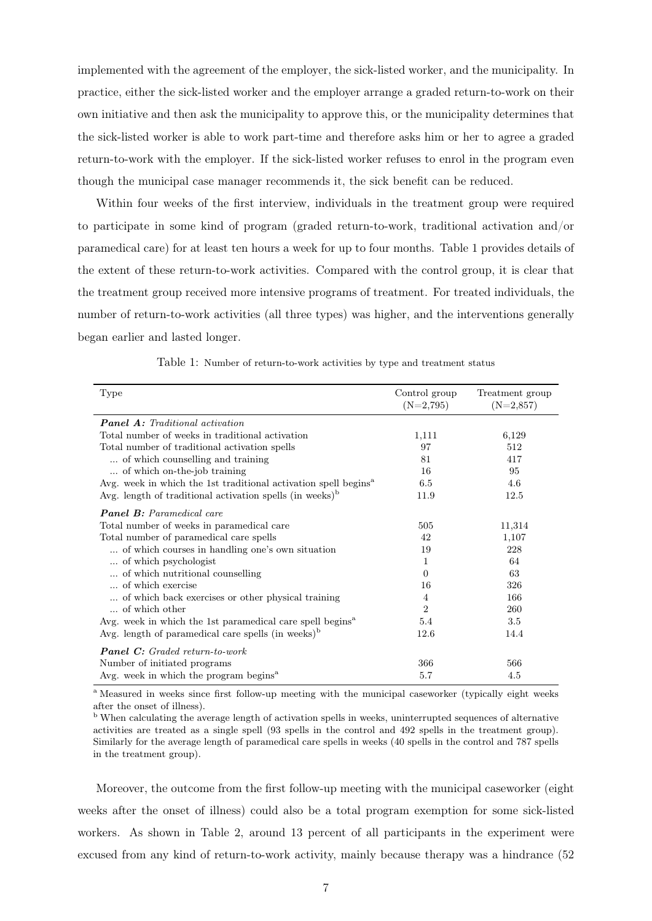implemented with the agreement of the employer, the sick-listed worker, and the municipality. In practice, either the sick-listed worker and the employer arrange a graded return-to-work on their own initiative and then ask the municipality to approve this, or the municipality determines that the sick-listed worker is able to work part-time and therefore asks him or her to agree a graded return-to-work with the employer. If the sick-listed worker refuses to enrol in the program even though the municipal case manager recommends it, the sick benefit can be reduced.

Within four weeks of the first interview, individuals in the treatment group were required to participate in some kind of program (graded return-to-work, traditional activation and/or paramedical care) for at least ten hours a week for up to four months. Table 1 provides details of the extent of these return-to-work activities. Compared with the control group, it is clear that the treatment group received more intensive programs of treatment. For treated individuals, the number of return-to-work activities (all three types) was higher, and the interventions generally began earlier and lasted longer.

Table 1: Number of return-to-work activities by type and treatment status

| Type | Control group (N=2,795) | Treatment group (N=2,857) |
|---|---|---|
| ***Panel A:*** *Traditional activation* | | |
| Total number of weeks in traditional activation | 1,111 | 6,129 |
| Total number of traditional activation spells | 97 | 512 |
| ... of which counselling and training | 81 | 417 |
| ... of which on-the-job training | 16 | 95 |
| Avg. week in which the 1st traditional activation spell begins[a] | 6.5 | 4.6 |
| Avg. length of traditional activation spells (in weeks)[b] | 11.9 | 12.5 |
| ***Panel B:*** *Paramedical care* | | |
| Total number of weeks in paramedical care | 505 | 11,314 |
| Total number of paramedical care spells | 42 | 1,107 |
| ... of which courses in handling one's own situation | 19 | 228 |
| ... of which psychologist | 1 | 64 |
| ... of which nutritional counselling | 0 | 63 |
| ... of which exercise | 16 | 326 |
| ... of which back exercises or other physical training | 4 | 166 |
| ... of which other | 2 | 260 |
| Avg. week in which the 1st paramedical care spell begins[a] | 5.4 | 3.5 |
| Avg. length of paramedical care spells (in weeks)[b] | 12.6 | 14.4 |
| ***Panel C:*** *Graded return-to-work* | | |
| Number of initiated programs | 366 | 566 |
| Avg. week in which the program begins[a] | 5.7 | 4.5 |

[a] Measured in weeks since first follow-up meeting with the municipal caseworker (typically eight weeks after the onset of illness).
[b] When calculating the average length of activation spells in weeks, uninterrupted sequences of alternative activities are treated as a single spell (93 spells in the control and 492 spells in the treatment group). Similarly for the average length of paramedical care spells in weeks (40 spells in the control and 787 spells in the treatment group).

Moreover, the outcome from the first follow-up meeting with the municipal caseworker (eight weeks after the onset of illness) could also be a total program exemption for some sick-listed workers. As shown in Table 2, around 13 percent of all participants in the experiment were excused from any kind of return-to-work activity, mainly because therapy was a hindrance (52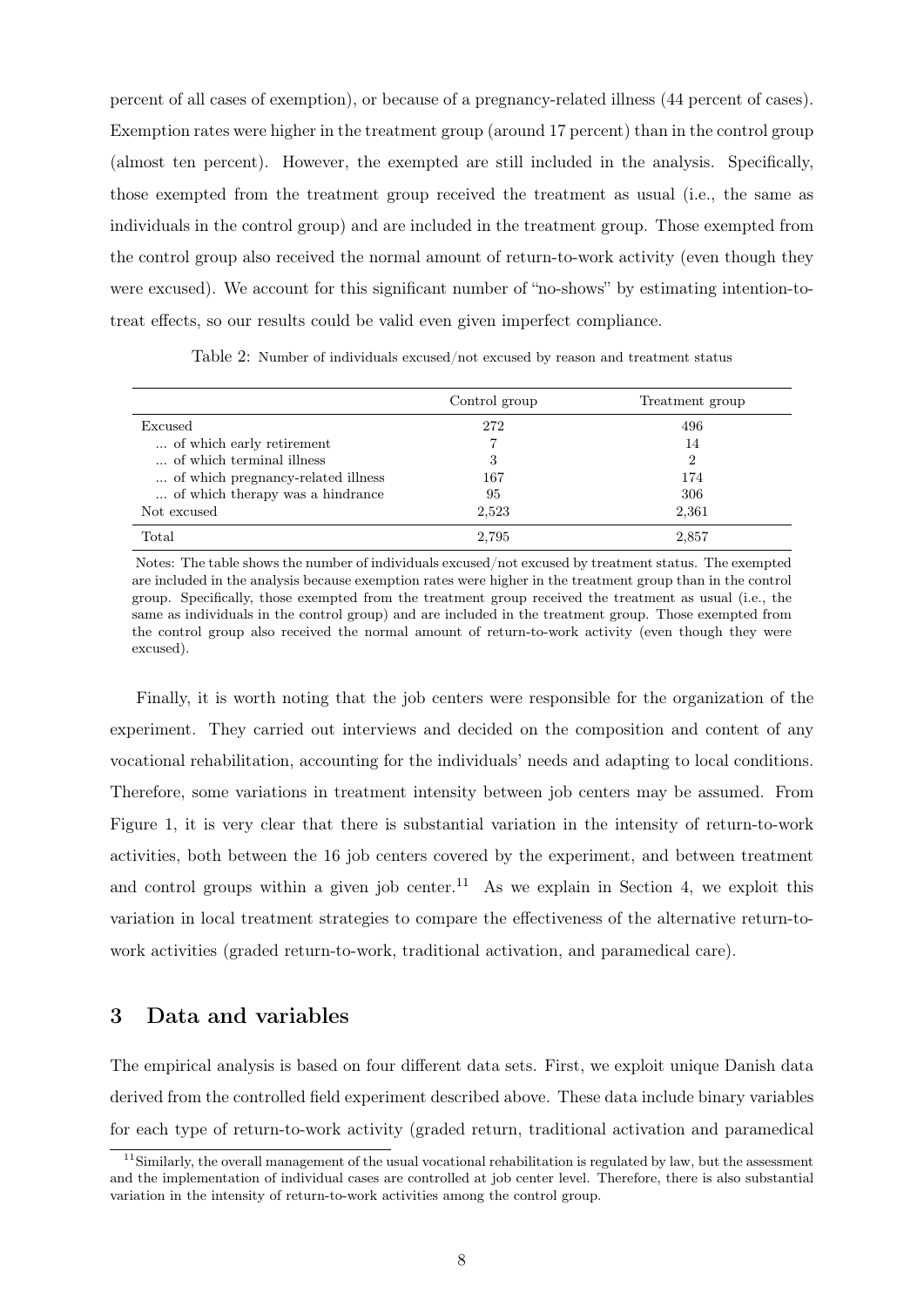percent of all cases of exemption), or because of a pregnancy-related illness (44 percent of cases). Exemption rates were higher in the treatment group (around 17 percent) than in the control group (almost ten percent). However, the exempted are still included in the analysis. Specifically, those exempted from the treatment group received the treatment as usual (i.e., the same as individuals in the control group) and are included in the treatment group. Those exempted from the control group also received the normal amount of return-to-work activity (even though they were excused). We account for this significant number of "no-shows" by estimating intention-to-treat effects, so our results could be valid even given imperfect compliance.

Table 2: Number of individuals excused/not excused by reason and treatment status

| | Control group | Treatment group |
|---|---|---|
| Excused | 272 | 496 |
| ... of which early retirement | 7 | 14 |
| ... of which terminal illness | 3 | 2 |
| ... of which pregnancy-related illness | 167 | 174 |
| ... of which therapy was a hindrance | 95 | 306 |
| Not excused | 2,523 | 2,361 |
| Total | 2,795 | 2,857 |

Notes: The table shows the number of individuals excused/not excused by treatment status. The exempted are included in the analysis because exemption rates were higher in the treatment group than in the control group. Specifically, those exempted from the treatment group received the treatment as usual (i.e., the same as individuals in the control group) and are included in the treatment group. Those exempted from the control group also received the normal amount of return-to-work activity (even though they were excused).

Finally, it is worth noting that the job centers were responsible for the organization of the experiment. They carried out interviews and decided on the composition and content of any vocational rehabilitation, accounting for the individuals' needs and adapting to local conditions. Therefore, some variations in treatment intensity between job centers may be assumed. From Figure 1, it is very clear that there is substantial variation in the intensity of return-to-work activities, both between the 16 job centers covered by the experiment, and between treatment and control groups within a given job center.[11] As we explain in Section 4, we exploit this variation in local treatment strategies to compare the effectiveness of the alternative return-to-work activities (graded return-to-work, traditional activation, and paramedical care).

## 3 Data and variables

The empirical analysis is based on four different data sets. First, we exploit unique Danish data derived from the controlled field experiment described above. These data include binary variables for each type of return-to-work activity (graded return, traditional activation and paramedical

[11] Similarly, the overall management of the usual vocational rehabilitation is regulated by law, but the assessment and the implementation of individual cases are controlled at job center level. Therefore, there is also substantial variation in the intensity of return-to-work activities among the control group.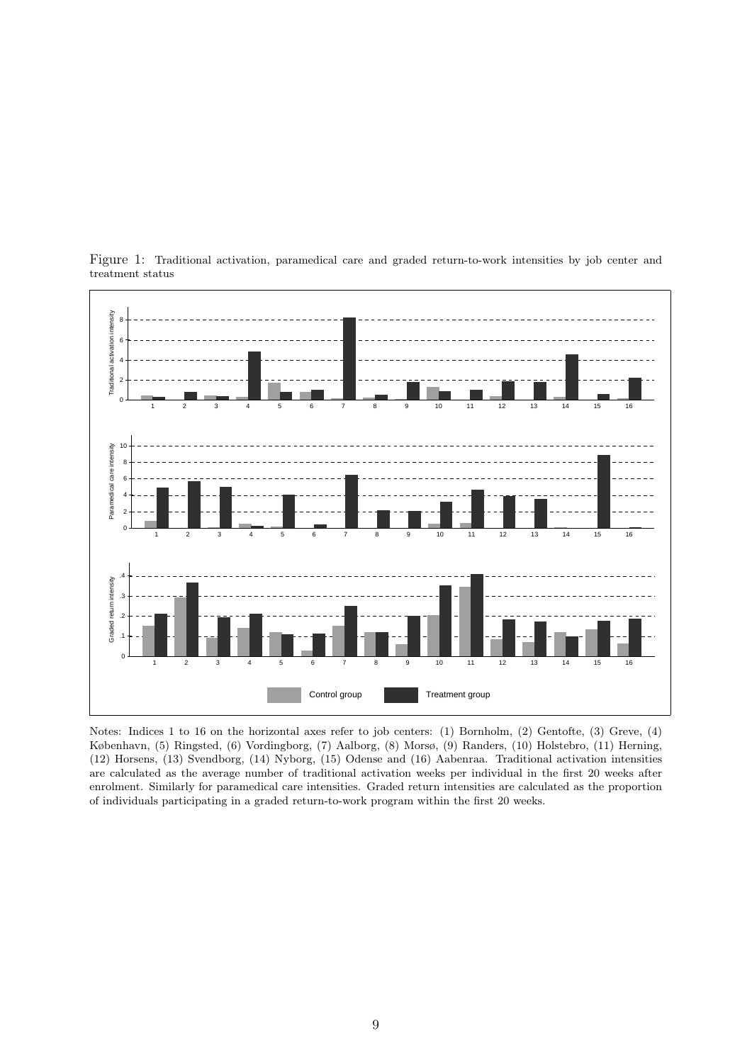Figure 1: Traditional activation, paramedical care and graded return-to-work intensities by job center and treatment status

Notes: Indices 1 to 16 on the horizontal axes refer to job centers: (1) Bornholm, (2) Gentofte, (3) Greve, (4) København, (5) Ringsted, (6) Vordingborg, (7) Aalborg, (8) Morsø, (9) Randers, (10) Holstebro, (11) Herning, (12) Horsens, (13) Svendborg, (14) Nyborg, (15) Odense and (16) Aabenraa. Traditional activation intensities are calculated as the average number of traditional activation weeks per individual in the first 20 weeks after enrolment. Similarly for paramedical care intensities. Graded return intensities are calculated as the proportion of individuals participating in a graded return-to-work program within the first 20 weeks.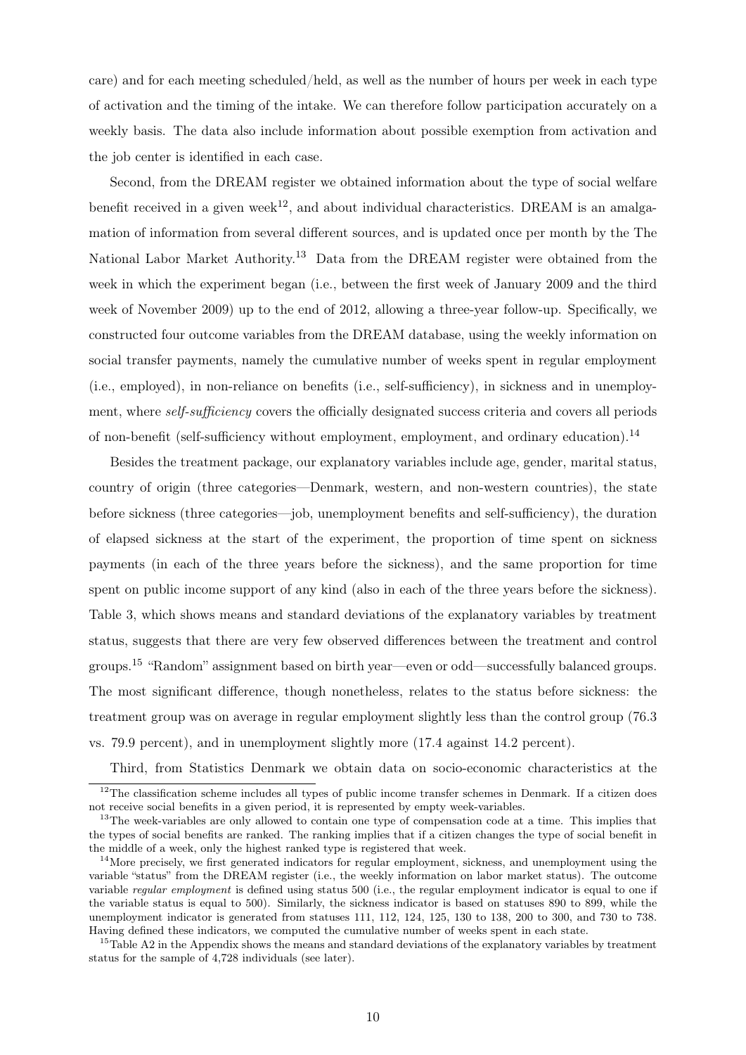care) and for each meeting scheduled/held, as well as the number of hours per week in each type of activation and the timing of the intake. We can therefore follow participation accurately on a weekly basis. The data also include information about possible exemption from activation and the job center is identified in each case.

Second, from the DREAM register we obtained information about the type of social welfare benefit received in a given week[12], and about individual characteristics. DREAM is an amalgamation of information from several different sources, and is updated once per month by the The National Labor Market Authority.[13] Data from the DREAM register were obtained from the week in which the experiment began (i.e., between the first week of January 2009 and the third week of November 2009) up to the end of 2012, allowing a three-year follow-up. Specifically, we constructed four outcome variables from the DREAM database, using the weekly information on social transfer payments, namely the cumulative number of weeks spent in regular employment (i.e., employed), in non-reliance on benefits (i.e., self-sufficiency), in sickness and in unemployment, where *self-sufficiency* covers the officially designated success criteria and covers all periods of non-benefit (self-sufficiency without employment, employment, and ordinary education).[14]

Besides the treatment package, our explanatory variables include age, gender, marital status, country of origin (three categories—Denmark, western, and non-western countries), the state before sickness (three categories—job, unemployment benefits and self-sufficiency), the duration of elapsed sickness at the start of the experiment, the proportion of time spent on sickness payments (in each of the three years before the sickness), and the same proportion for time spent on public income support of any kind (also in each of the three years before the sickness). Table 3, which shows means and standard deviations of the explanatory variables by treatment status, suggests that there are very few observed differences between the treatment and control groups.[15] "Random" assignment based on birth year—even or odd—successfully balanced groups. The most significant difference, though nonetheless, relates to the status before sickness: the treatment group was on average in regular employment slightly less than the control group (76.3 vs. 79.9 percent), and in unemployment slightly more (17.4 against 14.2 percent).

Third, from Statistics Denmark we obtain data on socio-economic characteristics at the

---

[12] The classification scheme includes all types of public income transfer schemes in Denmark. If a citizen does not receive social benefits in a given period, it is represented by empty week-variables.

[13] The week-variables are only allowed to contain one type of compensation code at a time. This implies that the types of social benefits are ranked. The ranking implies that if a citizen changes the type of social benefit in the middle of a week, only the highest ranked type is registered that week.

[14] More precisely, we first generated indicators for regular employment, sickness, and unemployment using the variable "status" from the DREAM register (i.e., the weekly information on labor market status). The outcome variable *regular employment* is defined using status 500 (i.e., the regular employment indicator is equal to one if the variable status is equal to 500). Similarly, the sickness indicator is based on statuses 890 to 899, while the unemployment indicator is generated from statuses 111, 112, 124, 125, 130 to 138, 200 to 300, and 730 to 738. Having defined these indicators, we computed the cumulative number of weeks spent in each state.

[15] Table A2 in the Appendix shows the means and standard deviations of the explanatory variables by treatment status for the sample of 4,728 individuals (see later).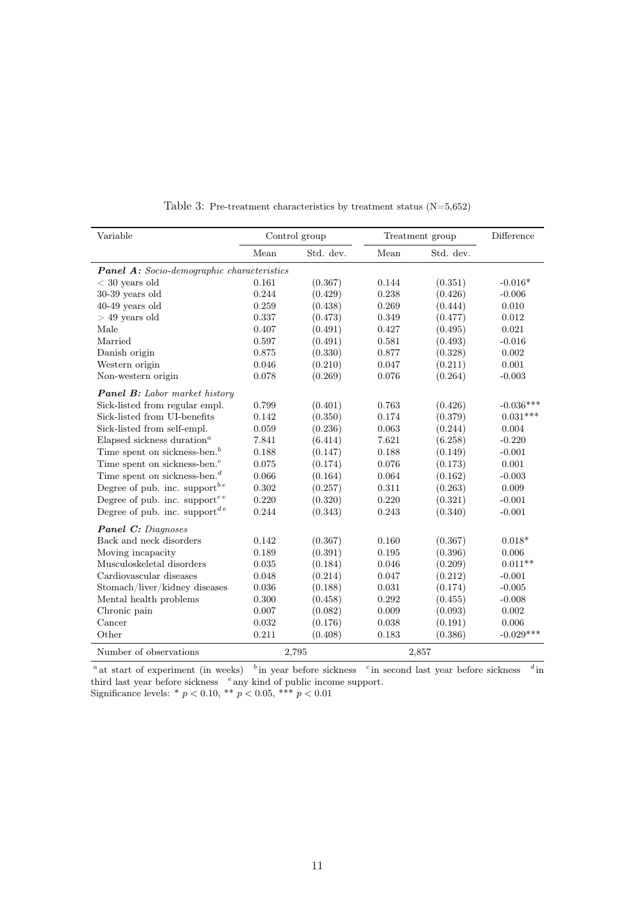Table 3: Pre-treatment characteristics by treatment status (N=5,652)

| Variable | Control group | | Treatment group | | Difference |
|---|---|---|---|---|---|
| | Mean | Std. dev. | Mean | Std. dev. | |
| ***Panel A:*** *Socio-demographic characteristics* | | | | | |
| $<$ 30 years old | 0.161 | (0.367) | 0.144 | (0.351) | -0.016* |
| 30-39 years old | 0.244 | (0.429) | 0.238 | (0.426) | -0.006 |
| 40-49 years old | 0.259 | (0.438) | 0.269 | (0.444) | 0.010 |
| $>$ 49 years old | 0.337 | (0.473) | 0.349 | (0.477) | 0.012 |
| Male | 0.407 | (0.491) | 0.427 | (0.495) | 0.021 |
| Married | 0.597 | (0.491) | 0.581 | (0.493) | -0.016 |
| Danish origin | 0.875 | (0.330) | 0.877 | (0.328) | 0.002 |
| Western origin | 0.046 | (0.210) | 0.047 | (0.211) | 0.001 |
| Non-western origin | 0.078 | (0.269) | 0.076 | (0.264) | -0.003 |
| ***Panel B:*** *Labor market history* | | | | | |
| Sick-listed from regular empl. | 0.799 | (0.401) | 0.763 | (0.426) | -0.036*** |
| Sick-listed from UI-benefits | 0.142 | (0.350) | 0.174 | (0.379) | 0.031*** |
| Sick-listed from self-empl. | 0.059 | (0.236) | 0.063 | (0.244) | 0.004 |
| Elapsed sickness duration[a] | 7.841 | (6.414) | 7.621 | (6.258) | -0.220 |
| Time spent on sickness-ben.[b] | 0.188 | (0.147) | 0.188 | (0.149) | -0.001 |
| Time spent on sickness-ben.[c] | 0.075 | (0.174) | 0.076 | (0.173) | 0.001 |
| Time spent on sickness-ben.[d] | 0.066 | (0.164) | 0.064 | (0.162) | -0.003 |
| Degree of pub. inc. support[b e] | 0.302 | (0.257) | 0.311 | (0.263) | 0.009 |
| Degree of pub. inc. support[c e] | 0.220 | (0.320) | 0.220 | (0.321) | -0.001 |
| Degree of pub. inc. support[d e] | 0.244 | (0.343) | 0.243 | (0.340) | -0.001 |
| ***Panel C:*** *Diagnoses* | | | | | |
| Back and neck disorders | 0.142 | (0.367) | 0.160 | (0.367) | 0.018* |
| Moving incapacity | 0.189 | (0.391) | 0.195 | (0.396) | 0.006 |
| Musculoskeletal disorders | 0.035 | (0.184) | 0.046 | (0.209) | 0.011** |
| Cardiovascular diseases | 0.048 | (0.214) | 0.047 | (0.212) | -0.001 |
| Stomach/liver/kidney diseases | 0.036 | (0.188) | 0.031 | (0.174) | -0.005 |
| Mental health problems | 0.300 | (0.458) | 0.292 | (0.455) | -0.008 |
| Chronic pain | 0.007 | (0.082) | 0.009 | (0.093) | 0.002 |
| Cancer | 0.032 | (0.176) | 0.038 | (0.191) | 0.006 |
| Other | 0.211 | (0.408) | 0.183 | (0.386) | -0.029*** |
| Number of observations | 2,795 | | 2,857 | | |

[a] at start of experiment (in weeks) [b] in year before sickness [c] in second last year before sickness [d] in third last year before sickness [e] any kind of public income support.
Significance levels: * $p < 0.10$, ** $p < 0.05$, *** $p < 0.01$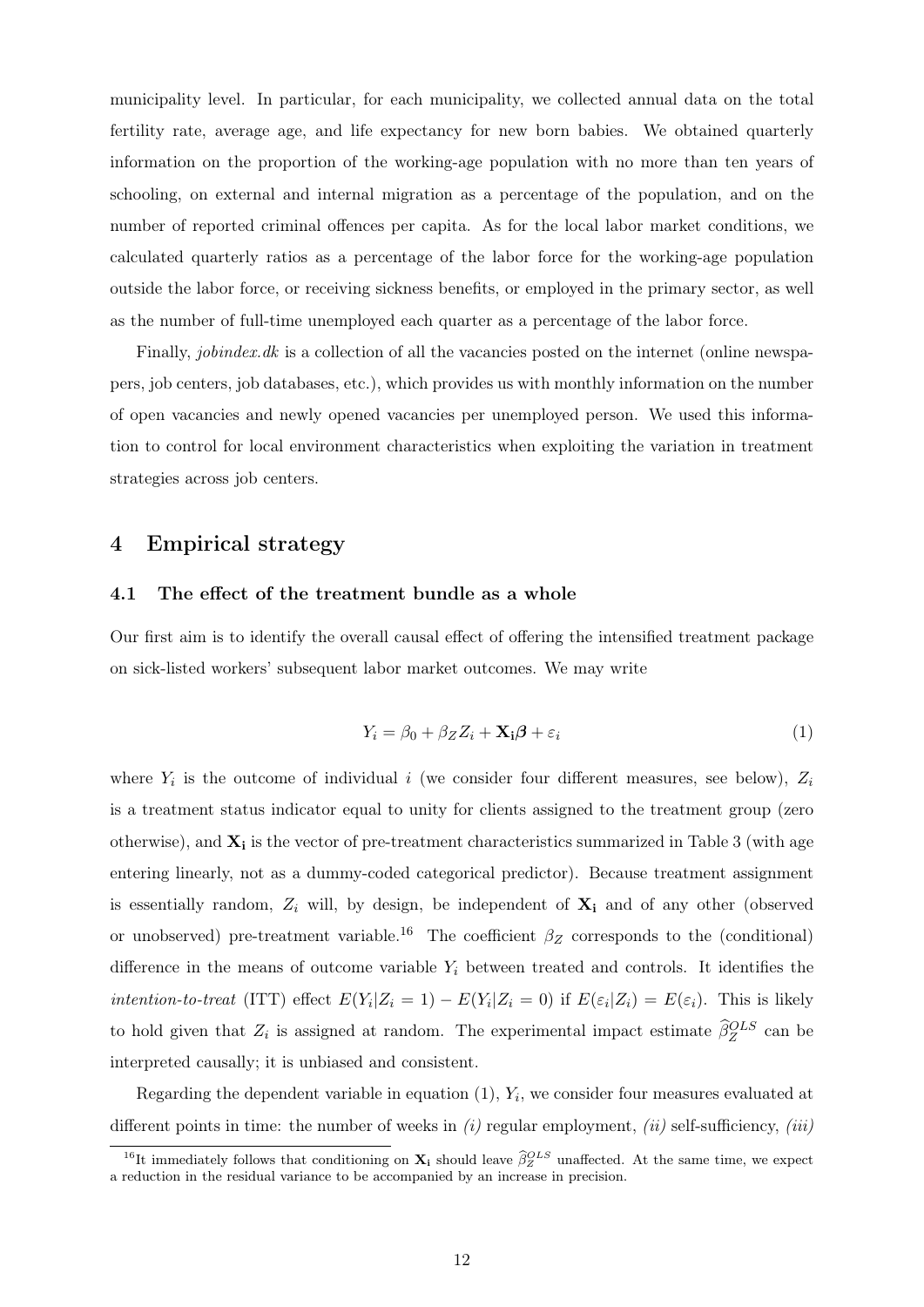municipality level. In particular, for each municipality, we collected annual data on the total fertility rate, average age, and life expectancy for new born babies. We obtained quarterly information on the proportion of the working-age population with no more than ten years of schooling, on external and internal migration as a percentage of the population, and on the number of reported criminal offences per capita. As for the local labor market conditions, we calculated quarterly ratios as a percentage of the labor force for the working-age population outside the labor force, or receiving sickness benefits, or employed in the primary sector, as well as the number of full-time unemployed each quarter as a percentage of the labor force.

Finally, *jobindex.dk* is a collection of all the vacancies posted on the internet (online newspapers, job centers, job databases, etc.), which provides us with monthly information on the number of open vacancies and newly opened vacancies per unemployed person. We used this information to control for local environment characteristics when exploiting the variation in treatment strategies across job centers.

## 4 Empirical strategy

### 4.1 The effect of the treatment bundle as a whole

Our first aim is to identify the overall causal effect of offering the intensified treatment package on sick-listed workers' subsequent labor market outcomes. We may write

$$Y_i = \beta_0 + \beta_Z Z_i + \mathbf{X_i}\boldsymbol{\beta} + \varepsilon_i \tag{1}$$

where $Y_i$ is the outcome of individual $i$ (we consider four different measures, see below), $Z_i$ is a treatment status indicator equal to unity for clients assigned to the treatment group (zero otherwise), and $\mathbf{X_i}$ is the vector of pre-treatment characteristics summarized in Table 3 (with age entering linearly, not as a dummy-coded categorical predictor). Because treatment assignment is essentially random, $Z_i$ will, by design, be independent of $\mathbf{X_i}$ and of any other (observed or unobserved) pre-treatment variable.[16] The coefficient $\beta_Z$ corresponds to the (conditional) difference in the means of outcome variable $Y_i$ between treated and controls. It identifies the *intention-to-treat* (ITT) effect $E(Y_i|Z_i = 1) - E(Y_i|Z_i = 0)$ if $E(\varepsilon_i|Z_i) = E(\varepsilon_i)$. This is likely to hold given that $Z_i$ is assigned at random. The experimental impact estimate $\widehat{\beta}_Z^{OLS}$ can be interpreted causally; it is unbiased and consistent.

Regarding the dependent variable in equation (1), $Y_i$, we consider four measures evaluated at different points in time: the number of weeks in *(i)* regular employment, *(ii)* self-sufficiency, *(iii)*

[16] It immediately follows that conditioning on $\mathbf{X_i}$ should leave $\widehat{\beta}_Z^{OLS}$ unaffected. At the same time, we expect a reduction in the residual variance to be accompanied by an increase in precision.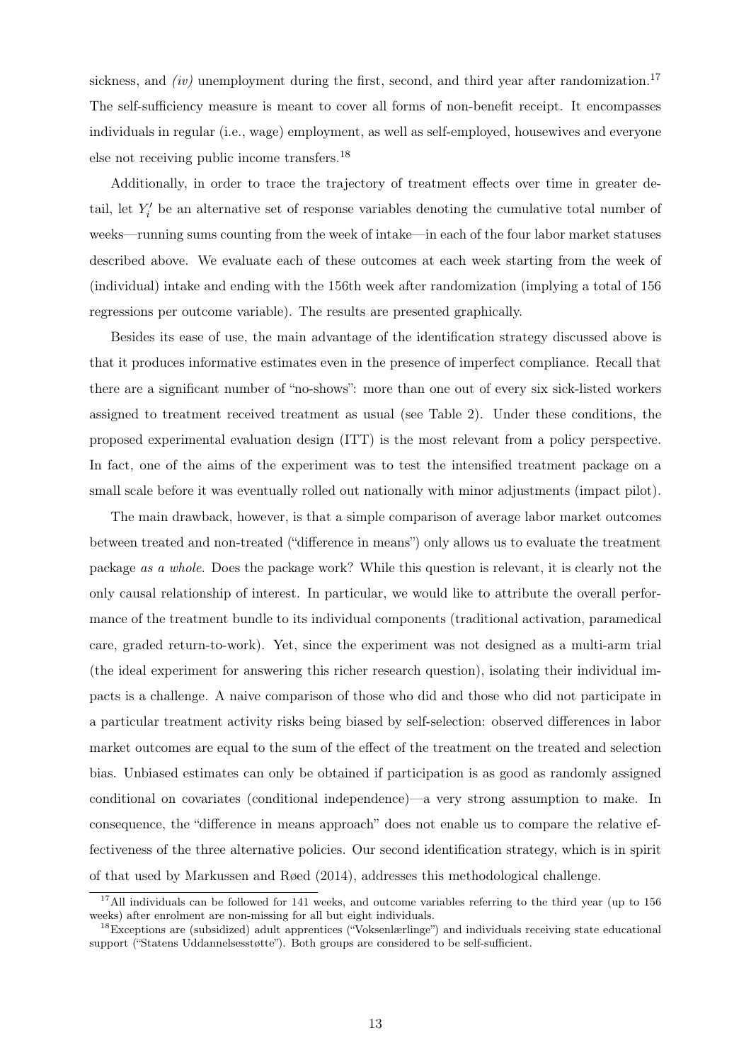sickness, and *(iv)* unemployment during the first, second, and third year after randomization.[17] The self-sufficiency measure is meant to cover all forms of non-benefit receipt. It encompasses individuals in regular (i.e., wage) employment, as well as self-employed, housewives and everyone else not receiving public income transfers.[18]

Additionally, in order to trace the trajectory of treatment effects over time in greater detail, let $Y_i'$ be an alternative set of response variables denoting the cumulative total number of weeks—running sums counting from the week of intake—in each of the four labor market statuses described above. We evaluate each of these outcomes at each week starting from the week of (individual) intake and ending with the 156th week after randomization (implying a total of 156 regressions per outcome variable). The results are presented graphically.

Besides its ease of use, the main advantage of the identification strategy discussed above is that it produces informative estimates even in the presence of imperfect compliance. Recall that there are a significant number of "no-shows": more than one out of every six sick-listed workers assigned to treatment received treatment as usual (see Table 2). Under these conditions, the proposed experimental evaluation design (ITT) is the most relevant from a policy perspective. In fact, one of the aims of the experiment was to test the intensified treatment package on a small scale before it was eventually rolled out nationally with minor adjustments (impact pilot).

The main drawback, however, is that a simple comparison of average labor market outcomes between treated and non-treated ("difference in means") only allows us to evaluate the treatment package *as a whole*. Does the package work? While this question is relevant, it is clearly not the only causal relationship of interest. In particular, we would like to attribute the overall performance of the treatment bundle to its individual components (traditional activation, paramedical care, graded return-to-work). Yet, since the experiment was not designed as a multi-arm trial (the ideal experiment for answering this richer research question), isolating their individual impacts is a challenge. A naive comparison of those who did and those who did not participate in a particular treatment activity risks being biased by self-selection: observed differences in labor market outcomes are equal to the sum of the effect of the treatment on the treated and selection bias. Unbiased estimates can only be obtained if participation is as good as randomly assigned conditional on covariates (conditional independence)—a very strong assumption to make. In consequence, the "difference in means approach" does not enable us to compare the relative effectiveness of the three alternative policies. Our second identification strategy, which is in spirit of that used by Markussen and Røed (2014), addresses this methodological challenge.

[17] All individuals can be followed for 141 weeks, and outcome variables referring to the third year (up to 156 weeks) after enrolment are non-missing for all but eight individuals.

[18] Exceptions are (subsidized) adult apprentices ("Voksenlærlinge") and individuals receiving state educational support ("Statens Uddannelsesstøtte"). Both groups are considered to be self-sufficient.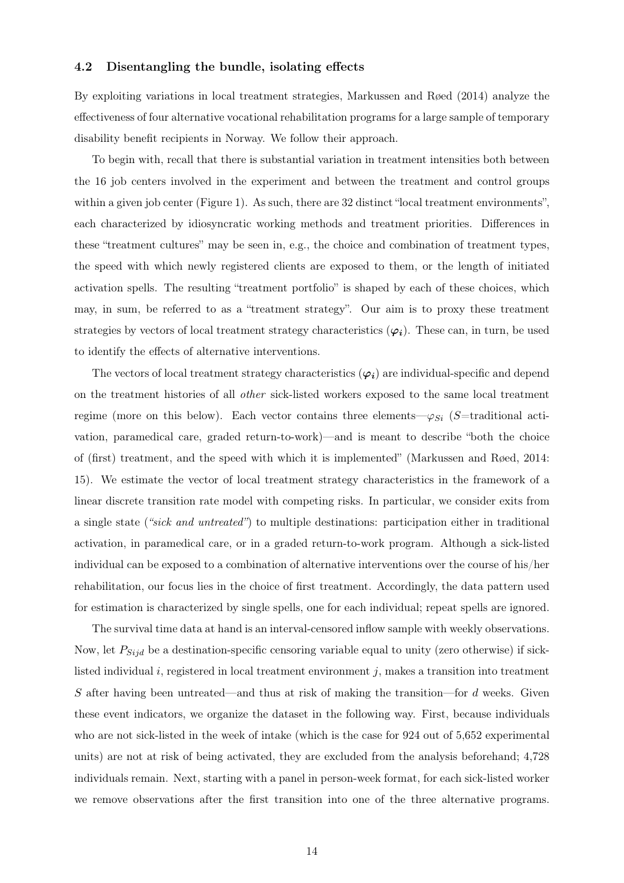### 4.2 Disentangling the bundle, isolating effects

By exploiting variations in local treatment strategies, Markussen and Røed (2014) analyze the effectiveness of four alternative vocational rehabilitation programs for a large sample of temporary disability benefit recipients in Norway. We follow their approach.

To begin with, recall that there is substantial variation in treatment intensities both between the 16 job centers involved in the experiment and between the treatment and control groups within a given job center (Figure 1). As such, there are 32 distinct "local treatment environments", each characterized by idiosyncratic working methods and treatment priorities. Differences in these "treatment cultures" may be seen in, e.g., the choice and combination of treatment types, the speed with which newly registered clients are exposed to them, or the length of initiated activation spells. The resulting "treatment portfolio" is shaped by each of these choices, which may, in sum, be referred to as a "treatment strategy". Our aim is to proxy these treatment strategies by vectors of local treatment strategy characteristics ($\boldsymbol{\varphi_i}$). These can, in turn, be used to identify the effects of alternative interventions.

The vectors of local treatment strategy characteristics ($\boldsymbol{\varphi_i}$) are individual-specific and depend on the treatment histories of all *other* sick-listed workers exposed to the same local treatment regime (more on this below). Each vector contains three elements—$\varphi_{Si}$ ($S$=traditional activation, paramedical care, graded return-to-work)—and is meant to describe "both the choice of (first) treatment, and the speed with which it is implemented" (Markussen and Røed, 2014: 15). We estimate the vector of local treatment strategy characteristics in the framework of a linear discrete transition rate model with competing risks. In particular, we consider exits from a single state (*"sick and untreated"*) to multiple destinations: participation either in traditional activation, in paramedical care, or in a graded return-to-work program. Although a sick-listed individual can be exposed to a combination of alternative interventions over the course of his/her rehabilitation, our focus lies in the choice of first treatment. Accordingly, the data pattern used for estimation is characterized by single spells, one for each individual; repeat spells are ignored.

The survival time data at hand is an interval-censored inflow sample with weekly observations. Now, let $P_{Sijd}$ be a destination-specific censoring variable equal to unity (zero otherwise) if sick-listed individual $i$, registered in local treatment environment $j$, makes a transition into treatment $S$ after having been untreated—and thus at risk of making the transition—for $d$ weeks. Given these event indicators, we organize the dataset in the following way. First, because individuals who are not sick-listed in the week of intake (which is the case for 924 out of 5,652 experimental units) are not at risk of being activated, they are excluded from the analysis beforehand; 4,728 individuals remain. Next, starting with a panel in person-week format, for each sick-listed worker we remove observations after the first transition into one of the three alternative programs.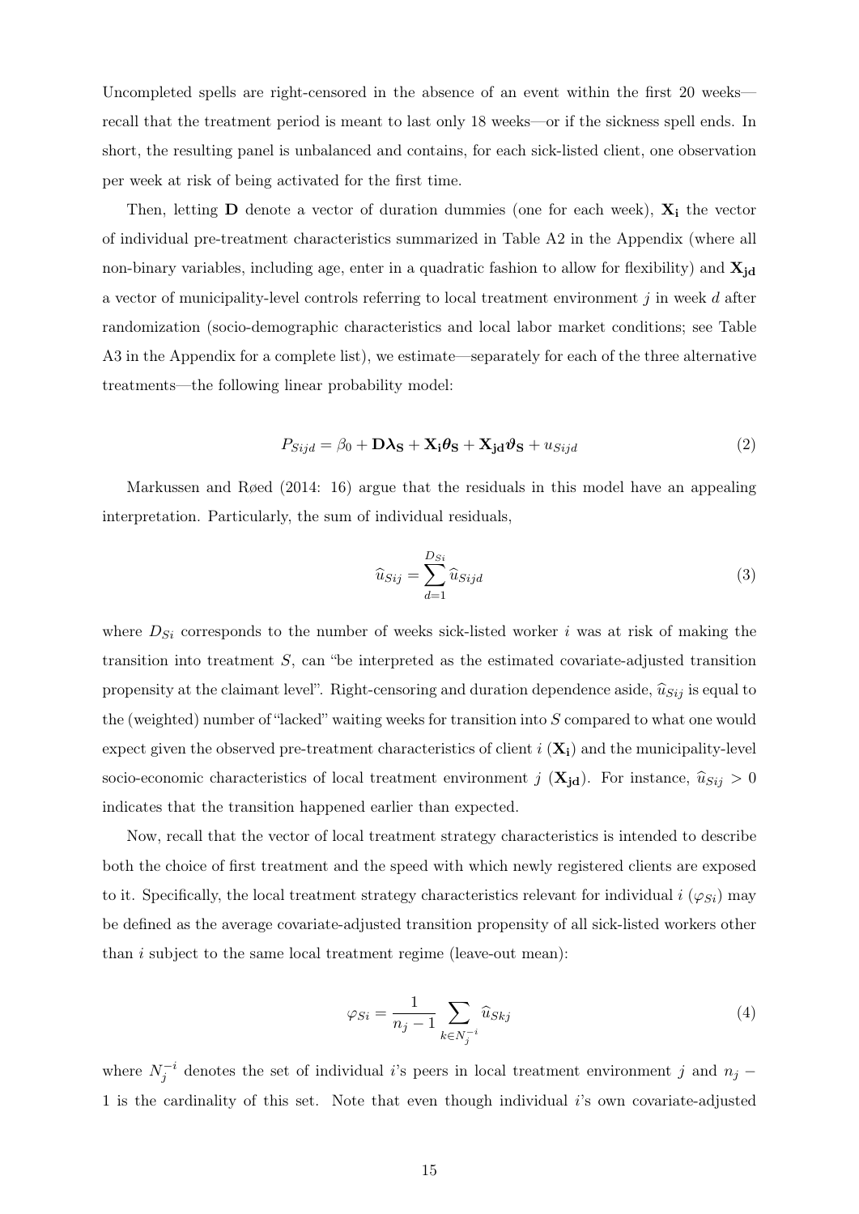Uncompleted spells are right-censored in the absence of an event within the first 20 weeks—recall that the treatment period is meant to last only 18 weeks—or if the sickness spell ends. In short, the resulting panel is unbalanced and contains, for each sick-listed client, one observation per week at risk of being activated for the first time.

Then, letting $\mathbf{D}$ denote a vector of duration dummies (one for each week), $\mathbf{X_i}$ the vector of individual pre-treatment characteristics summarized in Table A2 in the Appendix (where all non-binary variables, including age, enter in a quadratic fashion to allow for flexibility) and $\mathbf{X_{jd}}$ a vector of municipality-level controls referring to local treatment environment $j$ in week $d$ after randomization (socio-demographic characteristics and local labor market conditions; see Table A3 in the Appendix for a complete list), we estimate—separately for each of the three alternative treatments—the following linear probability model:

$$P_{Sijd} = \beta_0 + \mathbf{D}\boldsymbol{\lambda}_\mathbf{S} + \mathbf{X_i}\boldsymbol{\theta}_\mathbf{S} + \mathbf{X_{jd}}\boldsymbol{\vartheta}_\mathbf{S} + u_{Sijd} \tag{2}$$

Markussen and Røed (2014: 16) argue that the residuals in this model have an appealing interpretation. Particularly, the sum of individual residuals,

$$\widehat{u}_{Sij} = \sum_{d=1}^{D_{Si}} \widehat{u}_{Sijd} \tag{3}$$

where $D_{Si}$ corresponds to the number of weeks sick-listed worker $i$ was at risk of making the transition into treatment $S$, can "be interpreted as the estimated covariate-adjusted transition propensity at the claimant level". Right-censoring and duration dependence aside, $\widehat{u}_{Sij}$ is equal to the (weighted) number of "lacked" waiting weeks for transition into $S$ compared to what one would expect given the observed pre-treatment characteristics of client $i$ ($\mathbf{X_i}$) and the municipality-level socio-economic characteristics of local treatment environment $j$ ($\mathbf{X_{jd}}$). For instance, $\widehat{u}_{Sij} > 0$ indicates that the transition happened earlier than expected.

Now, recall that the vector of local treatment strategy characteristics is intended to describe both the choice of first treatment and the speed with which newly registered clients are exposed to it. Specifically, the local treatment strategy characteristics relevant for individual $i$ ($\varphi_{Si}$) may be defined as the average covariate-adjusted transition propensity of all sick-listed workers other than $i$ subject to the same local treatment regime (leave-out mean):

$$\varphi_{Si} = \frac{1}{n_j - 1} \sum_{k \in N_j^{-i}} \widehat{u}_{Skj} \tag{4}$$

where $N_j^{-i}$ denotes the set of individual $i$'s peers in local treatment environment $j$ and $n_j - 1$ is the cardinality of this set. Note that even though individual $i$'s own covariate-adjusted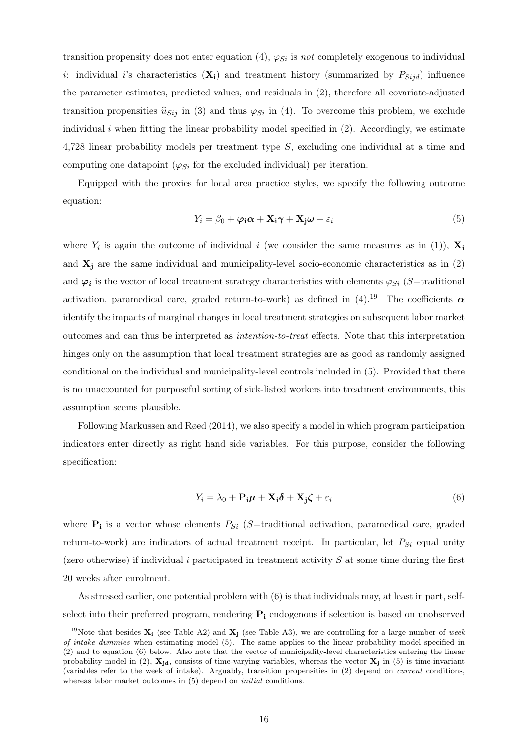transition propensity does not enter equation (4), $\varphi_{Si}$ is *not* completely exogenous to individual $i$: individual $i$'s characteristics ($\mathbf{X_i}$) and treatment history (summarized by $P_{Sijd}$) influence the parameter estimates, predicted values, and residuals in (2), therefore all covariate-adjusted transition propensities $\widehat{u}_{Sij}$ in (3) and thus $\varphi_{Si}$ in (4). To overcome this problem, we exclude individual $i$ when fitting the linear probability model specified in (2). Accordingly, we estimate 4,728 linear probability models per treatment type $S$, excluding one individual at a time and computing one datapoint ($\varphi_{Si}$ for the excluded individual) per iteration.

Equipped with the proxies for local area practice styles, we specify the following outcome equation:

$$Y_i = \beta_0 + \boldsymbol{\varphi_i}\boldsymbol{\alpha} + \mathbf{X_i}\boldsymbol{\gamma} + \mathbf{X_j}\boldsymbol{\omega} + \varepsilon_i \tag{5}$$

where $Y_i$ is again the outcome of individual $i$ (we consider the same measures as in (1)), $\mathbf{X_i}$ and $\mathbf{X_j}$ are the same individual and municipality-level socio-economic characteristics as in (2) and $\boldsymbol{\varphi_i}$ is the vector of local treatment strategy characteristics with elements $\varphi_{Si}$ ($S$=traditional activation, paramedical care, graded return-to-work) as defined in (4).[19] The coefficients $\boldsymbol{\alpha}$ identify the impacts of marginal changes in local treatment strategies on subsequent labor market outcomes and can thus be interpreted as *intention-to-treat* effects. Note that this interpretation hinges only on the assumption that local treatment strategies are as good as randomly assigned conditional on the individual and municipality-level controls included in (5). Provided that there is no unaccounted for purposeful sorting of sick-listed workers into treatment environments, this assumption seems plausible.

Following Markussen and Røed (2014), we also specify a model in which program participation indicators enter directly as right hand side variables. For this purpose, consider the following specification:

$$Y_i = \lambda_0 + \mathbf{P_i}\boldsymbol{\mu} + \mathbf{X_i}\boldsymbol{\delta} + \mathbf{X_j}\boldsymbol{\zeta} + \varepsilon_i \tag{6}$$

where $\mathbf{P_i}$ is a vector whose elements $P_{Si}$ ($S$=traditional activation, paramedical care, graded return-to-work) are indicators of actual treatment receipt. In particular, let $P_{Si}$ equal unity (zero otherwise) if individual $i$ participated in treatment activity $S$ at some time during the first 20 weeks after enrolment.

As stressed earlier, one potential problem with (6) is that individuals may, at least in part, self-select into their preferred program, rendering $\mathbf{P_i}$ endogenous if selection is based on unobserved

[19] Note that besides $\mathbf{X_i}$ (see Table A2) and $\mathbf{X_j}$ (see Table A3), we are controlling for a large number of *week of intake dummies* when estimating model (5). The same applies to the linear probability model specified in (2) and to equation (6) below. Also note that the vector of municipality-level characteristics entering the linear probability model in (2), $\mathbf{X_{jd}}$, consists of time-varying variables, whereas the vector $\mathbf{X_j}$ in (5) is time-invariant (variables refer to the week of intake). Arguably, transition propensities in (2) depend on *current* conditions, whereas labor market outcomes in (5) depend on *initial* conditions.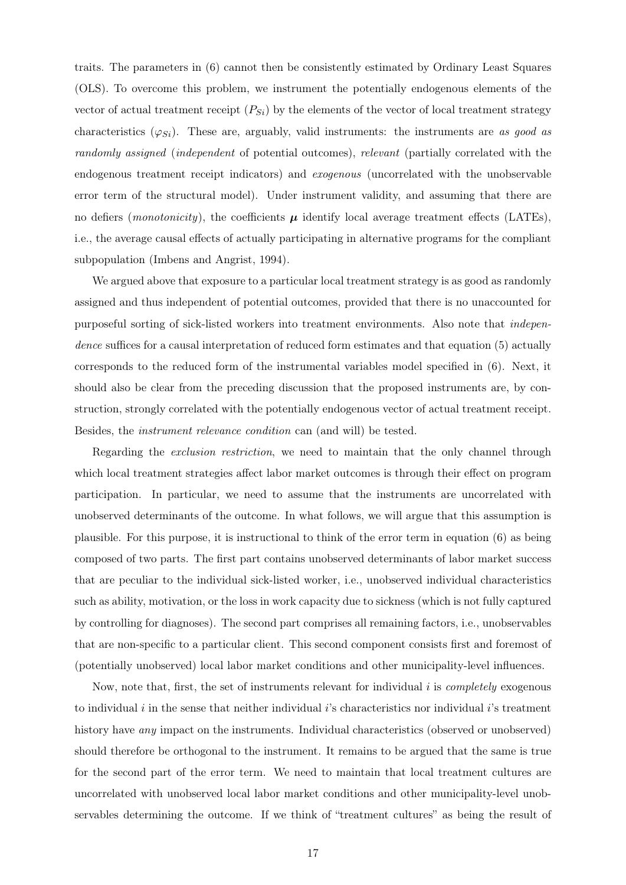traits. The parameters in (6) cannot then be consistently estimated by Ordinary Least Squares (OLS). To overcome this problem, we instrument the potentially endogenous elements of the vector of actual treatment receipt ($P_{Si}$) by the elements of the vector of local treatment strategy characteristics ($\varphi_{Si}$). These are, arguably, valid instruments: the instruments are *as good as randomly assigned* (*independent* of potential outcomes), *relevant* (partially correlated with the endogenous treatment receipt indicators) and *exogenous* (uncorrelated with the unobservable error term of the structural model). Under instrument validity, and assuming that there are no defiers (*monotonicity*), the coefficients $\boldsymbol{\mu}$ identify local average treatment effects (LATEs), i.e., the average causal effects of actually participating in alternative programs for the compliant subpopulation (Imbens and Angrist, 1994).

We argued above that exposure to a particular local treatment strategy is as good as randomly assigned and thus independent of potential outcomes, provided that there is no unaccounted for purposeful sorting of sick-listed workers into treatment environments. Also note that *independence* suffices for a causal interpretation of reduced form estimates and that equation (5) actually corresponds to the reduced form of the instrumental variables model specified in (6). Next, it should also be clear from the preceding discussion that the proposed instruments are, by construction, strongly correlated with the potentially endogenous vector of actual treatment receipt. Besides, the *instrument relevance condition* can (and will) be tested.

Regarding the *exclusion restriction*, we need to maintain that the only channel through which local treatment strategies affect labor market outcomes is through their effect on program participation. In particular, we need to assume that the instruments are uncorrelated with unobserved determinants of the outcome. In what follows, we will argue that this assumption is plausible. For this purpose, it is instructional to think of the error term in equation (6) as being composed of two parts. The first part contains unobserved determinants of labor market success that are peculiar to the individual sick-listed worker, i.e., unobserved individual characteristics such as ability, motivation, or the loss in work capacity due to sickness (which is not fully captured by controlling for diagnoses). The second part comprises all remaining factors, i.e., unobservables that are non-specific to a particular client. This second component consists first and foremost of (potentially unobserved) local labor market conditions and other municipality-level influences.

Now, note that, first, the set of instruments relevant for individual $i$ is *completely* exogenous to individual $i$ in the sense that neither individual $i$'s characteristics nor individual $i$'s treatment history have *any* impact on the instruments. Individual characteristics (observed or unobserved) should therefore be orthogonal to the instrument. It remains to be argued that the same is true for the second part of the error term. We need to maintain that local treatment cultures are uncorrelated with unobserved local labor market conditions and other municipality-level unobservables determining the outcome. If we think of "treatment cultures" as being the result of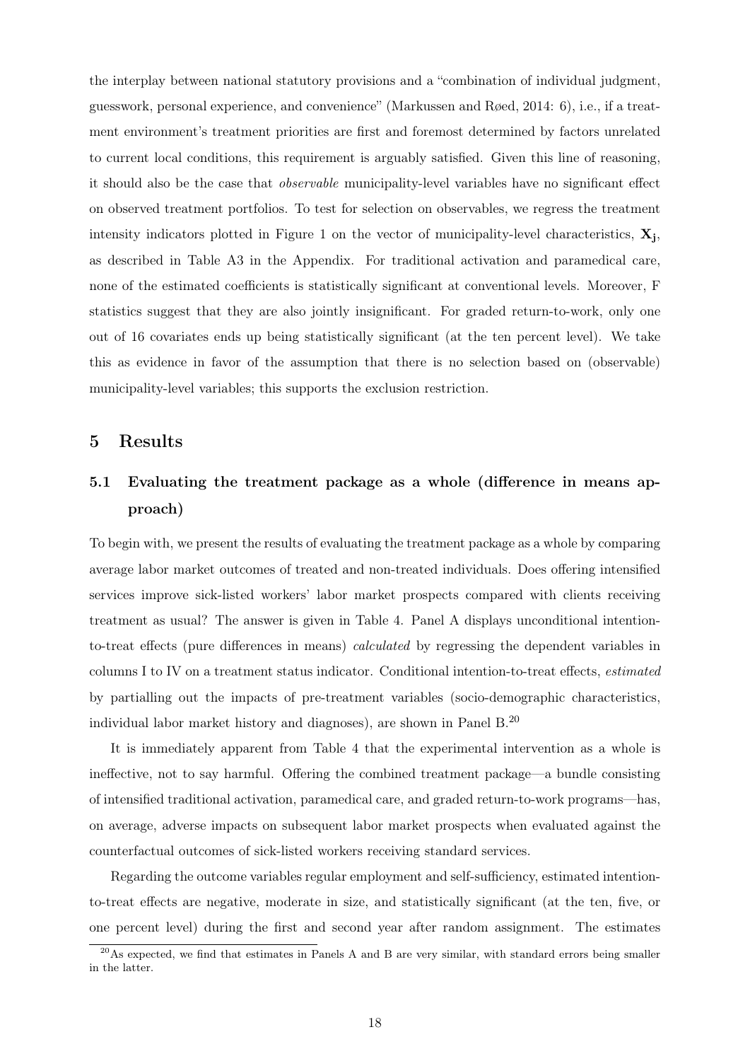the interplay between national statutory provisions and a "combination of individual judgment, guesswork, personal experience, and convenience" (Markussen and Røed, 2014: 6), i.e., if a treatment environment's treatment priorities are first and foremost determined by factors unrelated to current local conditions, this requirement is arguably satisfied. Given this line of reasoning, it should also be the case that *observable* municipality-level variables have no significant effect on observed treatment portfolios. To test for selection on observables, we regress the treatment intensity indicators plotted in Figure 1 on the vector of municipality-level characteristics, $\mathbf{X_j}$, as described in Table A3 in the Appendix. For traditional activation and paramedical care, none of the estimated coefficients is statistically significant at conventional levels. Moreover, F statistics suggest that they are also jointly insignificant. For graded return-to-work, only one out of 16 covariates ends up being statistically significant (at the ten percent level). We take this as evidence in favor of the assumption that there is no selection based on (observable) municipality-level variables; this supports the exclusion restriction.

# 5 Results

## 5.1 Evaluating the treatment package as a whole (difference in means approach)

To begin with, we present the results of evaluating the treatment package as a whole by comparing average labor market outcomes of treated and non-treated individuals. Does offering intensified services improve sick-listed workers' labor market prospects compared with clients receiving treatment as usual? The answer is given in Table 4. Panel A displays unconditional intention-to-treat effects (pure differences in means) *calculated* by regressing the dependent variables in columns I to IV on a treatment status indicator. Conditional intention-to-treat effects, *estimated* by partialling out the impacts of pre-treatment variables (socio-demographic characteristics, individual labor market history and diagnoses), are shown in Panel B.[20]

It is immediately apparent from Table 4 that the experimental intervention as a whole is ineffective, not to say harmful. Offering the combined treatment package—a bundle consisting of intensified traditional activation, paramedical care, and graded return-to-work programs—has, on average, adverse impacts on subsequent labor market prospects when evaluated against the counterfactual outcomes of sick-listed workers receiving standard services.

Regarding the outcome variables regular employment and self-sufficiency, estimated intention-to-treat effects are negative, moderate in size, and statistically significant (at the ten, five, or one percent level) during the first and second year after random assignment. The estimates

[20] As expected, we find that estimates in Panels A and B are very similar, with standard errors being smaller in the latter.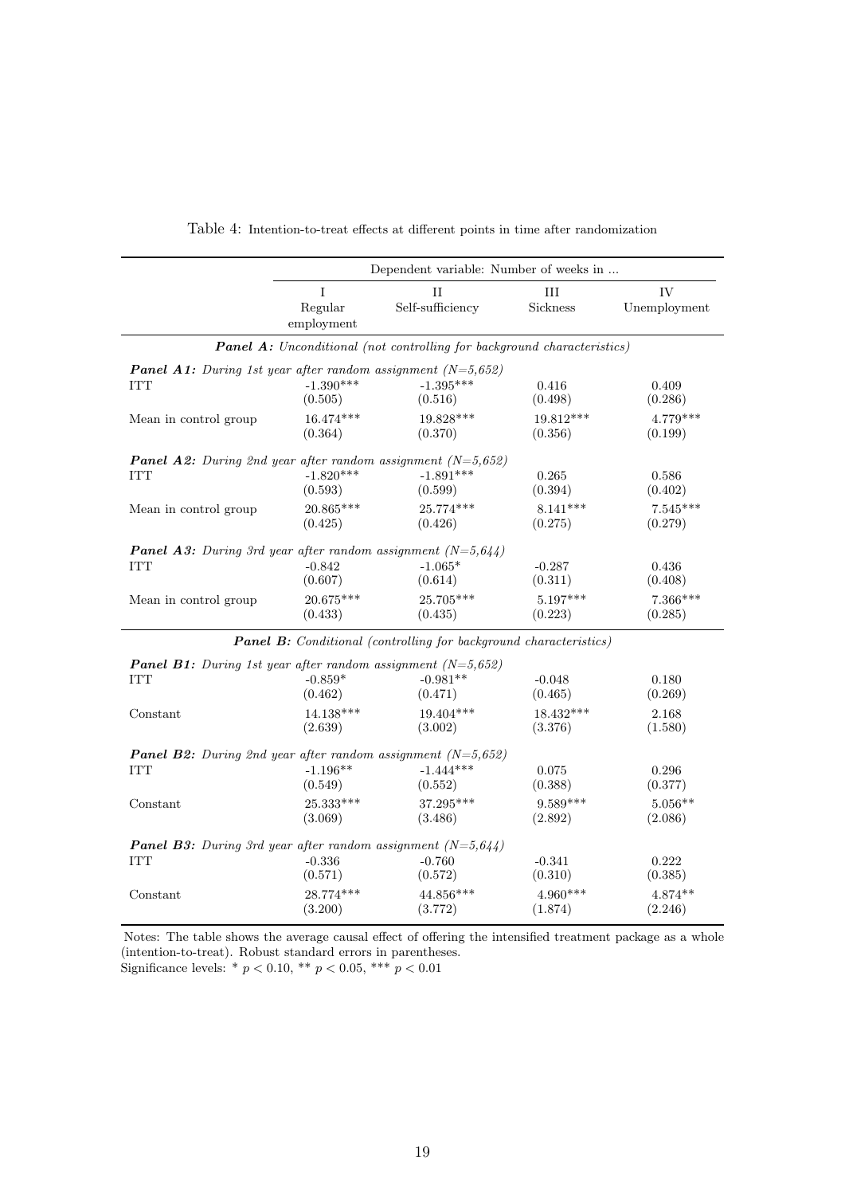Table 4: Intention-to-treat effects at different points in time after randomization

| | Dependent variable: Number of weeks in ... | | | |
|---|---|---|---|---|
| | I<br>Regular employment | II<br>Self-sufficiency | III<br>Sickness | IV<br>Unemployment |
| ***Panel A:*** *Unconditional (not controlling for background characteristics)* | | | | |
| ***Panel A1:*** *During 1st year after random assignment (N=5,652)* | | | | |
| ITT | -1.390*** | -1.395*** | 0.416 | 0.409 |
| | (0.505) | (0.516) | (0.498) | (0.286) |
| Mean in control group | 16.474*** | 19.828*** | 19.812*** | 4.779*** |
| | (0.364) | (0.370) | (0.356) | (0.199) |
| ***Panel A2:*** *During 2nd year after random assignment (N=5,652)* | | | | |
| ITT | -1.820*** | -1.891*** | 0.265 | 0.586 |
| | (0.593) | (0.599) | (0.394) | (0.402) |
| Mean in control group | 20.865*** | 25.774*** | 8.141*** | 7.545*** |
| | (0.425) | (0.426) | (0.275) | (0.279) |
| ***Panel A3:*** *During 3rd year after random assignment (N=5,644)* | | | | |
| ITT | -0.842 | -1.065* | -0.287 | 0.436 |
| | (0.607) | (0.614) | (0.311) | (0.408) |
| Mean in control group | 20.675*** | 25.705*** | 5.197*** | 7.366*** |
| | (0.433) | (0.435) | (0.223) | (0.285) |
| ***Panel B:*** *Conditional (controlling for background characteristics)* | | | | |
| ***Panel B1:*** *During 1st year after random assignment (N=5,652)* | | | | |
| ITT | -0.859* | -0.981** | -0.048 | 0.180 |
| | (0.462) | (0.471) | (0.465) | (0.269) |
| Constant | 14.138*** | 19.404*** | 18.432*** | 2.168 |
| | (2.639) | (3.002) | (3.376) | (1.580) |
| ***Panel B2:*** *During 2nd year after random assignment (N=5,652)* | | | | |
| ITT | -1.196** | -1.444*** | 0.075 | 0.296 |
| | (0.549) | (0.552) | (0.388) | (0.377) |
| Constant | 25.333*** | 37.295*** | 9.589*** | 5.056** |
| | (3.069) | (3.486) | (2.892) | (2.086) |
| ***Panel B3:*** *During 3rd year after random assignment (N=5,644)* | | | | |
| ITT | -0.336 | -0.760 | -0.341 | 0.222 |
| | (0.571) | (0.572) | (0.310) | (0.385) |
| Constant | 28.774*** | 44.856*** | 4.960*** | 4.874** |
| | (3.200) | (3.772) | (1.874) | (2.246) |

Notes: The table shows the average causal effect of offering the intensified treatment package as a whole (intention-to-treat). Robust standard errors in parentheses.
Significance levels: * $p < 0.10$, ** $p < 0.05$, *** $p < 0.01$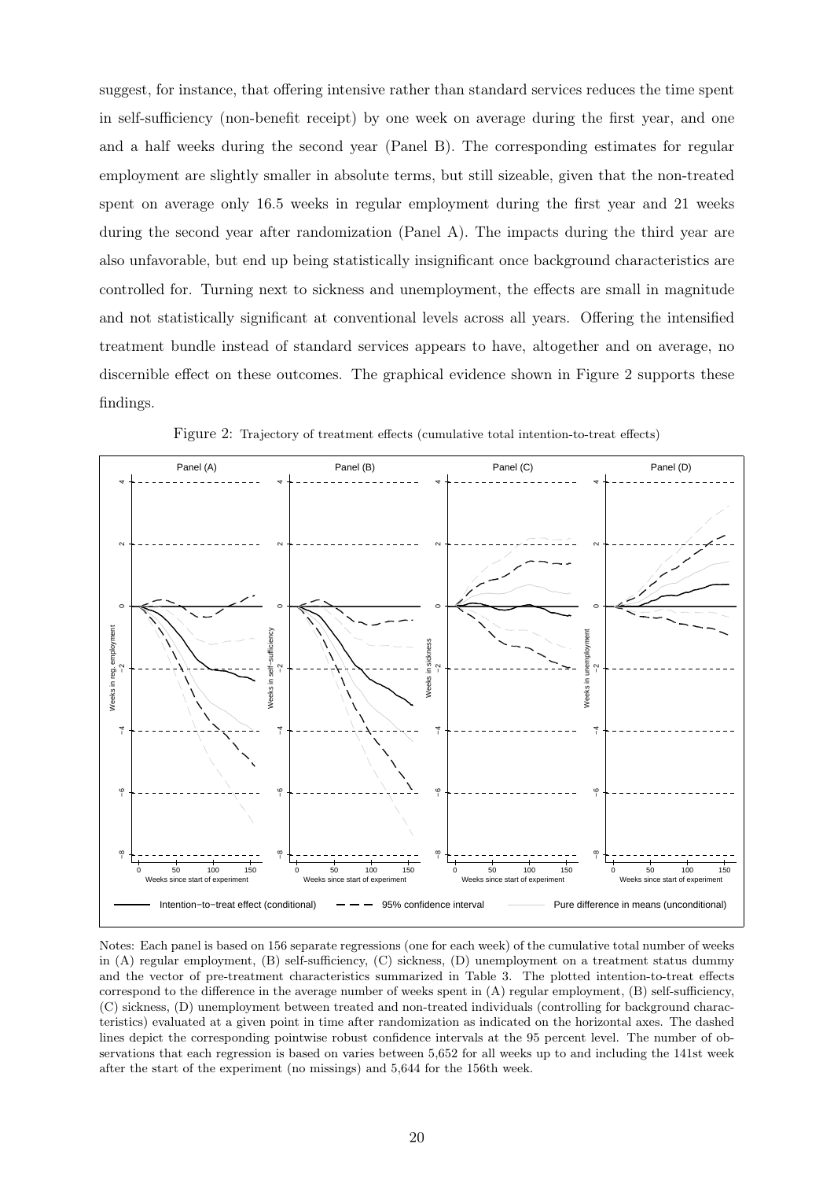suggest, for instance, that offering intensive rather than standard services reduces the time spent in self-sufficiency (non-benefit receipt) by one week on average during the first year, and one and a half weeks during the second year (Panel B). The corresponding estimates for regular employment are slightly smaller in absolute terms, but still sizeable, given that the non-treated spent on average only 16.5 weeks in regular employment during the first year and 21 weeks during the second year after randomization (Panel A). The impacts during the third year are also unfavorable, but end up being statistically insignificant once background characteristics are controlled for. Turning next to sickness and unemployment, the effects are small in magnitude and not statistically significant at conventional levels across all years. Offering the intensified treatment bundle instead of standard services appears to have, altogether and on average, no discernible effect on these outcomes. The graphical evidence shown in Figure 2 supports these findings.

Figure 2: Trajectory of treatment effects (cumulative total intention-to-treat effects)

Notes: Each panel is based on 156 separate regressions (one for each week) of the cumulative total number of weeks in (A) regular employment, (B) self-sufficiency, (C) sickness, (D) unemployment on a treatment status dummy and the vector of pre-treatment characteristics summarized in Table 3. The plotted intention-to-treat effects correspond to the difference in the average number of weeks spent in (A) regular employment, (B) self-sufficiency, (C) sickness, (D) unemployment between treated and non-treated individuals (controlling for background characteristics) evaluated at a given point in time after randomization as indicated on the horizontal axes. The dashed lines depict the corresponding pointwise robust confidence intervals at the 95 percent level. The number of observations that each regression is based on varies between 5,652 for all weeks up to and including the 141st week after the start of the experiment (no missings) and 5,644 for the 156th week.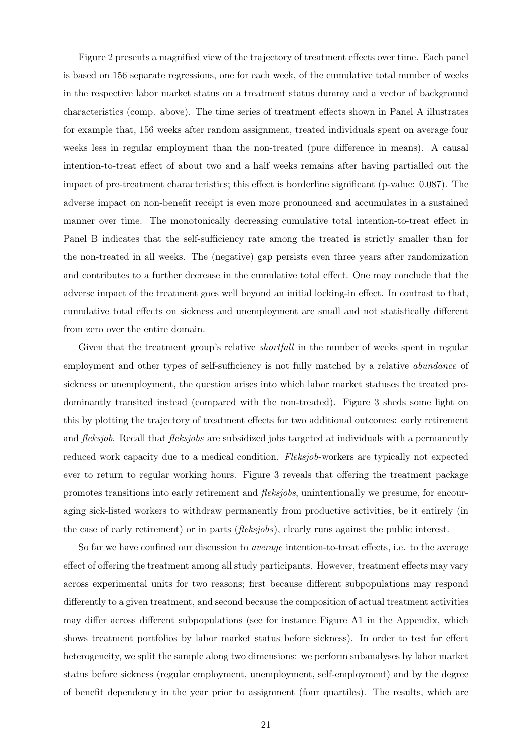Figure 2 presents a magnified view of the trajectory of treatment effects over time. Each panel is based on 156 separate regressions, one for each week, of the cumulative total number of weeks in the respective labor market status on a treatment status dummy and a vector of background characteristics (comp. above). The time series of treatment effects shown in Panel A illustrates for example that, 156 weeks after random assignment, treated individuals spent on average four weeks less in regular employment than the non-treated (pure difference in means). A causal intention-to-treat effect of about two and a half weeks remains after having partialled out the impact of pre-treatment characteristics; this effect is borderline significant (p-value: 0.087). The adverse impact on non-benefit receipt is even more pronounced and accumulates in a sustained manner over time. The monotonically decreasing cumulative total intention-to-treat effect in Panel B indicates that the self-sufficiency rate among the treated is strictly smaller than for the non-treated in all weeks. The (negative) gap persists even three years after randomization and contributes to a further decrease in the cumulative total effect. One may conclude that the adverse impact of the treatment goes well beyond an initial locking-in effect. In contrast to that, cumulative total effects on sickness and unemployment are small and not statistically different from zero over the entire domain.

Given that the treatment group's relative *shortfall* in the number of weeks spent in regular employment and other types of self-sufficiency is not fully matched by a relative *abundance* of sickness or unemployment, the question arises into which labor market statuses the treated predominantly transited instead (compared with the non-treated). Figure 3 sheds some light on this by plotting the trajectory of treatment effects for two additional outcomes: early retirement and *fleksjob*. Recall that *fleksjobs* are subsidized jobs targeted at individuals with a permanently reduced work capacity due to a medical condition. *Fleksjob*-workers are typically not expected ever to return to regular working hours. Figure 3 reveals that offering the treatment package promotes transitions into early retirement and *fleksjobs*, unintentionally we presume, for encouraging sick-listed workers to withdraw permanently from productive activities, be it entirely (in the case of early retirement) or in parts (*fleksjobs*), clearly runs against the public interest.

So far we have confined our discussion to *average* intention-to-treat effects, i.e. to the average effect of offering the treatment among all study participants. However, treatment effects may vary across experimental units for two reasons; first because different subpopulations may respond differently to a given treatment, and second because the composition of actual treatment activities may differ across different subpopulations (see for instance Figure A1 in the Appendix, which shows treatment portfolios by labor market status before sickness). In order to test for effect heterogeneity, we split the sample along two dimensions: we perform subanalyses by labor market status before sickness (regular employment, unemployment, self-employment) and by the degree of benefit dependency in the year prior to assignment (four quartiles). The results, which are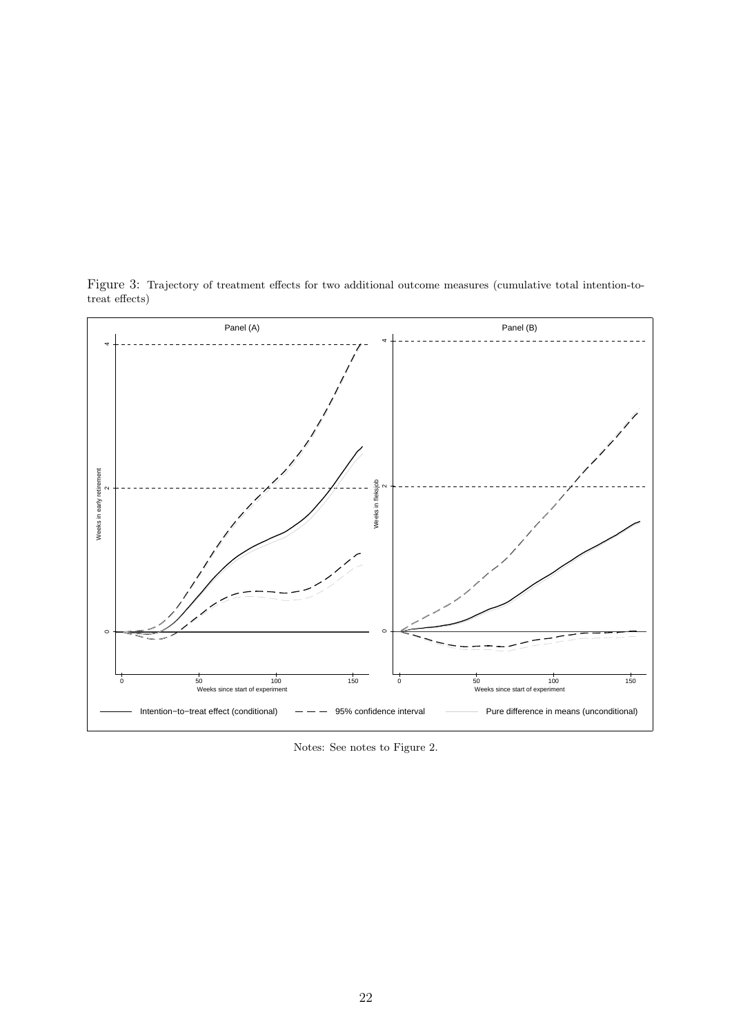Figure 3: Trajectory of treatment effects for two additional outcome measures (cumulative total intention-to-treat effects)

Notes: See notes to Figure 2.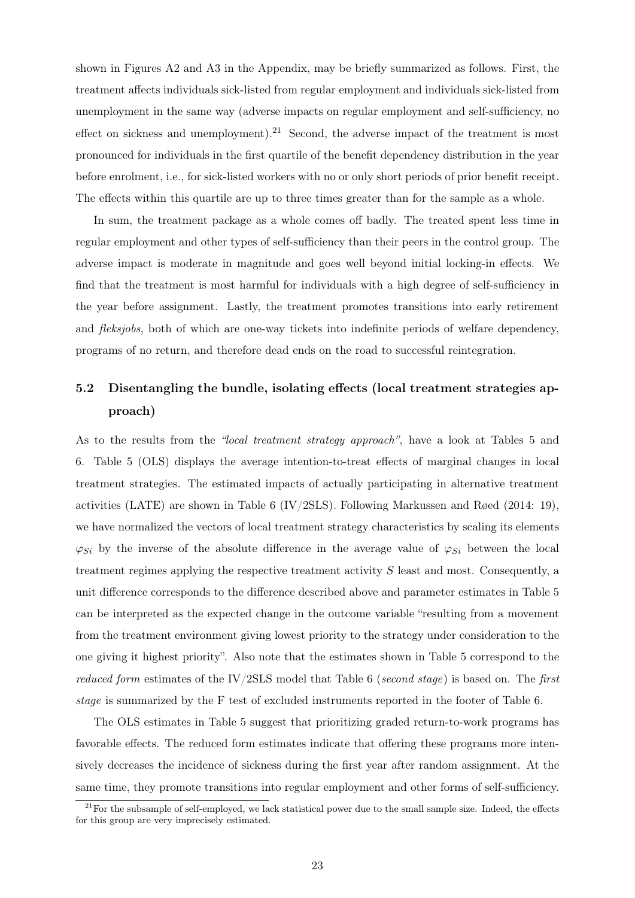shown in Figures A2 and A3 in the Appendix, may be briefly summarized as follows. First, the treatment affects individuals sick-listed from regular employment and individuals sick-listed from unemployment in the same way (adverse impacts on regular employment and self-sufficiency, no effect on sickness and unemployment).[21] Second, the adverse impact of the treatment is most pronounced for individuals in the first quartile of the benefit dependency distribution in the year before enrolment, i.e., for sick-listed workers with no or only short periods of prior benefit receipt. The effects within this quartile are up to three times greater than for the sample as a whole.

In sum, the treatment package as a whole comes off badly. The treated spent less time in regular employment and other types of self-sufficiency than their peers in the control group. The adverse impact is moderate in magnitude and goes well beyond initial locking-in effects. We find that the treatment is most harmful for individuals with a high degree of self-sufficiency in the year before assignment. Lastly, the treatment promotes transitions into early retirement and *fleksjobs*, both of which are one-way tickets into indefinite periods of welfare dependency, programs of no return, and therefore dead ends on the road to successful reintegration.

## 5.2 Disentangling the bundle, isolating effects (local treatment strategies approach)

As to the results from the *"local treatment strategy approach"*, have a look at Tables 5 and 6. Table 5 (OLS) displays the average intention-to-treat effects of marginal changes in local treatment strategies. The estimated impacts of actually participating in alternative treatment activities (LATE) are shown in Table 6 (IV/2SLS). Following Markussen and Røed (2014: 19), we have normalized the vectors of local treatment strategy characteristics by scaling its elements $\varphi_{Si}$ by the inverse of the absolute difference in the average value of $\varphi_{Si}$ between the local treatment regimes applying the respective treatment activity $S$ least and most. Consequently, a unit difference corresponds to the difference described above and parameter estimates in Table 5 can be interpreted as the expected change in the outcome variable "resulting from a movement from the treatment environment giving lowest priority to the strategy under consideration to the one giving it highest priority". Also note that the estimates shown in Table 5 correspond to the *reduced form* estimates of the IV/2SLS model that Table 6 (*second stage*) is based on. The *first stage* is summarized by the F test of excluded instruments reported in the footer of Table 6.

The OLS estimates in Table 5 suggest that prioritizing graded return-to-work programs has favorable effects. The reduced form estimates indicate that offering these programs more intensively decreases the incidence of sickness during the first year after random assignment. At the same time, they promote transitions into regular employment and other forms of self-sufficiency.

[21] For the subsample of self-employed, we lack statistical power due to the small sample size. Indeed, the effects for this group are very imprecisely estimated.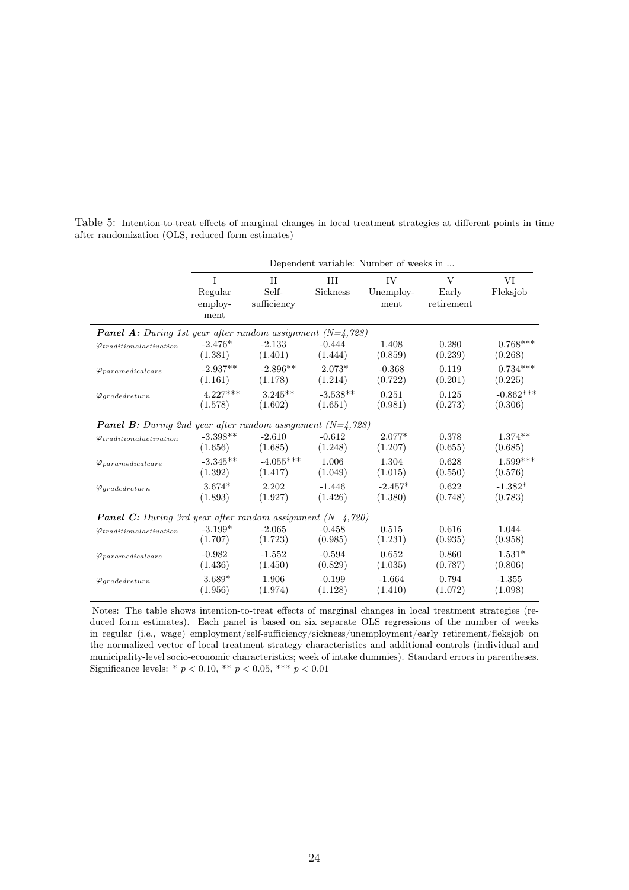Table 5: Intention-to-treat effects of marginal changes in local treatment strategies at different points in time after randomization (OLS, reduced form estimates)

| | Dependent variable: Number of weeks in ... | | | | | |
|---|---|---|---|---|---|---|
| | I<br>Regular employment | II<br>Self-sufficiency | III<br>Sickness | IV<br>Unemployment | V<br>Early retirement | VI<br>Fleksjob |
| ***Panel A:*** *During 1st year after random assignment (N=4,728)* | | | | | | |
| $\varphi_{traditional activation}$ | -2.476* | -2.133 | -0.444 | 1.408 | 0.280 | 0.768*** |
| | (1.381) | (1.401) | (1.444) | (0.859) | (0.239) | (0.268) |
| $\varphi_{paramedical care}$ | -2.937** | -2.896** | 2.073* | -0.368 | 0.119 | 0.734*** |
| | (1.161) | (1.178) | (1.214) | (0.722) | (0.201) | (0.225) |
| $\varphi_{graded return}$ | 4.227*** | 3.245** | -3.538** | 0.251 | 0.125 | -0.862*** |
| | (1.578) | (1.602) | (1.651) | (0.981) | (0.273) | (0.306) |
| ***Panel B:*** *During 2nd year after random assignment (N=4,728)* | | | | | | |
| $\varphi_{traditional activation}$ | -3.398** | -2.610 | -0.612 | 2.077* | 0.378 | 1.374** |
| | (1.656) | (1.685) | (1.248) | (1.207) | (0.655) | (0.685) |
| $\varphi_{paramedical care}$ | -3.345** | -4.055*** | 1.006 | 1.304 | 0.628 | 1.599*** |
| | (1.392) | (1.417) | (1.049) | (1.015) | (0.550) | (0.576) |
| $\varphi_{graded return}$ | 3.674* | 2.202 | -1.446 | -2.457* | 0.622 | -1.382* |
| | (1.893) | (1.927) | (1.426) | (1.380) | (0.748) | (0.783) |
| ***Panel C:*** *During 3rd year after random assignment (N=4,720)* | | | | | | |
| $\varphi_{traditional activation}$ | -3.199* | -2.065 | -0.458 | 0.515 | 0.616 | 1.044 |
| | (1.707) | (1.723) | (0.985) | (1.231) | (0.935) | (0.958) |
| $\varphi_{paramedical care}$ | -0.982 | -1.552 | -0.594 | 0.652 | 0.860 | 1.531* |
| | (1.436) | (1.450) | (0.829) | (1.035) | (0.787) | (0.806) |
| $\varphi_{graded return}$ | 3.689* | 1.906 | -0.199 | -1.664 | 0.794 | -1.355 |
| | (1.956) | (1.974) | (1.128) | (1.410) | (1.072) | (1.098) |

Notes: The table shows intention-to-treat effects of marginal changes in local treatment strategies (reduced form estimates). Each panel is based on six separate OLS regressions of the number of weeks in regular (i.e., wage) employment/self-sufficiency/sickness/unemployment/early retirement/fleksjob on the normalized vector of local treatment strategy characteristics and additional controls (individual and municipality-level socio-economic characteristics; week of intake dummies). Standard errors in parentheses. Significance levels: * $p < 0.10$, ** $p < 0.05$, *** $p < 0.01$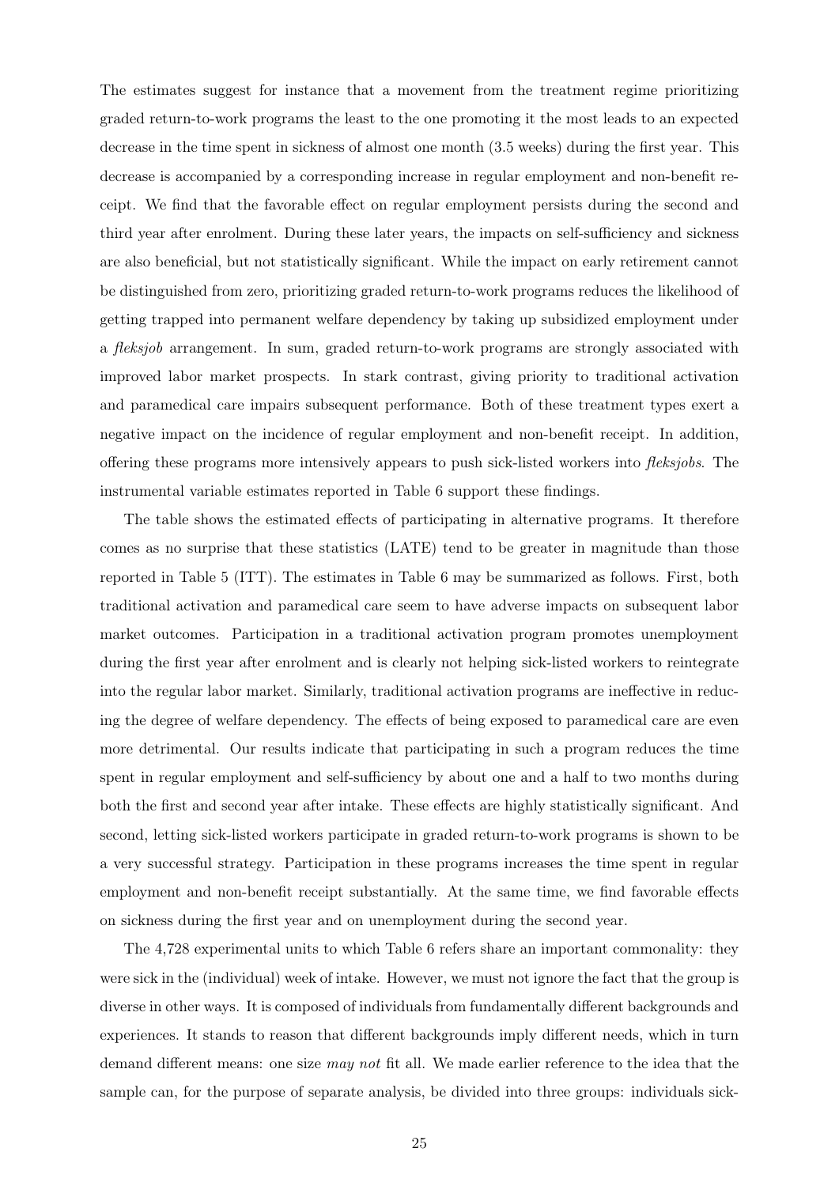The estimates suggest for instance that a movement from the treatment regime prioritizing graded return-to-work programs the least to the one promoting it the most leads to an expected decrease in the time spent in sickness of almost one month (3.5 weeks) during the first year. This decrease is accompanied by a corresponding increase in regular employment and non-benefit receipt. We find that the favorable effect on regular employment persists during the second and third year after enrolment. During these later years, the impacts on self-sufficiency and sickness are also beneficial, but not statistically significant. While the impact on early retirement cannot be distinguished from zero, prioritizing graded return-to-work programs reduces the likelihood of getting trapped into permanent welfare dependency by taking up subsidized employment under a *fleksjob* arrangement. In sum, graded return-to-work programs are strongly associated with improved labor market prospects. In stark contrast, giving priority to traditional activation and paramedical care impairs subsequent performance. Both of these treatment types exert a negative impact on the incidence of regular employment and non-benefit receipt. In addition, offering these programs more intensively appears to push sick-listed workers into *fleksjobs*. The instrumental variable estimates reported in Table 6 support these findings.

The table shows the estimated effects of participating in alternative programs. It therefore comes as no surprise that these statistics (LATE) tend to be greater in magnitude than those reported in Table 5 (ITT). The estimates in Table 6 may be summarized as follows. First, both traditional activation and paramedical care seem to have adverse impacts on subsequent labor market outcomes. Participation in a traditional activation program promotes unemployment during the first year after enrolment and is clearly not helping sick-listed workers to reintegrate into the regular labor market. Similarly, traditional activation programs are ineffective in reducing the degree of welfare dependency. The effects of being exposed to paramedical care are even more detrimental. Our results indicate that participating in such a program reduces the time spent in regular employment and self-sufficiency by about one and a half to two months during both the first and second year after intake. These effects are highly statistically significant. And second, letting sick-listed workers participate in graded return-to-work programs is shown to be a very successful strategy. Participation in these programs increases the time spent in regular employment and non-benefit receipt substantially. At the same time, we find favorable effects on sickness during the first year and on unemployment during the second year.

The 4,728 experimental units to which Table 6 refers share an important commonality: they were sick in the (individual) week of intake. However, we must not ignore the fact that the group is diverse in other ways. It is composed of individuals from fundamentally different backgrounds and experiences. It stands to reason that different backgrounds imply different needs, which in turn demand different means: one size *may not* fit all. We made earlier reference to the idea that the sample can, for the purpose of separate analysis, be divided into three groups: individuals sick-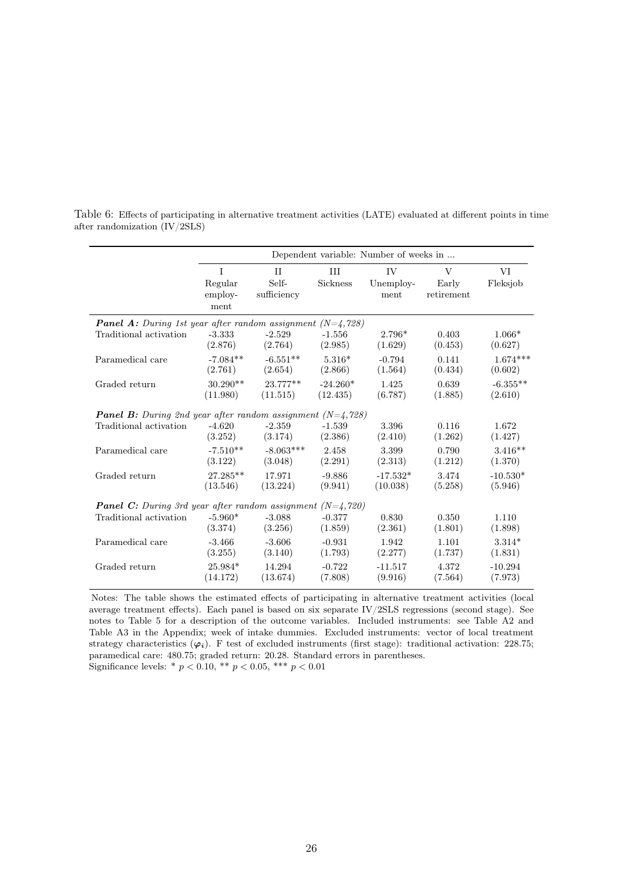Table 6: Effects of participating in alternative treatment activities (LATE) evaluated at different points in time after randomization (IV/2SLS)

| | Dependent variable: Number of weeks in ... | | | | | |
|---|---|---|---|---|---|---|
| | I<br>Regular employ-ment | II<br>Self-sufficiency | III<br>Sickness | IV<br>Unemploy-ment | V<br>Early retirement | VI<br>Fleksjob |
| ***Panel A:** During 1st year after random assignment (N=4,728)* | | | | | | |
| Traditional activation | -3.333 | -2.529 | -1.556 | 2.796* | 0.403 | 1.066* |
| | (2.876) | (2.764) | (2.985) | (1.629) | (0.453) | (0.627) |
| Paramedical care | -7.084** | -6.551** | 5.316* | -0.794 | 0.141 | 1.674*** |
| | (2.761) | (2.654) | (2.866) | (1.564) | (0.434) | (0.602) |
| Graded return | 30.290** | 23.777** | -24.260* | 1.425 | 0.639 | -6.355** |
| | (11.980) | (11.515) | (12.435) | (6.787) | (1.885) | (2.610) |
| ***Panel B:** During 2nd year after random assignment (N=4,728)* | | | | | | |
| Traditional activation | -4.620 | -2.359 | -1.539 | 3.396 | 0.116 | 1.672 |
| | (3.252) | (3.174) | (2.386) | (2.410) | (1.262) | (1.427) |
| Paramedical care | -7.510** | -8.063*** | 2.458 | 3.399 | 0.790 | 3.416** |
| | (3.122) | (3.048) | (2.291) | (2.313) | (1.212) | (1.370) |
| Graded return | 27.285** | 17.971 | -9.886 | -17.532* | 3.474 | -10.530* |
| | (13.546) | (13.224) | (9.941) | (10.038) | (5.258) | (5.946) |
| ***Panel C:** During 3rd year after random assignment (N=4,720)* | | | | | | |
| Traditional activation | -5.960* | -3.088 | -0.377 | 0.830 | 0.350 | 1.110 |
| | (3.374) | (3.256) | (1.859) | (2.361) | (1.801) | (1.898) |
| Paramedical care | -3.466 | -3.606 | -0.931 | 1.942 | 1.101 | 3.314* |
| | (3.255) | (3.140) | (1.793) | (2.277) | (1.737) | (1.831) |
| Graded return | 25.984* | 14.294 | -0.722 | -11.517 | 4.372 | -10.294 |
| | (14.172) | (13.674) | (7.808) | (9.916) | (7.564) | (7.973) |

Notes: The table shows the estimated effects of participating in alternative treatment activities (local average treatment effects). Each panel is based on six separate IV/2SLS regressions (second stage). See notes to Table 5 for a description of the outcome variables. Included instruments: see Table A2 and Table A3 in the Appendix; week of intake dummies. Excluded instruments: vector of local treatment strategy characteristics ($\boldsymbol{\varphi_i}$). F test of excluded instruments (first stage): traditional activation: 228.75; paramedical care: 480.75; graded return: 20.28. Standard errors in parentheses.
Significance levels: * $p < 0.10$, ** $p < 0.05$, *** $p < 0.01$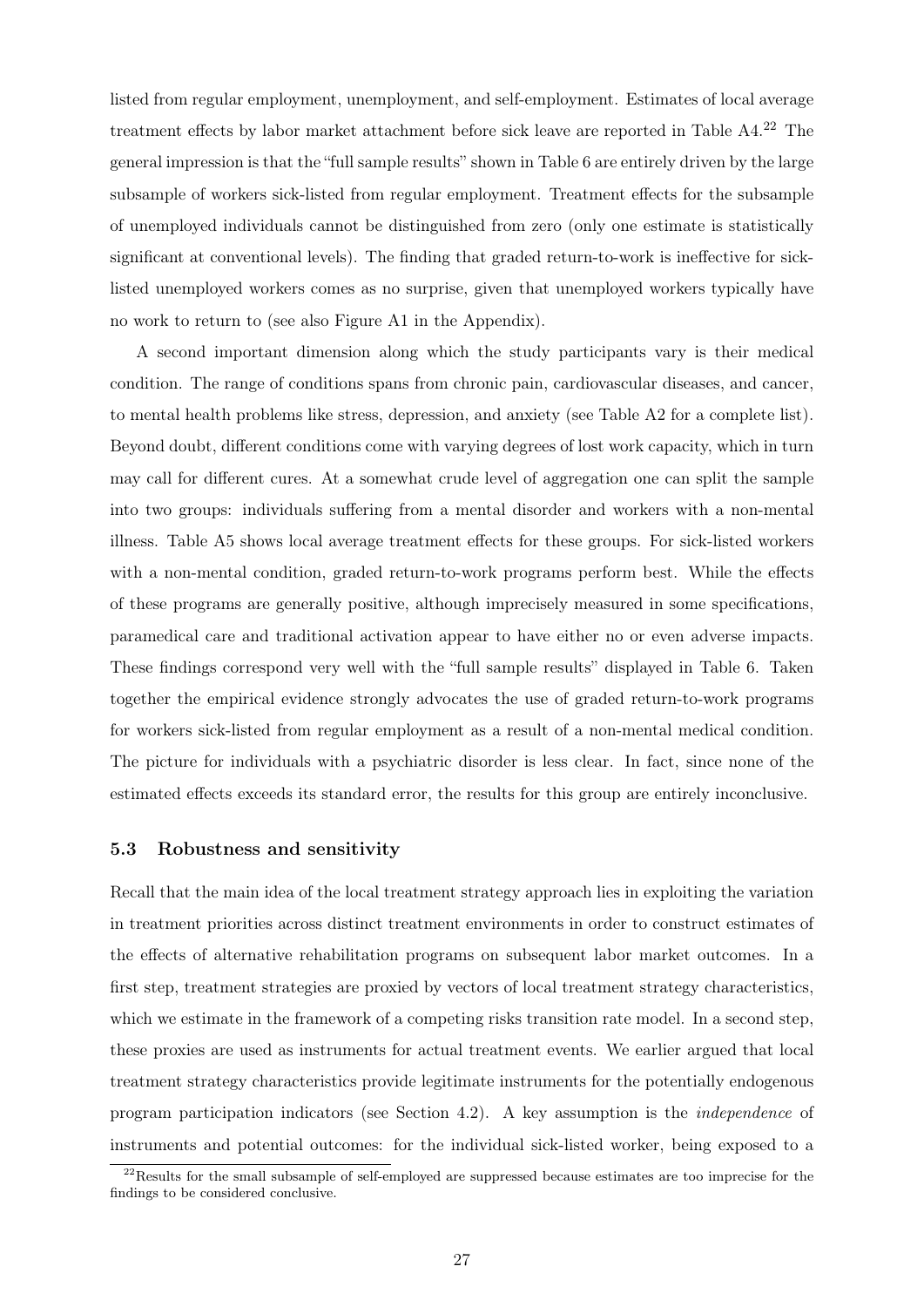listed from regular employment, unemployment, and self-employment. Estimates of local average treatment effects by labor market attachment before sick leave are reported in Table A4.[22] The general impression is that the "full sample results" shown in Table 6 are entirely driven by the large subsample of workers sick-listed from regular employment. Treatment effects for the subsample of unemployed individuals cannot be distinguished from zero (only one estimate is statistically significant at conventional levels). The finding that graded return-to-work is ineffective for sick-listed unemployed workers comes as no surprise, given that unemployed workers typically have no work to return to (see also Figure A1 in the Appendix).

A second important dimension along which the study participants vary is their medical condition. The range of conditions spans from chronic pain, cardiovascular diseases, and cancer, to mental health problems like stress, depression, and anxiety (see Table A2 for a complete list). Beyond doubt, different conditions come with varying degrees of lost work capacity, which in turn may call for different cures. At a somewhat crude level of aggregation one can split the sample into two groups: individuals suffering from a mental disorder and workers with a non-mental illness. Table A5 shows local average treatment effects for these groups. For sick-listed workers with a non-mental condition, graded return-to-work programs perform best. While the effects of these programs are generally positive, although imprecisely measured in some specifications, paramedical care and traditional activation appear to have either no or even adverse impacts. These findings correspond very well with the "full sample results" displayed in Table 6. Taken together the empirical evidence strongly advocates the use of graded return-to-work programs for workers sick-listed from regular employment as a result of a non-mental medical condition. The picture for individuals with a psychiatric disorder is less clear. In fact, since none of the estimated effects exceeds its standard error, the results for this group are entirely inconclusive.

### 5.3 Robustness and sensitivity

Recall that the main idea of the local treatment strategy approach lies in exploiting the variation in treatment priorities across distinct treatment environments in order to construct estimates of the effects of alternative rehabilitation programs on subsequent labor market outcomes. In a first step, treatment strategies are proxied by vectors of local treatment strategy characteristics, which we estimate in the framework of a competing risks transition rate model. In a second step, these proxies are used as instruments for actual treatment events. We earlier argued that local treatment strategy characteristics provide legitimate instruments for the potentially endogenous program participation indicators (see Section 4.2). A key assumption is the *independence* of instruments and potential outcomes: for the individual sick-listed worker, being exposed to a

[22] Results for the small subsample of self-employed are suppressed because estimates are too imprecise for the findings to be considered conclusive.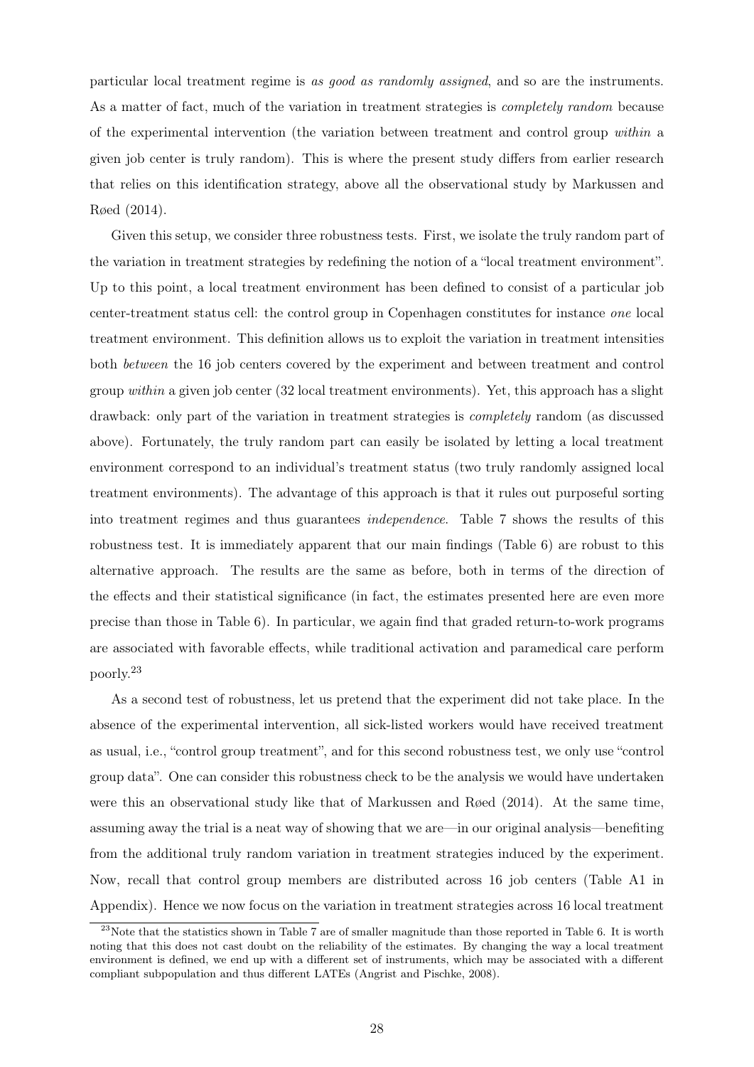particular local treatment regime is *as good as randomly assigned*, and so are the instruments. As a matter of fact, much of the variation in treatment strategies is *completely random* because of the experimental intervention (the variation between treatment and control group *within* a given job center is truly random). This is where the present study differs from earlier research that relies on this identification strategy, above all the observational study by Markussen and Røed (2014).

Given this setup, we consider three robustness tests. First, we isolate the truly random part of the variation in treatment strategies by redefining the notion of a "local treatment environment". Up to this point, a local treatment environment has been defined to consist of a particular job center-treatment status cell: the control group in Copenhagen constitutes for instance *one* local treatment environment. This definition allows us to exploit the variation in treatment intensities both *between* the 16 job centers covered by the experiment and between treatment and control group *within* a given job center (32 local treatment environments). Yet, this approach has a slight drawback: only part of the variation in treatment strategies is *completely* random (as discussed above). Fortunately, the truly random part can easily be isolated by letting a local treatment environment correspond to an individual's treatment status (two truly randomly assigned local treatment environments). The advantage of this approach is that it rules out purposeful sorting into treatment regimes and thus guarantees *independence*. Table 7 shows the results of this robustness test. It is immediately apparent that our main findings (Table 6) are robust to this alternative approach. The results are the same as before, both in terms of the direction of the effects and their statistical significance (in fact, the estimates presented here are even more precise than those in Table 6). In particular, we again find that graded return-to-work programs are associated with favorable effects, while traditional activation and paramedical care perform poorly.[23]

As a second test of robustness, let us pretend that the experiment did not take place. In the absence of the experimental intervention, all sick-listed workers would have received treatment as usual, i.e., "control group treatment", and for this second robustness test, we only use "control group data". One can consider this robustness check to be the analysis we would have undertaken were this an observational study like that of Markussen and Røed (2014). At the same time, assuming away the trial is a neat way of showing that we are—in our original analysis—benefiting from the additional truly random variation in treatment strategies induced by the experiment. Now, recall that control group members are distributed across 16 job centers (Table A1 in Appendix). Hence we now focus on the variation in treatment strategies across 16 local treatment

[23] Note that the statistics shown in Table 7 are of smaller magnitude than those reported in Table 6. It is worth noting that this does not cast doubt on the reliability of the estimates. By changing the way a local treatment environment is defined, we end up with a different set of instruments, which may be associated with a different compliant subpopulation and thus different LATEs (Angrist and Pischke, 2008).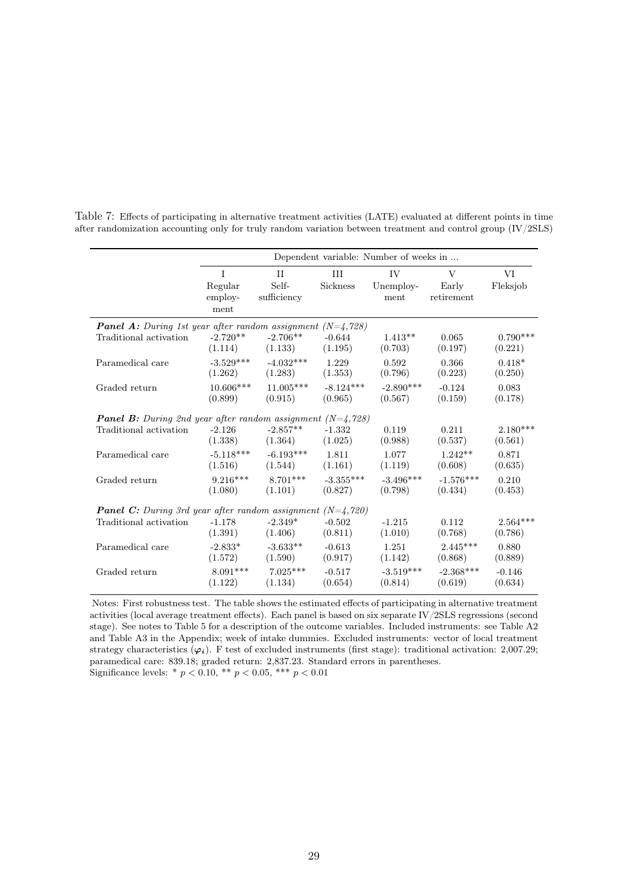Table 7: Effects of participating in alternative treatment activities (LATE) evaluated at different points in time after randomization accounting only for truly random variation between treatment and control group (IV/2SLS)

| | Dependent variable: Number of weeks in ... | | | | | |
|---|---|---|---|---|---|---|
| | I<br>Regular employ-ment | II<br>Self-sufficiency | III<br>Sickness | IV<br>Unemploy-ment | V<br>Early retirement | VI<br>Fleksjob |
| ***Panel A:*** *During 1st year after random assignment (N=4,728)* | | | | | | |
| Traditional activation | -2.720** | -2.706** | -0.644 | 1.413** | 0.065 | 0.790*** |
| | (1.114) | (1.133) | (1.195) | (0.703) | (0.197) | (0.221) |
| Paramedical care | -3.529*** | -4.032*** | 1.229 | 0.592 | 0.366 | 0.418* |
| | (1.262) | (1.283) | (1.353) | (0.796) | (0.223) | (0.250) |
| Graded return | 10.606*** | 11.005*** | -8.124*** | -2.890*** | -0.124 | 0.083 |
| | (0.899) | (0.915) | (0.965) | (0.567) | (0.159) | (0.178) |
| ***Panel B:*** *During 2nd year after random assignment (N=4,728)* | | | | | | |
| Traditional activation | -2.126 | -2.857** | -1.332 | 0.119 | 0.211 | 2.180*** |
| | (1.338) | (1.364) | (1.025) | (0.988) | (0.537) | (0.561) |
| Paramedical care | -5.118*** | -6.193*** | 1.811 | 1.077 | 1.242** | 0.871 |
| | (1.516) | (1.544) | (1.161) | (1.119) | (0.608) | (0.635) |
| Graded return | 9.216*** | 8.701*** | -3.355*** | -3.496*** | -1.576*** | 0.210 |
| | (1.080) | (1.101) | (0.827) | (0.798) | (0.434) | (0.453) |
| ***Panel C:*** *During 3rd year after random assignment (N=4,720)* | | | | | | |
| Traditional activation | -1.178 | -2.349* | -0.502 | -1.215 | 0.112 | 2.564*** |
| | (1.391) | (1.406) | (0.811) | (1.010) | (0.768) | (0.786) |
| Paramedical care | -2.833* | -3.633** | -0.613 | 1.251 | 2.445*** | 0.880 |
| | (1.572) | (1.590) | (0.917) | (1.142) | (0.868) | (0.889) |
| Graded return | 8.091*** | 7.025*** | -0.517 | -3.519*** | -2.368*** | -0.146 |
| | (1.122) | (1.134) | (0.654) | (0.814) | (0.619) | (0.634) |

Notes: First robustness test. The table shows the estimated effects of participating in alternative treatment activities (local average treatment effects). Each panel is based on six separate IV/2SLS regressions (second stage). See notes to Table 5 for a description of the outcome variables. Included instruments: see Table A2 and Table A3 in the Appendix; week of intake dummies. Excluded instruments: vector of local treatment strategy characteristics ($\boldsymbol{\varphi}_i$). F test of excluded instruments (first stage): traditional activation: 2,007.29; paramedical care: 839.18; graded return: 2,837.23. Standard errors in parentheses.
Significance levels: * $p < 0.10$, ** $p < 0.05$, *** $p < 0.01$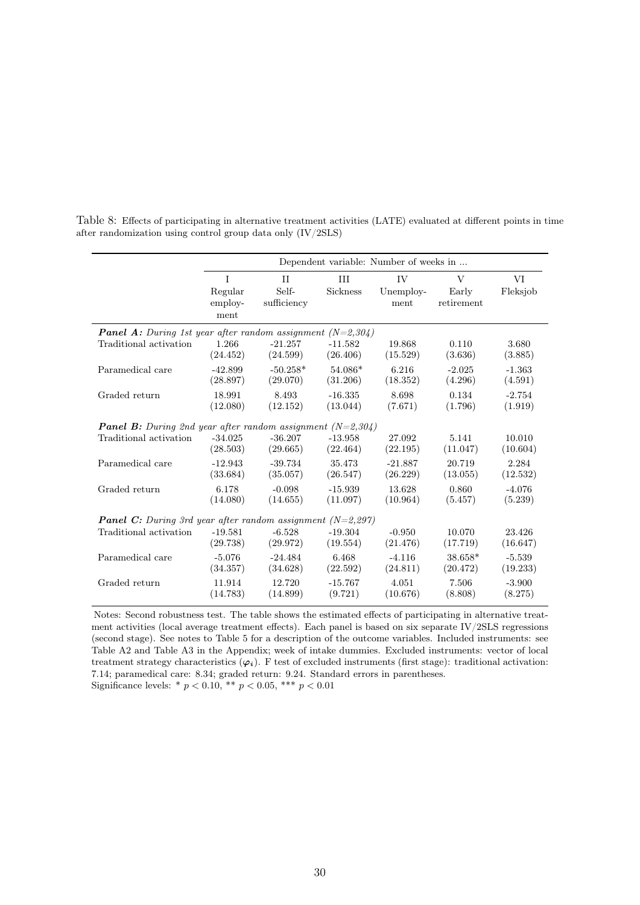Table 8: Effects of participating in alternative treatment activities (LATE) evaluated at different points in time after randomization using control group data only (IV/2SLS)

| | Dependent variable: Number of weeks in ... | | | | | |
|---|---|---|---|---|---|---|
| | I<br>Regular employ-ment | II<br>Self-sufficiency | III<br>Sickness | IV<br>Unemploy-ment | V<br>Early retirement | VI<br>Fleksjob |
| ***Panel A:*** *During 1st year after random assignment (N=2,304)* | | | | | | |
| Traditional activation | 1.266 | -21.257 | -11.582 | 19.868 | 0.110 | 3.680 |
| | (24.452) | (24.599) | (26.406) | (15.529) | (3.636) | (3.885) |
| Paramedical care | -42.899 | -50.258* | 54.086* | 6.216 | -2.025 | -1.363 |
| | (28.897) | (29.070) | (31.206) | (18.352) | (4.296) | (4.591) |
| Graded return | 18.991 | 8.493 | -16.335 | 8.698 | 0.134 | -2.754 |
| | (12.080) | (12.152) | (13.044) | (7.671) | (1.796) | (1.919) |
| ***Panel B:*** *During 2nd year after random assignment (N=2,304)* | | | | | | |
| Traditional activation | -34.025 | -36.207 | -13.958 | 27.092 | 5.141 | 10.010 |
| | (28.503) | (29.665) | (22.464) | (22.195) | (11.047) | (10.604) |
| Paramedical care | -12.943 | -39.734 | 35.473 | -21.887 | 20.719 | 2.284 |
| | (33.684) | (35.057) | (26.547) | (26.229) | (13.055) | (12.532) |
| Graded return | 6.178 | -0.098 | -15.939 | 13.628 | 0.860 | -4.076 |
| | (14.080) | (14.655) | (11.097) | (10.964) | (5.457) | (5.239) |
| ***Panel C:*** *During 3rd year after random assignment (N=2,297)* | | | | | | |
| Traditional activation | -19.581 | -6.528 | -19.304 | -0.950 | 10.070 | 23.426 |
| | (29.738) | (29.972) | (19.554) | (21.476) | (17.719) | (16.647) |
| Paramedical care | -5.076 | -24.484 | 6.468 | -4.116 | 38.658* | -5.539 |
| | (34.357) | (34.628) | (22.592) | (24.811) | (20.472) | (19.233) |
| Graded return | 11.914 | 12.720 | -15.767 | 4.051 | 7.506 | -3.900 |
| | (14.783) | (14.899) | (9.721) | (10.676) | (8.808) | (8.275) |

Notes: Second robustness test. The table shows the estimated effects of participating in alternative treatment activities (local average treatment effects). Each panel is based on six separate IV/2SLS regressions (second stage). See notes to Table 5 for a description of the outcome variables. Included instruments: see Table A2 and Table A3 in the Appendix; week of intake dummies. Excluded instruments: vector of local treatment strategy characteristics ($\boldsymbol{\varphi}_i$). F test of excluded instruments (first stage): traditional activation: 7.14; paramedical care: 8.34; graded return: 9.24. Standard errors in parentheses.
Significance levels: * $p < 0.10$, ** $p < 0.05$, *** $p < 0.01$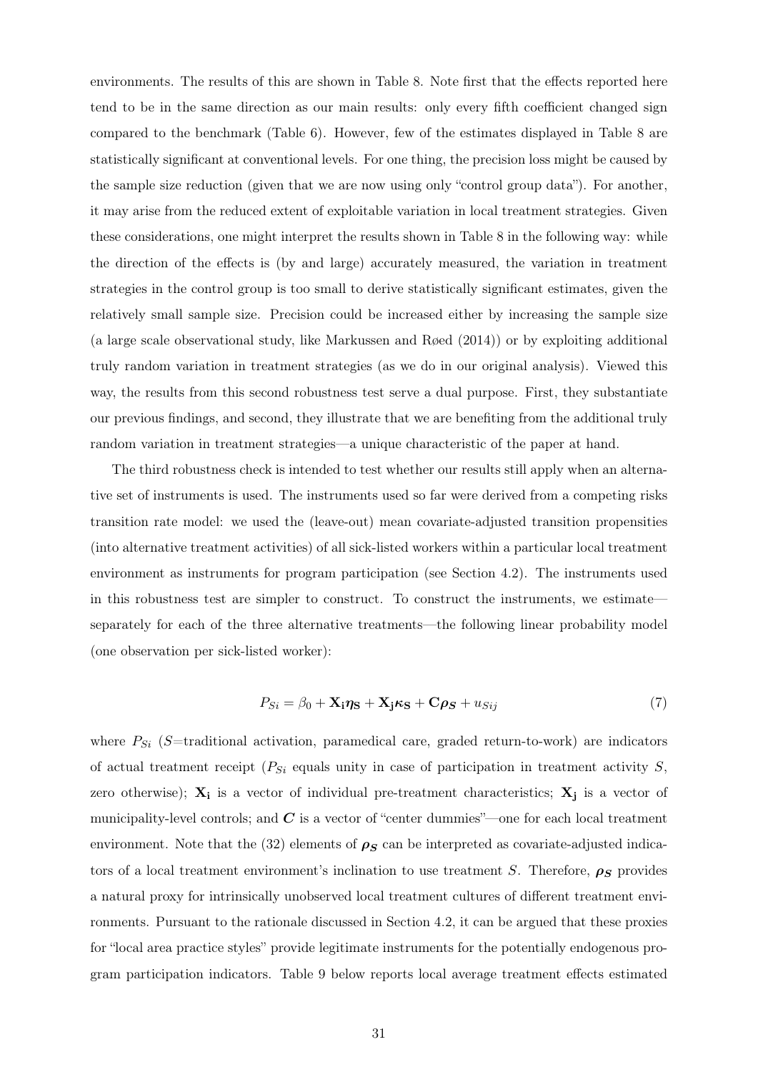environments. The results of this are shown in Table 8. Note first that the effects reported here tend to be in the same direction as our main results: only every fifth coefficient changed sign compared to the benchmark (Table 6). However, few of the estimates displayed in Table 8 are statistically significant at conventional levels. For one thing, the precision loss might be caused by the sample size reduction (given that we are now using only "control group data"). For another, it may arise from the reduced extent of exploitable variation in local treatment strategies. Given these considerations, one might interpret the results shown in Table 8 in the following way: while the direction of the effects is (by and large) accurately measured, the variation in treatment strategies in the control group is too small to derive statistically significant estimates, given the relatively small sample size. Precision could be increased either by increasing the sample size (a large scale observational study, like Markussen and Røed (2014)) or by exploiting additional truly random variation in treatment strategies (as we do in our original analysis). Viewed this way, the results from this second robustness test serve a dual purpose. First, they substantiate our previous findings, and second, they illustrate that we are benefiting from the additional truly random variation in treatment strategies—a unique characteristic of the paper at hand.

The third robustness check is intended to test whether our results still apply when an alternative set of instruments is used. The instruments used so far were derived from a competing risks transition rate model: we used the (leave-out) mean covariate-adjusted transition propensities (into alternative treatment activities) of all sick-listed workers within a particular local treatment environment as instruments for program participation (see Section 4.2). The instruments used in this robustness test are simpler to construct. To construct the instruments, we estimate—separately for each of the three alternative treatments—the following linear probability model (one observation per sick-listed worker):

$$P_{Si} = \beta_0 + \mathbf{X_i}\boldsymbol{\eta_S} + \mathbf{X_j}\boldsymbol{\kappa_S} + \mathbf{C}\boldsymbol{\rho_S} + u_{Sij} \tag{7}$$

where $P_{Si}$ ($S$=traditional activation, paramedical care, graded return-to-work) are indicators of actual treatment receipt ($P_{Si}$ equals unity in case of participation in treatment activity $S$, zero otherwise); $\mathbf{X_i}$ is a vector of individual pre-treatment characteristics; $\mathbf{X_j}$ is a vector of municipality-level controls; and $\boldsymbol{C}$ is a vector of "center dummies"—one for each local treatment environment. Note that the (32) elements of $\boldsymbol{\rho_S}$ can be interpreted as covariate-adjusted indicators of a local treatment environment's inclination to use treatment $S$. Therefore, $\boldsymbol{\rho_S}$ provides a natural proxy for intrinsically unobserved local treatment cultures of different treatment environments. Pursuant to the rationale discussed in Section 4.2, it can be argued that these proxies for "local area practice styles" provide legitimate instruments for the potentially endogenous program participation indicators. Table 9 below reports local average treatment effects estimated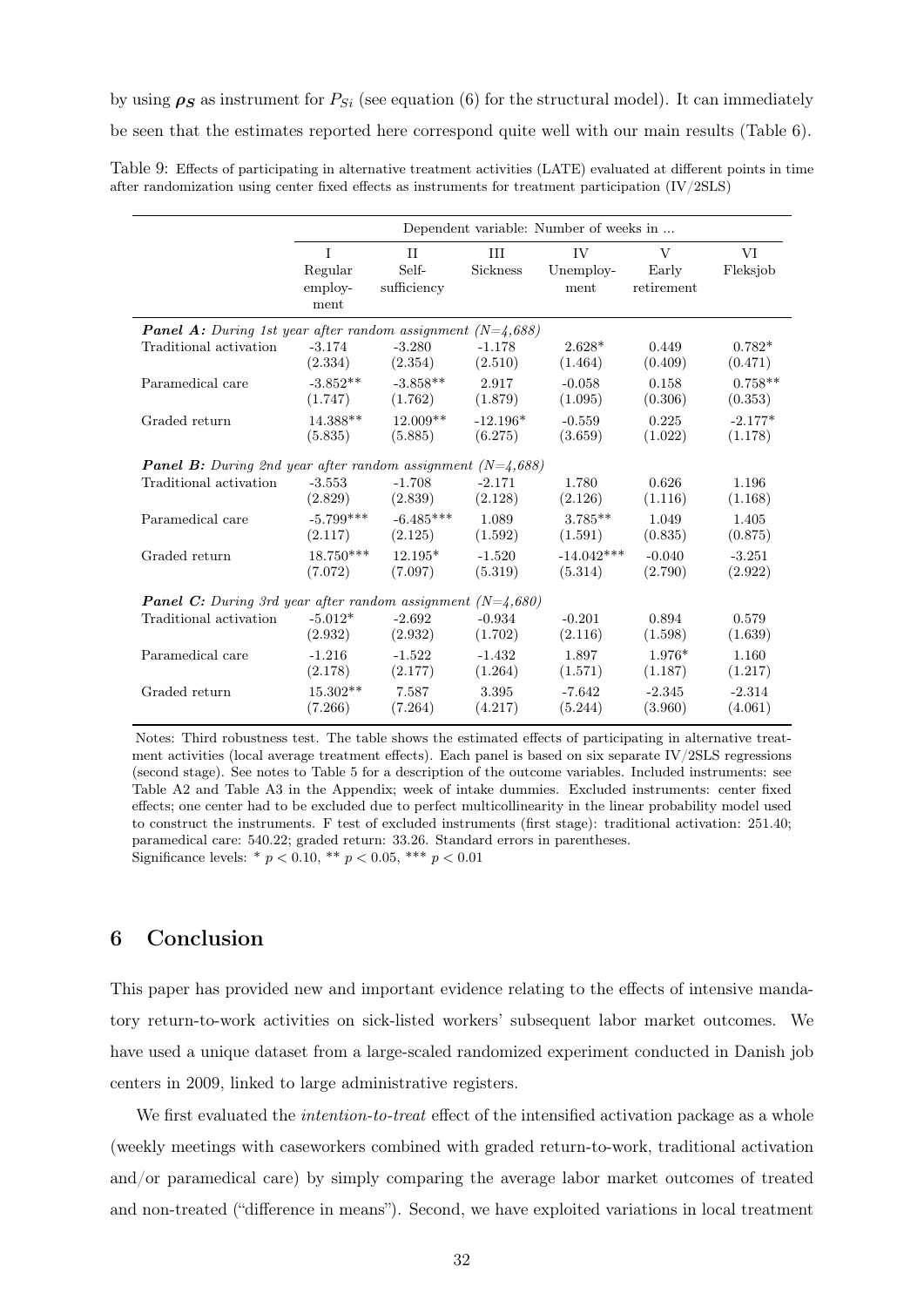by using $\boldsymbol{\rho_S}$ as instrument for $P_{Si}$ (see equation (6) for the structural model). It can immediately be seen that the estimates reported here correspond quite well with our main results (Table 6).

Table 9: Effects of participating in alternative treatment activities (LATE) evaluated at different points in time after randomization using center fixed effects as instruments for treatment participation (IV/2SLS)

| | Dependent variable: Number of weeks in ... | | | | | |
|---|---|---|---|---|---|---|
| | I<br>Regular employment | II<br>Self-sufficiency | III<br>Sickness | IV<br>Unemployment | V<br>Early retirement | VI<br>Fleksjob |
| ***Panel A:** During 1st year after random assignment (N=4,688)* | | | | | | |
| Traditional activation | -3.174<br>(2.334) | -3.280<br>(2.354) | -1.178<br>(2.510) | 2.628*<br>(1.464) | 0.449<br>(0.409) | 0.782*<br>(0.471) |
| Paramedical care | -3.852**<br>(1.747) | -3.858**<br>(1.762) | 2.917<br>(1.879) | -0.058<br>(1.095) | 0.158<br>(0.306) | 0.758**<br>(0.353) |
| Graded return | 14.388**<br>(5.835) | 12.009**<br>(5.885) | -12.196*<br>(6.275) | -0.559<br>(3.659) | 0.225<br>(1.022) | -2.177*<br>(1.178) |
| ***Panel B:** During 2nd year after random assignment (N=4,688)* | | | | | | |
| Traditional activation | -3.553<br>(2.829) | -1.708<br>(2.839) | -2.171<br>(2.128) | 1.780<br>(2.126) | 0.626<br>(1.116) | 1.196<br>(1.168) |
| Paramedical care | -5.799***<br>(2.117) | -6.485***<br>(2.125) | 1.089<br>(1.592) | 3.785**<br>(1.591) | 1.049<br>(0.835) | 1.405<br>(0.875) |
| Graded return | 18.750***<br>(7.072) | 12.195*<br>(7.097) | -1.520<br>(5.319) | -14.042***<br>(5.314) | -0.040<br>(2.790) | -3.251<br>(2.922) |
| ***Panel C:** During 3rd year after random assignment (N=4,680)* | | | | | | |
| Traditional activation | -5.012*<br>(2.932) | -2.692<br>(2.932) | -0.934<br>(1.702) | -0.201<br>(2.116) | 0.894<br>(1.598) | 0.579<br>(1.639) |
| Paramedical care | -1.216<br>(2.178) | -1.522<br>(2.177) | -1.432<br>(1.264) | 1.897<br>(1.571) | 1.976*<br>(1.187) | 1.160<br>(1.217) |
| Graded return | 15.302**<br>(7.266) | 7.587<br>(7.264) | 3.395<br>(4.217) | -7.642<br>(5.244) | -2.345<br>(3.960) | -2.314<br>(4.061) |

Notes: Third robustness test. The table shows the estimated effects of participating in alternative treatment activities (local average treatment effects). Each panel is based on six separate IV/2SLS regressions (second stage). See notes to Table 5 for a description of the outcome variables. Included instruments: see Table A2 and Table A3 in the Appendix; week of intake dummies. Excluded instruments: center fixed effects; one center had to be excluded due to perfect multicollinearity in the linear probability model used to construct the instruments. F test of excluded instruments (first stage): traditional activation: 251.40; paramedical care: 540.22; graded return: 33.26. Standard errors in parentheses.
Significance levels: * $p < 0.10$, ** $p < 0.05$, *** $p < 0.01$

## 6 Conclusion

This paper has provided new and important evidence relating to the effects of intensive mandatory return-to-work activities on sick-listed workers' subsequent labor market outcomes. We have used a unique dataset from a large-scaled randomized experiment conducted in Danish job centers in 2009, linked to large administrative registers.

We first evaluated the *intention-to-treat* effect of the intensified activation package as a whole (weekly meetings with caseworkers combined with graded return-to-work, traditional activation and/or paramedical care) by simply comparing the average labor market outcomes of treated and non-treated ("difference in means"). Second, we have exploited variations in local treatment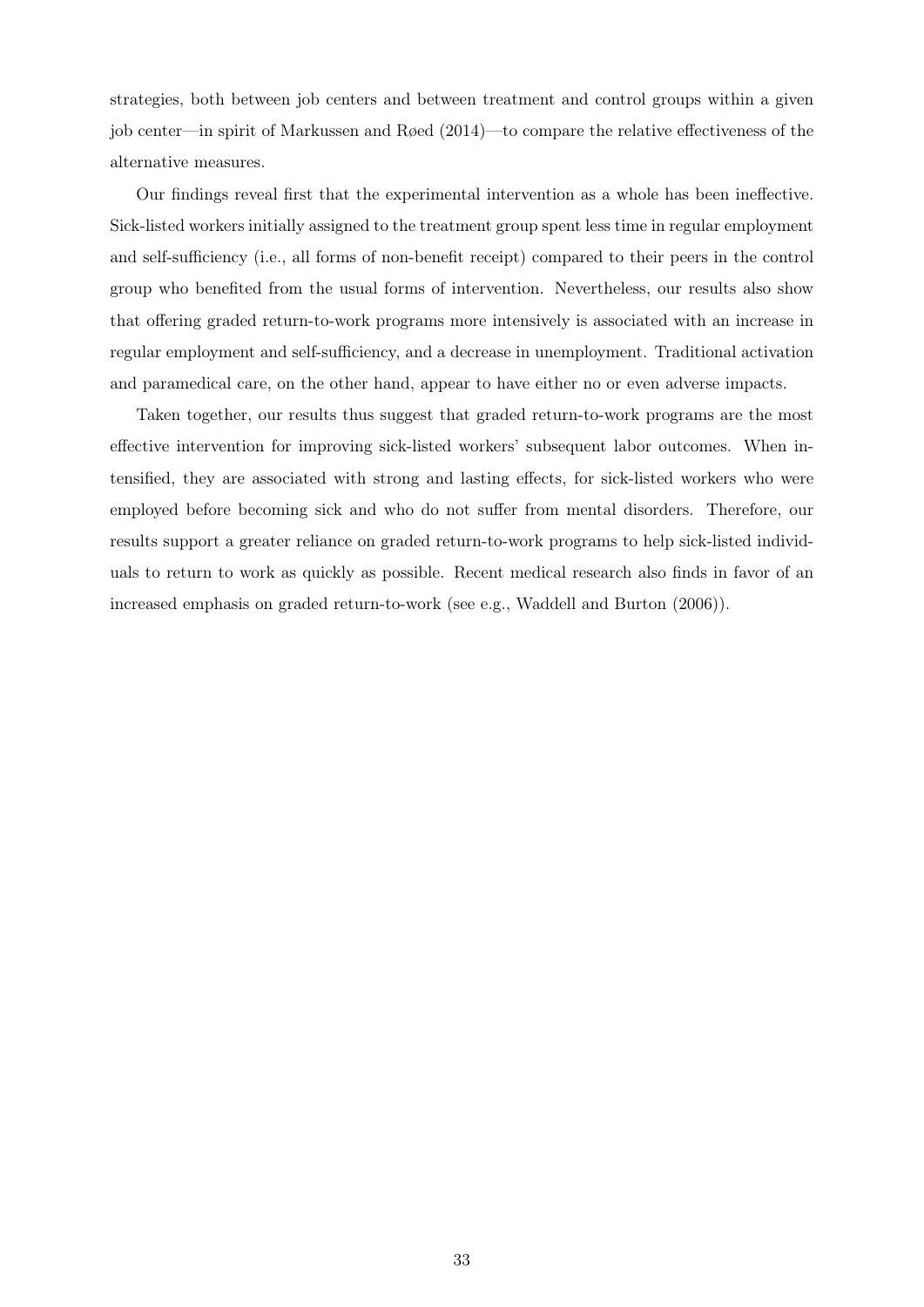strategies, both between job centers and between treatment and control groups within a given job center—in spirit of Markussen and Røed (2014)—to compare the relative effectiveness of the alternative measures.

Our findings reveal first that the experimental intervention as a whole has been ineffective. Sick-listed workers initially assigned to the treatment group spent less time in regular employment and self-sufficiency (i.e., all forms of non-benefit receipt) compared to their peers in the control group who benefited from the usual forms of intervention. Nevertheless, our results also show that offering graded return-to-work programs more intensively is associated with an increase in regular employment and self-sufficiency, and a decrease in unemployment. Traditional activation and paramedical care, on the other hand, appear to have either no or even adverse impacts.

Taken together, our results thus suggest that graded return-to-work programs are the most effective intervention for improving sick-listed workers' subsequent labor outcomes. When intensified, they are associated with strong and lasting effects, for sick-listed workers who were employed before becoming sick and who do not suffer from mental disorders. Therefore, our results support a greater reliance on graded return-to-work programs to help sick-listed individuals to return to work as quickly as possible. Recent medical research also finds in favor of an increased emphasis on graded return-to-work (see e.g., Waddell and Burton (2006)).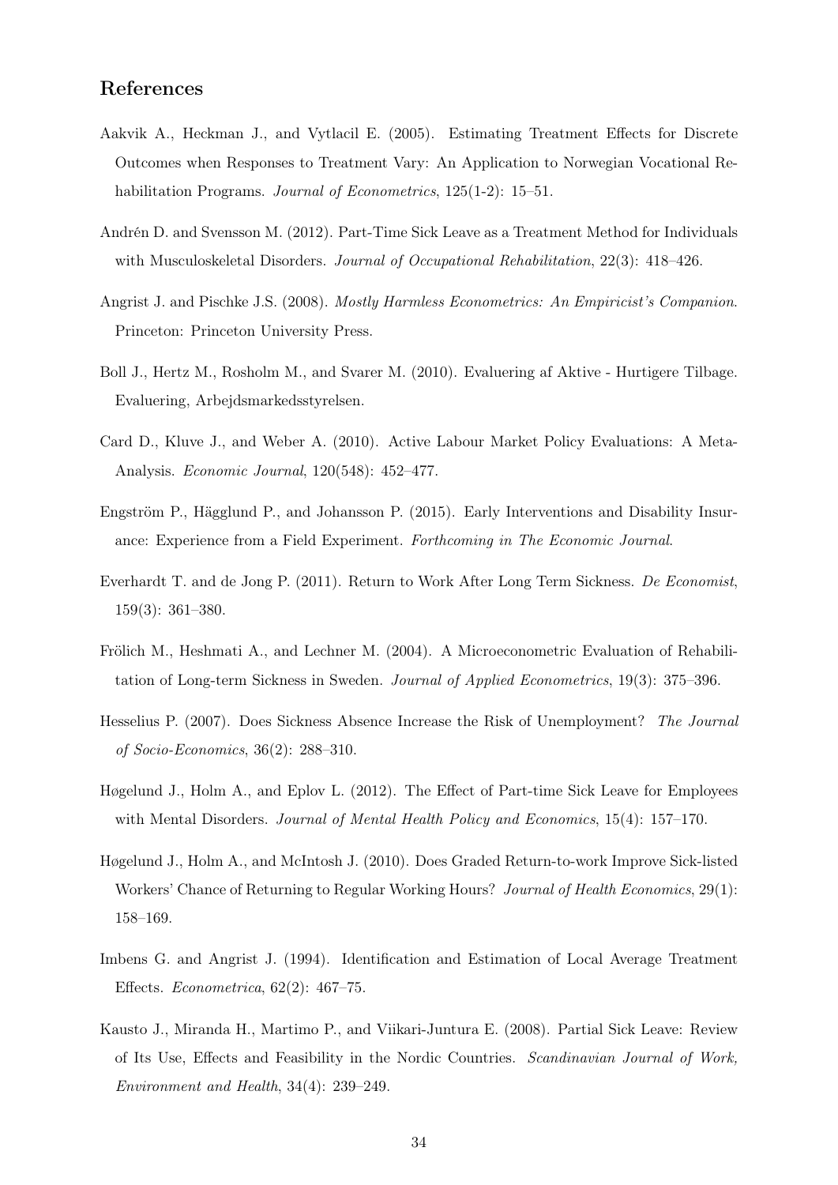## References

Aakvik A., Heckman J., and Vytlacil E. (2005). Estimating Treatment Effects for Discrete Outcomes when Responses to Treatment Vary: An Application to Norwegian Vocational Rehabilitation Programs. *Journal of Econometrics*, 125(1-2): 15–51.

Andrén D. and Svensson M. (2012). Part-Time Sick Leave as a Treatment Method for Individuals with Musculoskeletal Disorders. *Journal of Occupational Rehabilitation*, 22(3): 418–426.

Angrist J. and Pischke J.S. (2008). *Mostly Harmless Econometrics: An Empiricist's Companion*. Princeton: Princeton University Press.

Boll J., Hertz M., Rosholm M., and Svarer M. (2010). Evaluering af Aktive - Hurtigere Tilbage. Evaluering, Arbejdsmarkedsstyrelsen.

Card D., Kluve J., and Weber A. (2010). Active Labour Market Policy Evaluations: A Meta-Analysis. *Economic Journal*, 120(548): 452–477.

Engström P., Hägglund P., and Johansson P. (2015). Early Interventions and Disability Insurance: Experience from a Field Experiment. *Forthcoming in The Economic Journal*.

Everhardt T. and de Jong P. (2011). Return to Work After Long Term Sickness. *De Economist*, 159(3): 361–380.

Frölich M., Heshmati A., and Lechner M. (2004). A Microeconometric Evaluation of Rehabilitation of Long-term Sickness in Sweden. *Journal of Applied Econometrics*, 19(3): 375–396.

Hesselius P. (2007). Does Sickness Absence Increase the Risk of Unemployment? *The Journal of Socio-Economics*, 36(2): 288–310.

Høgelund J., Holm A., and Eplov L. (2012). The Effect of Part-time Sick Leave for Employees with Mental Disorders. *Journal of Mental Health Policy and Economics*, 15(4): 157–170.

Høgelund J., Holm A., and McIntosh J. (2010). Does Graded Return-to-work Improve Sick-listed Workers' Chance of Returning to Regular Working Hours? *Journal of Health Economics*, 29(1): 158–169.

Imbens G. and Angrist J. (1994). Identification and Estimation of Local Average Treatment Effects. *Econometrica*, 62(2): 467–75.

Kausto J., Miranda H., Martimo P., and Viikari-Juntura E. (2008). Partial Sick Leave: Review of Its Use, Effects and Feasibility in the Nordic Countries. *Scandinavian Journal of Work, Environment and Health*, 34(4): 239–249.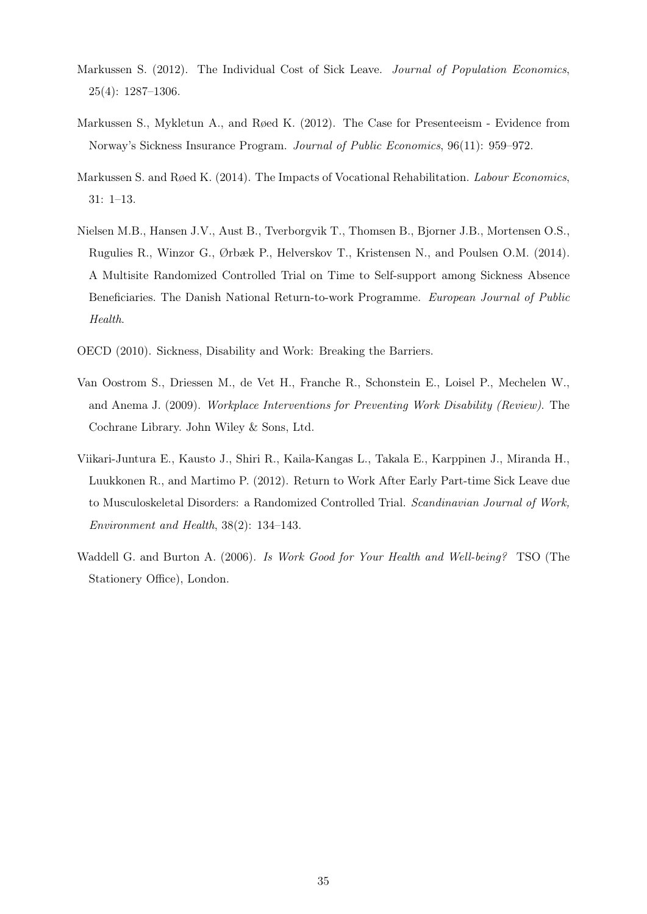Markussen S. (2012). The Individual Cost of Sick Leave. *Journal of Population Economics*, 25(4): 1287–1306.

Markussen S., Mykletun A., and Røed K. (2012). The Case for Presenteeism - Evidence from Norway's Sickness Insurance Program. *Journal of Public Economics*, 96(11): 959–972.

Markussen S. and Røed K. (2014). The Impacts of Vocational Rehabilitation. *Labour Economics*, 31: 1–13.

Nielsen M.B., Hansen J.V., Aust B., Tverborgvik T., Thomsen B., Bjorner J.B., Mortensen O.S., Rugulies R., Winzor G., Ørbæk P., Helverskov T., Kristensen N., and Poulsen O.M. (2014). A Multisite Randomized Controlled Trial on Time to Self-support among Sickness Absence Beneficiaries. The Danish National Return-to-work Programme. *European Journal of Public Health*.

OECD (2010). Sickness, Disability and Work: Breaking the Barriers.

Van Oostrom S., Driessen M., de Vet H., Franche R., Schonstein E., Loisel P., Mechelen W., and Anema J. (2009). *Workplace Interventions for Preventing Work Disability (Review).* The Cochrane Library. John Wiley & Sons, Ltd.

Viikari-Juntura E., Kausto J., Shiri R., Kaila-Kangas L., Takala E., Karppinen J., Miranda H., Luukkonen R., and Martimo P. (2012). Return to Work After Early Part-time Sick Leave due to Musculoskeletal Disorders: a Randomized Controlled Trial. *Scandinavian Journal of Work, Environment and Health*, 38(2): 134–143.

Waddell G. and Burton A. (2006). *Is Work Good for Your Health and Well-being?* TSO (The Stationery Office), London.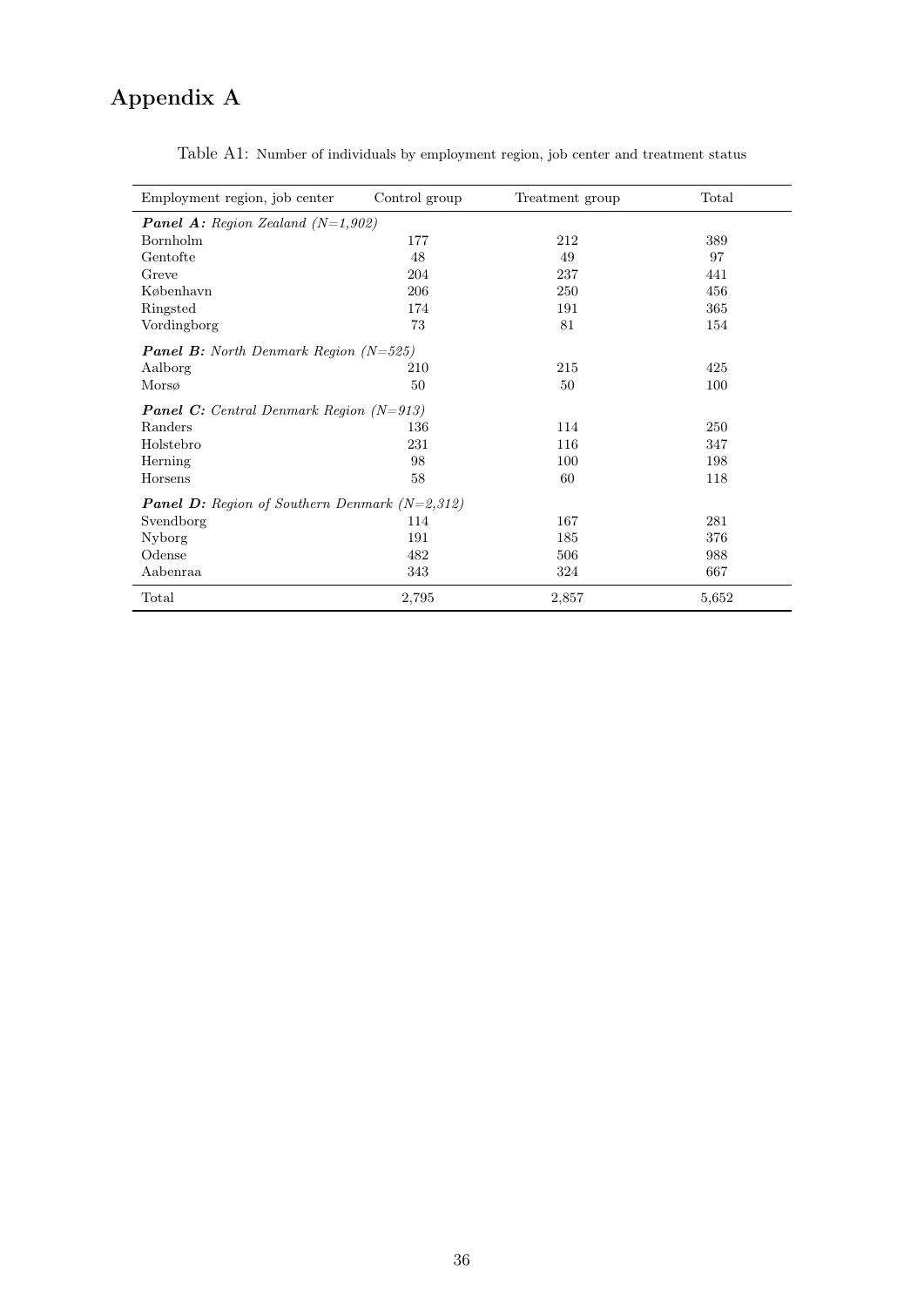# Appendix A

Table A1: Number of individuals by employment region, job center and treatment status

| Employment region, job center | Control group | Treatment group | Total |
|---|---|---|---|
| ***Panel A:*** *Region Zealand (N=1,902)* | | | |
| Bornholm | 177 | 212 | 389 |
| Gentofte | 48 | 49 | 97 |
| Greve | 204 | 237 | 441 |
| København | 206 | 250 | 456 |
| Ringsted | 174 | 191 | 365 |
| Vordingborg | 73 | 81 | 154 |
| ***Panel B:*** *North Denmark Region (N=525)* | | | |
| Aalborg | 210 | 215 | 425 |
| Morsø | 50 | 50 | 100 |
| ***Panel C:*** *Central Denmark Region (N=913)* | | | |
| Randers | 136 | 114 | 250 |
| Holstebro | 231 | 116 | 347 |
| Herning | 98 | 100 | 198 |
| Horsens | 58 | 60 | 118 |
| ***Panel D:*** *Region of Southern Denmark (N=2,312)* | | | |
| Svendborg | 114 | 167 | 281 |
| Nyborg | 191 | 185 | 376 |
| Odense | 482 | 506 | 988 |
| Aabenraa | 343 | 324 | 667 |
| Total | 2,795 | 2,857 | 5,652 |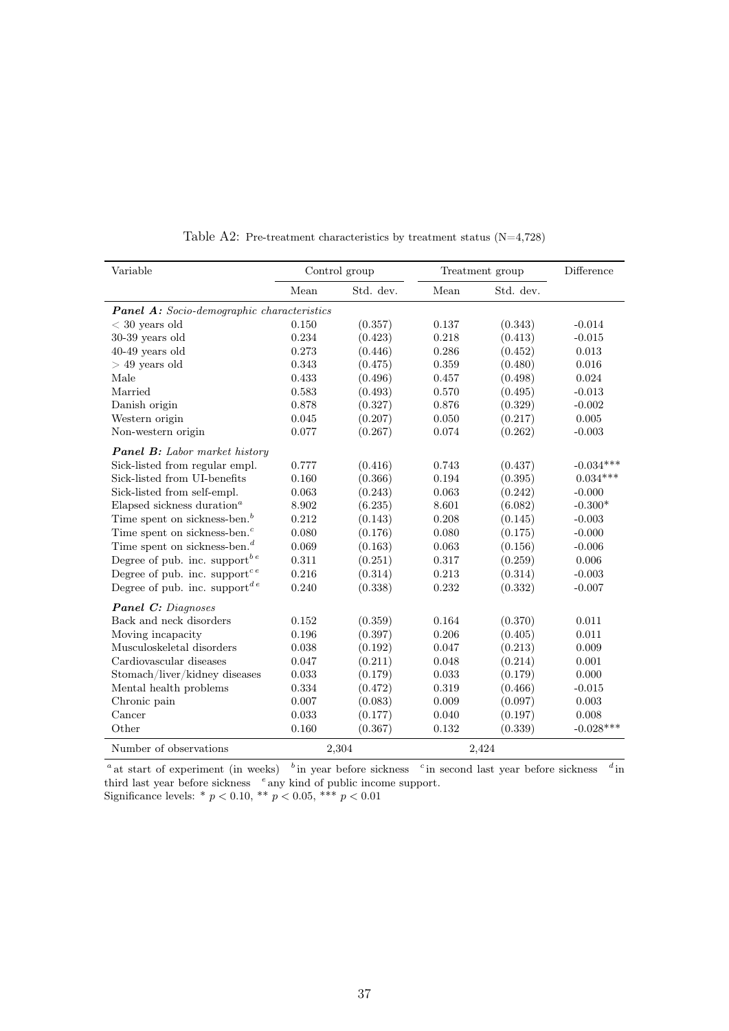Table A2: Pre-treatment characteristics by treatment status (N=4,728)

| Variable | Control group |  | Treatment group |  | Difference |
|---|---|---|---|---|---|
|  | Mean | Std. dev. | Mean | Std. dev. |  |
| ***Panel A:** Socio-demographic characteristics* |  |  |  |  |  |
| $<$ 30 years old | 0.150 | (0.357) | 0.137 | (0.343) | -0.014 |
| 30-39 years old | 0.234 | (0.423) | 0.218 | (0.413) | -0.015 |
| 40-49 years old | 0.273 | (0.446) | 0.286 | (0.452) | 0.013 |
| $>$ 49 years old | 0.343 | (0.475) | 0.359 | (0.480) | 0.016 |
| Male | 0.433 | (0.496) | 0.457 | (0.498) | 0.024 |
| Married | 0.583 | (0.493) | 0.570 | (0.495) | -0.013 |
| Danish origin | 0.878 | (0.327) | 0.876 | (0.329) | -0.002 |
| Western origin | 0.045 | (0.207) | 0.050 | (0.217) | 0.005 |
| Non-western origin | 0.077 | (0.267) | 0.074 | (0.262) | -0.003 |
| ***Panel B:** Labor market history* |  |  |  |  |  |
| Sick-listed from regular empl. | 0.777 | (0.416) | 0.743 | (0.437) | -0.034*** |
| Sick-listed from UI-benefits | 0.160 | (0.366) | 0.194 | (0.395) | 0.034*** |
| Sick-listed from self-empl. | 0.063 | (0.243) | 0.063 | (0.242) | -0.000 |
| Elapsed sickness duration[a] | 8.902 | (6.235) | 8.601 | (6.082) | -0.300* |
| Time spent on sickness-ben.[b] | 0.212 | (0.143) | 0.208 | (0.145) | -0.003 |
| Time spent on sickness-ben.[c] | 0.080 | (0.176) | 0.080 | (0.175) | -0.000 |
| Time spent on sickness-ben.[d] | 0.069 | (0.163) | 0.063 | (0.156) | -0.006 |
| Degree of pub. inc. support[b e] | 0.311 | (0.251) | 0.317 | (0.259) | 0.006 |
| Degree of pub. inc. support[c e] | 0.216 | (0.314) | 0.213 | (0.314) | -0.003 |
| Degree of pub. inc. support[d e] | 0.240 | (0.338) | 0.232 | (0.332) | -0.007 |
| ***Panel C:** Diagnoses* |  |  |  |  |  |
| Back and neck disorders | 0.152 | (0.359) | 0.164 | (0.370) | 0.011 |
| Moving incapacity | 0.196 | (0.397) | 0.206 | (0.405) | 0.011 |
| Musculoskeletal disorders | 0.038 | (0.192) | 0.047 | (0.213) | 0.009 |
| Cardiovascular diseases | 0.047 | (0.211) | 0.048 | (0.214) | 0.001 |
| Stomach/liver/kidney diseases | 0.033 | (0.179) | 0.033 | (0.179) | 0.000 |
| Mental health problems | 0.334 | (0.472) | 0.319 | (0.466) | -0.015 |
| Chronic pain | 0.007 | (0.083) | 0.009 | (0.097) | 0.003 |
| Cancer | 0.033 | (0.177) | 0.040 | (0.197) | 0.008 |
| Other | 0.160 | (0.367) | 0.132 | (0.339) | -0.028*** |
| Number of observations | 2,304 |  | 2,424 |  |  |

[a] at start of experiment (in weeks) [b] in year before sickness [c] in second last year before sickness [d] in third last year before sickness [e] any kind of public income support.
Significance levels: * $p < 0.10$, ** $p < 0.05$, *** $p < 0.01$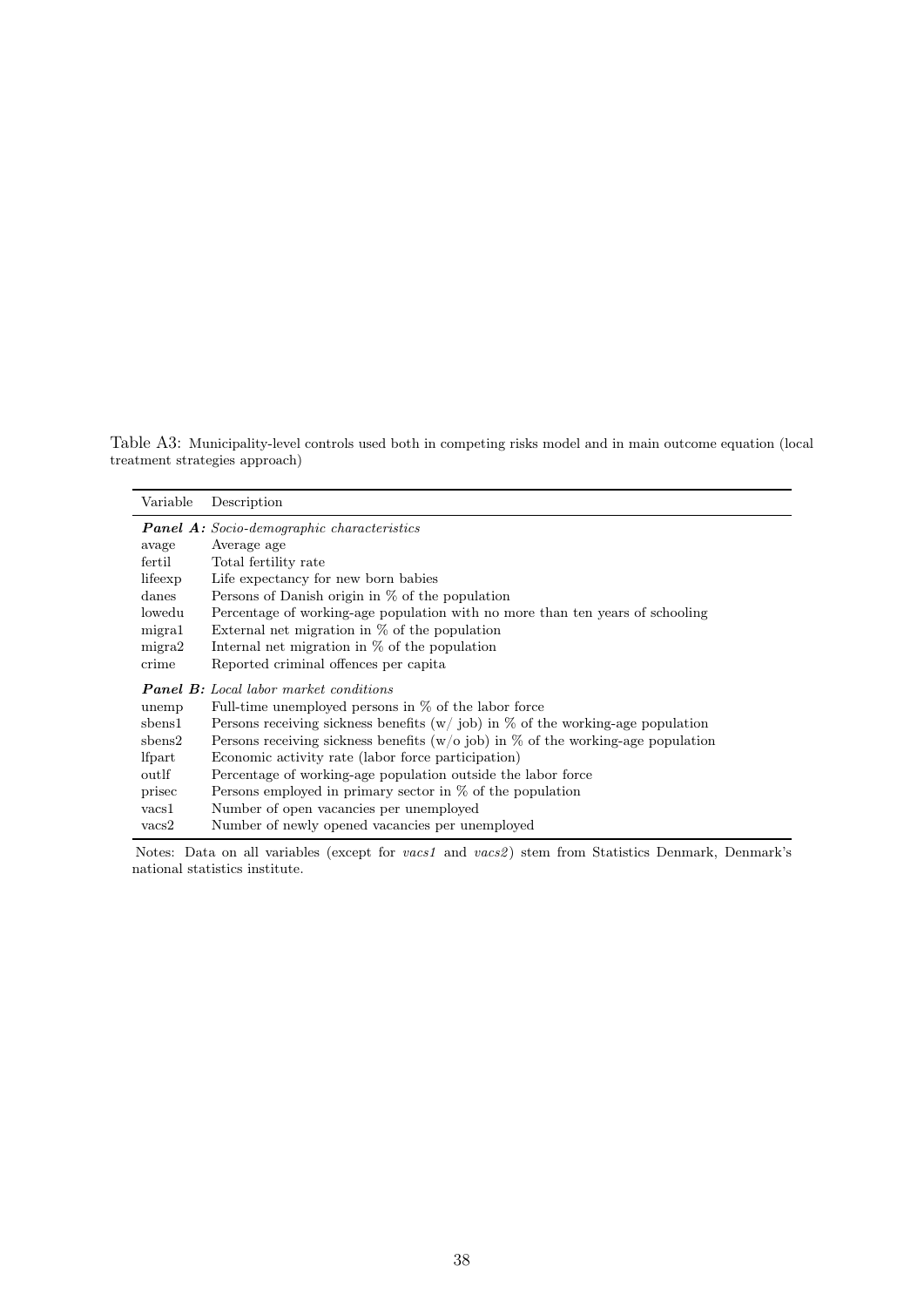Table A3: Municipality-level controls used both in competing risks model and in main outcome equation (local treatment strategies approach)

| Variable | Description |
|---|---|
| ***Panel A:*** *Socio-demographic characteristics* | |
| avage | Average age |
| fertil | Total fertility rate |
| lifeexp | Life expectancy for new born babies |
| danes | Persons of Danish origin in % of the population |
| lowedu | Percentage of working-age population with no more than ten years of schooling |
| migra1 | External net migration in % of the population |
| migra2 | Internal net migration in % of the population |
| crime | Reported criminal offences per capita |
| ***Panel B:*** *Local labor market conditions* | |
| unemp | Full-time unemployed persons in % of the labor force |
| sbens1 | Persons receiving sickness benefits (w/ job) in % of the working-age population |
| sbens2 | Persons receiving sickness benefits (w/o job) in % of the working-age population |
| lfpart | Economic activity rate (labor force participation) |
| outlf | Percentage of working-age population outside the labor force |
| prisec | Persons employed in primary sector in % of the population |
| vacs1 | Number of open vacancies per unemployed |
| vacs2 | Number of newly opened vacancies per unemployed |

Notes: Data on all variables (except for *vacs1* and *vacs2*) stem from Statistics Denmark, Denmark's national statistics institute.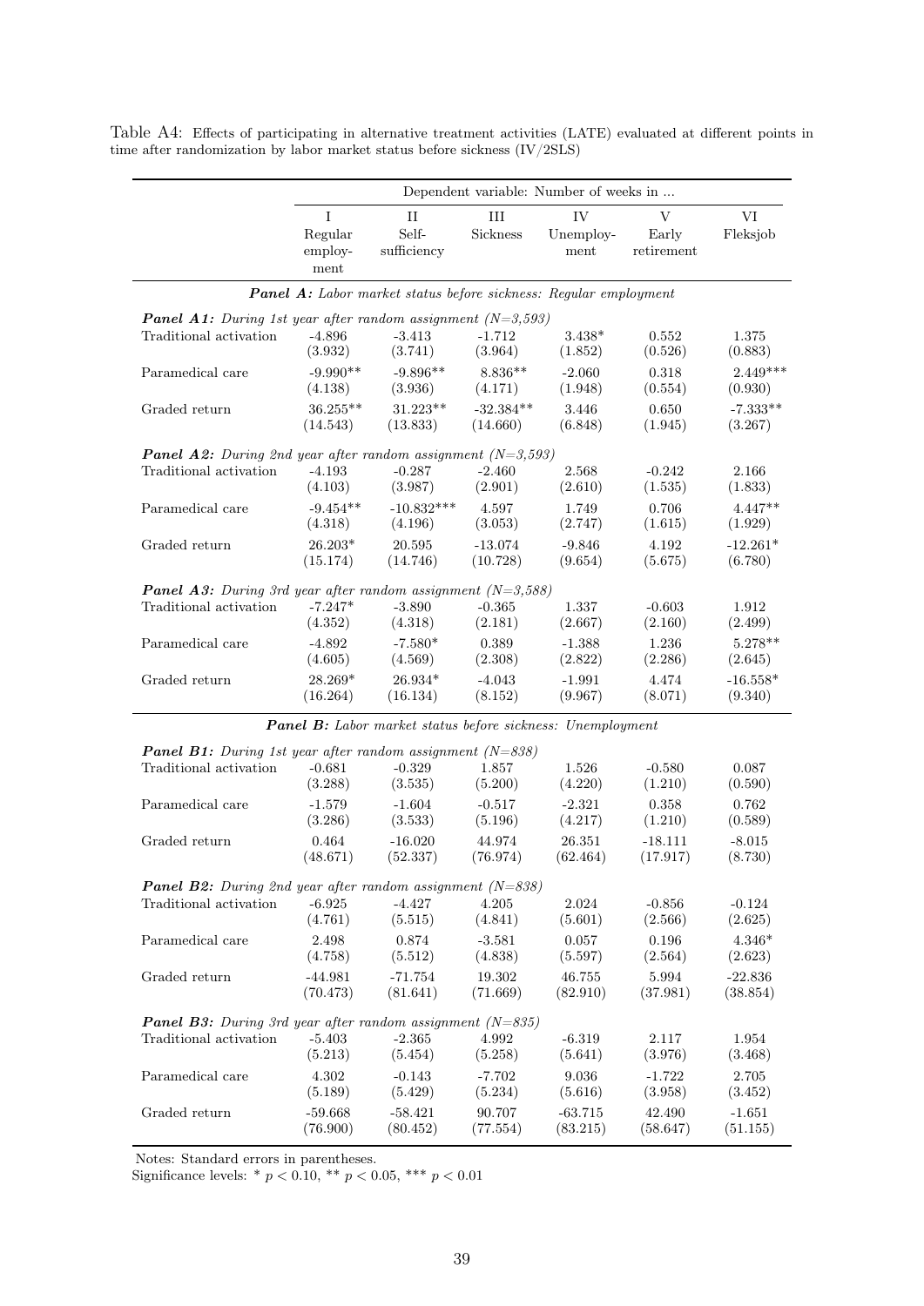Table A4: Effects of participating in alternative treatment activities (LATE) evaluated at different points in time after randomization by labor market status before sickness (IV/2SLS)

| | Dependent variable: Number of weeks in ... | | | | | |
|---|---|---|---|---|---|---|
| | I Regular employment | II Self-sufficiency | III Sickness | IV Unemployment | V Early retirement | VI Fleksjob |
| ***Panel A:** Labor market status before sickness: Regular employment* | | | | | | |
| ***Panel A1:** During 1st year after random assignment (N=3,593)* | | | | | | |
| Traditional activation | -4.896 | -3.413 | -1.712 | 3.438* | 0.552 | 1.375 |
| | (3.932) | (3.741) | (3.964) | (1.852) | (0.526) | (0.883) |
| Paramedical care | -9.990** | -9.896** | 8.836** | -2.060 | 0.318 | 2.449*** |
| | (4.138) | (3.936) | (4.171) | (1.948) | (0.554) | (0.930) |
| Graded return | 36.255** | 31.223** | -32.384** | 3.446 | 0.650 | -7.333** |
| | (14.543) | (13.833) | (14.660) | (6.848) | (1.945) | (3.267) |
| ***Panel A2:** During 2nd year after random assignment (N=3,593)* | | | | | | |
| Traditional activation | -4.193 | -0.287 | -2.460 | 2.568 | -0.242 | 2.166 |
| | (4.103) | (3.987) | (2.901) | (2.610) | (1.535) | (1.833) |
| Paramedical care | -9.454** | -10.832*** | 4.597 | 1.749 | 0.706 | 4.447** |
| | (4.318) | (4.196) | (3.053) | (2.747) | (1.615) | (1.929) |
| Graded return | 26.203* | 20.595 | -13.074 | -9.846 | 4.192 | -12.261* |
| | (15.174) | (14.746) | (10.728) | (9.654) | (5.675) | (6.780) |
| ***Panel A3:** During 3rd year after random assignment (N=3,588)* | | | | | | |
| Traditional activation | -7.247* | -3.890 | -0.365 | 1.337 | -0.603 | 1.912 |
| | (4.352) | (4.318) | (2.181) | (2.667) | (2.160) | (2.499) |
| Paramedical care | -4.892 | -7.580* | 0.389 | -1.388 | 1.236 | 5.278** |
| | (4.605) | (4.569) | (2.308) | (2.822) | (2.286) | (2.645) |
| Graded return | 28.269* | 26.934* | -4.043 | -1.991 | 4.474 | -16.558* |
| | (16.264) | (16.134) | (8.152) | (9.967) | (8.071) | (9.340) |
| ***Panel B:** Labor market status before sickness: Unemployment* | | | | | | |
| ***Panel B1:** During 1st year after random assignment (N=838)* | | | | | | |
| Traditional activation | -0.681 | -0.329 | 1.857 | 1.526 | -0.580 | 0.087 |
| | (3.288) | (3.535) | (5.200) | (4.220) | (1.210) | (0.590) |
| Paramedical care | -1.579 | -1.604 | -0.517 | -2.321 | 0.358 | 0.762 |
| | (3.286) | (3.533) | (5.196) | (4.217) | (1.210) | (0.589) |
| Graded return | 0.464 | -16.020 | 44.974 | 26.351 | -18.111 | -8.015 |
| | (48.671) | (52.337) | (76.974) | (62.464) | (17.917) | (8.730) |
| ***Panel B2:** During 2nd year after random assignment (N=838)* | | | | | | |
| Traditional activation | -6.925 | -4.427 | 4.205 | 2.024 | -0.856 | -0.124 |
| | (4.761) | (5.515) | (4.841) | (5.601) | (2.566) | (2.625) |
| Paramedical care | 2.498 | 0.874 | -3.581 | 0.057 | 0.196 | 4.346* |
| | (4.758) | (5.512) | (4.838) | (5.597) | (2.564) | (2.623) |
| Graded return | -44.981 | -71.754 | 19.302 | 46.755 | 5.994 | -22.836 |
| | (70.473) | (81.641) | (71.669) | (82.910) | (37.981) | (38.854) |
| ***Panel B3:** During 3rd year after random assignment (N=835)* | | | | | | |
| Traditional activation | -5.403 | -2.365 | 4.992 | -6.319 | 2.117 | 1.954 |
| | (5.213) | (5.454) | (5.258) | (5.641) | (3.976) | (3.468) |
| Paramedical care | 4.302 | -0.143 | -7.702 | 9.036 | -1.722 | 2.705 |
| | (5.189) | (5.429) | (5.234) | (5.616) | (3.958) | (3.452) |
| Graded return | -59.668 | -58.421 | 90.707 | -63.715 | 42.490 | -1.651 |
| | (76.900) | (80.452) | (77.554) | (83.215) | (58.647) | (51.155) |

Notes: Standard errors in parentheses.
Significance levels: * $p < 0.10$, ** $p < 0.05$, *** $p < 0.01$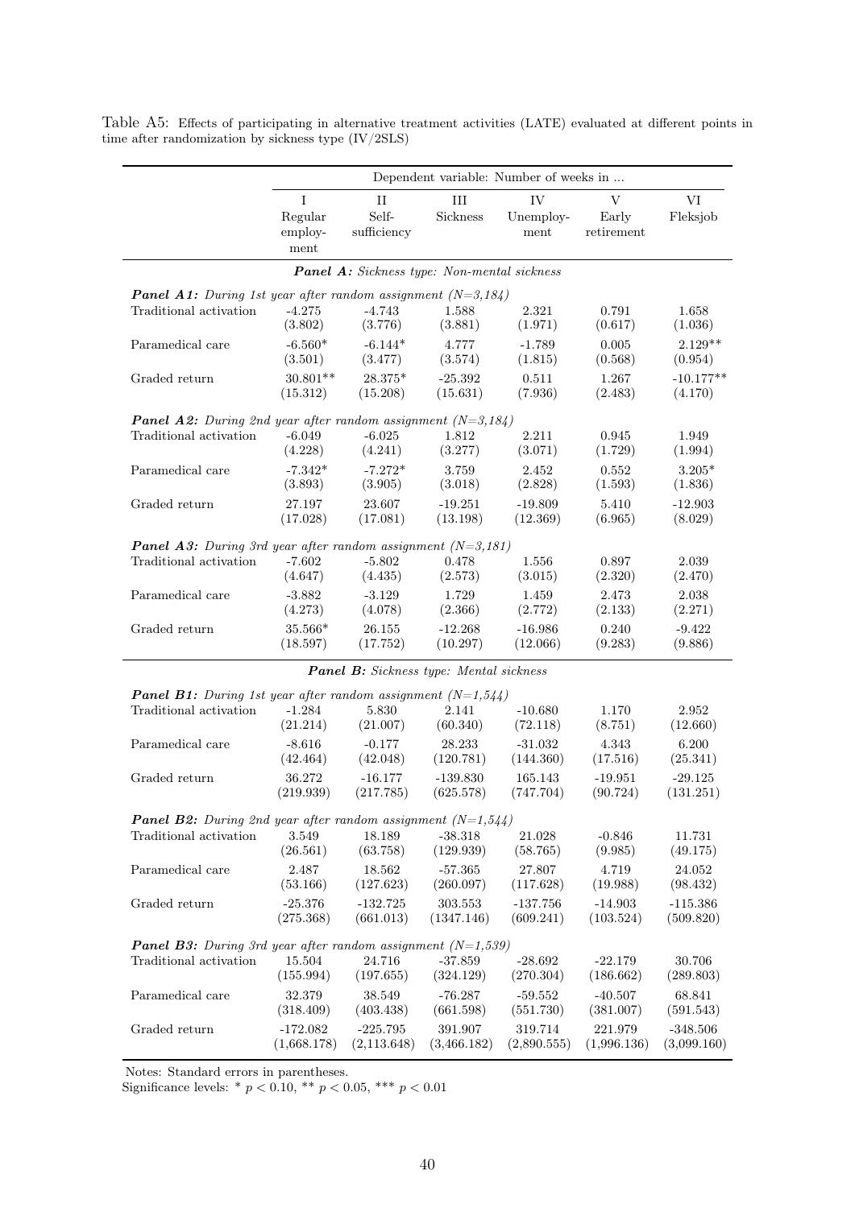Table A5: Effects of participating in alternative treatment activities (LATE) evaluated at different points in time after randomization by sickness type (IV/2SLS)

| | Dependent variable: Number of weeks in ... | | | | | |
|---|---|---|---|---|---|---|
| | I<br>Regular employ-ment | II<br>Self-sufficiency | III<br>Sickness | IV<br>Unemploy-ment | V<br>Early retirement | VI<br>Fleksjob |
| ***Panel A:** Sickness type: Non-mental sickness* | | | | | | |
| ***Panel A1:** During 1st year after random assignment (N=3,184)* | | | | | | |
| Traditional activation | -4.275<br>(3.802) | -4.743<br>(3.776) | 1.588<br>(3.881) | 2.321<br>(1.971) | 0.791<br>(0.617) | 1.658<br>(1.036) |
| Paramedical care | -6.560*<br>(3.501) | -6.144*<br>(3.477) | 4.777<br>(3.574) | -1.789<br>(1.815) | 0.005<br>(0.568) | 2.129**<br>(0.954) |
| Graded return | 30.801**<br>(15.312) | 28.375*<br>(15.208) | -25.392<br>(15.631) | 0.511<br>(7.936) | 1.267<br>(2.483) | -10.177**<br>(4.170) |
| ***Panel A2:** During 2nd year after random assignment (N=3,184)* | | | | | | |
| Traditional activation | -6.049<br>(4.228) | -6.025<br>(4.241) | 1.812<br>(3.277) | 2.211<br>(3.071) | 0.945<br>(1.729) | 1.949<br>(1.994) |
| Paramedical care | -7.342*<br>(3.893) | -7.272*<br>(3.905) | 3.759<br>(3.018) | 2.452<br>(2.828) | 0.552<br>(1.593) | 3.205*<br>(1.836) |
| Graded return | 27.197<br>(17.028) | 23.607<br>(17.081) | -19.251<br>(13.198) | -19.809<br>(12.369) | 5.410<br>(6.965) | -12.903<br>(8.029) |
| ***Panel A3:** During 3rd year after random assignment (N=3,181)* | | | | | | |
| Traditional activation | -7.602<br>(4.647) | -5.802<br>(4.435) | 0.478<br>(2.573) | 1.556<br>(3.015) | 0.897<br>(2.320) | 2.039<br>(2.470) |
| Paramedical care | -3.882<br>(4.273) | -3.129<br>(4.078) | 1.729<br>(2.366) | 1.459<br>(2.772) | 2.473<br>(2.133) | 2.038<br>(2.271) |
| Graded return | 35.566*<br>(18.597) | 26.155<br>(17.752) | -12.268<br>(10.297) | -16.986<br>(12.066) | 0.240<br>(9.283) | -9.422<br>(9.886) |
| ***Panel B:** Sickness type: Mental sickness* | | | | | | |
| ***Panel B1:** During 1st year after random assignment (N=1,544)* | | | | | | |
| Traditional activation | -1.284<br>(21.214) | 5.830<br>(21.007) | 2.141<br>(60.340) | -10.680<br>(72.118) | 1.170<br>(8.751) | 2.952<br>(12.660) |
| Paramedical care | -8.616<br>(42.464) | -0.177<br>(42.048) | 28.233<br>(120.781) | -31.032<br>(144.360) | 4.343<br>(17.516) | 6.200<br>(25.341) |
| Graded return | 36.272<br>(219.939) | -16.177<br>(217.785) | -139.830<br>(625.578) | 165.143<br>(747.704) | -19.951<br>(90.724) | -29.125<br>(131.251) |
| ***Panel B2:** During 2nd year after random assignment (N=1,544)* | | | | | | |
| Traditional activation | 3.549<br>(26.561) | 18.189<br>(63.758) | -38.318<br>(129.939) | 21.028<br>(58.765) | -0.846<br>(9.985) | 11.731<br>(49.175) |
| Paramedical care | 2.487<br>(53.166) | 18.562<br>(127.623) | -57.365<br>(260.097) | 27.807<br>(117.628) | 4.719<br>(19.988) | 24.052<br>(98.432) |
| Graded return | -25.376<br>(275.368) | -132.725<br>(661.013) | 303.553<br>(1347.146) | -137.756<br>(609.241) | -14.903<br>(103.524) | -115.386<br>(509.820) |
| ***Panel B3:** During 3rd year after random assignment (N=1,539)* | | | | | | |
| Traditional activation | 15.504<br>(155.994) | 24.716<br>(197.655) | -37.859<br>(324.129) | -28.692<br>(270.304) | -22.179<br>(186.662) | 30.706<br>(289.803) |
| Paramedical care | 32.379<br>(318.409) | 38.549<br>(403.438) | -76.287<br>(661.598) | -59.552<br>(551.730) | -40.507<br>(381.007) | 68.841<br>(591.543) |
| Graded return | -172.082<br>(1,668.178) | -225.795<br>(2,113.648) | 391.907<br>(3,466.182) | 319.714<br>(2,890.555) | 221.979<br>(1,996.136) | -348.506<br>(3,099.160) |

Notes: Standard errors in parentheses.
Significance levels: * $p < 0.10$, ** $p < 0.05$, *** $p < 0.01$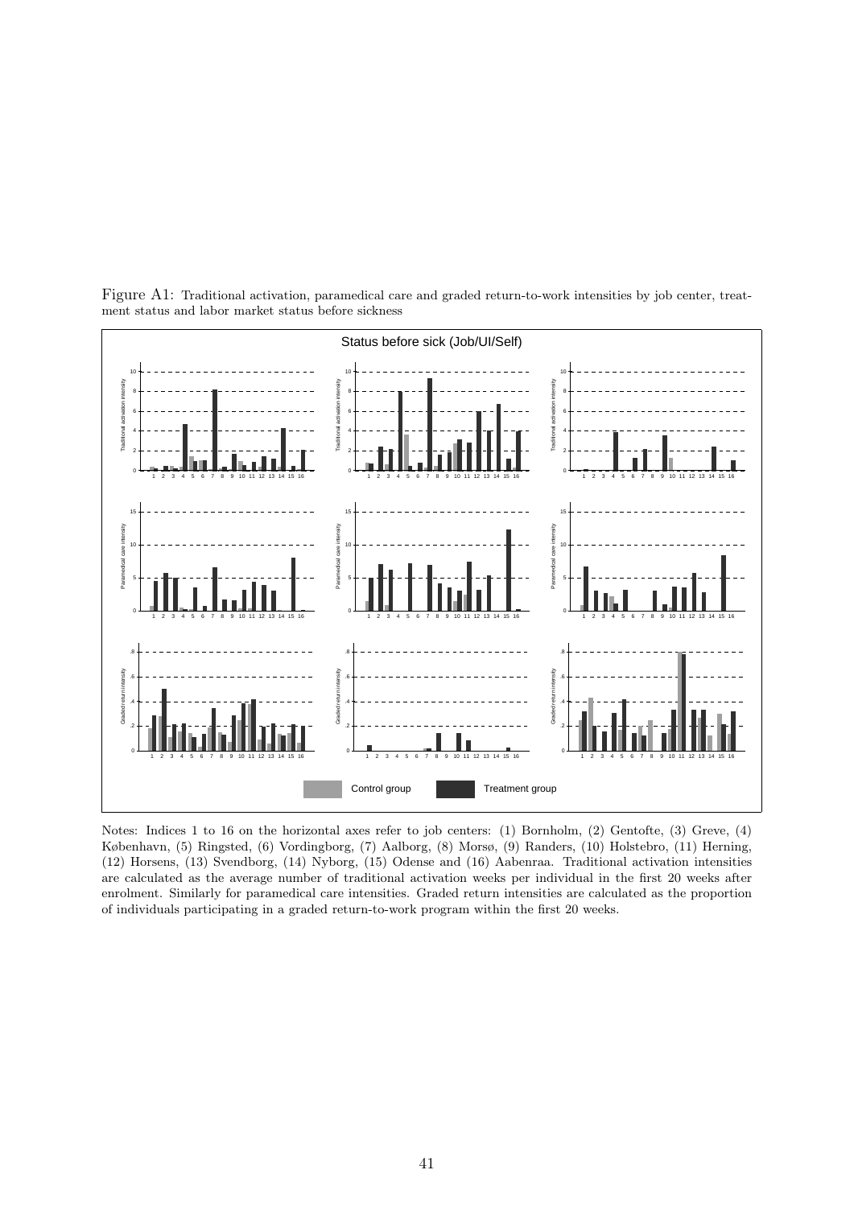Figure A1: Traditional activation, paramedical care and graded return-to-work intensities by job center, treatment status and labor market status before sickness

Notes: Indices 1 to 16 on the horizontal axes refer to job centers: (1) Bornholm, (2) Gentofte, (3) Greve, (4) København, (5) Ringsted, (6) Vordingborg, (7) Aalborg, (8) Morsø, (9) Randers, (10) Holstebro, (11) Herning, (12) Horsens, (13) Svendborg, (14) Nyborg, (15) Odense and (16) Aabenraa. Traditional activation intensities are calculated as the average number of traditional activation weeks per individual in the first 20 weeks after enrolment. Similarly for paramedical care intensities. Graded return intensities are calculated as the proportion of individuals participating in a graded return-to-work program within the first 20 weeks.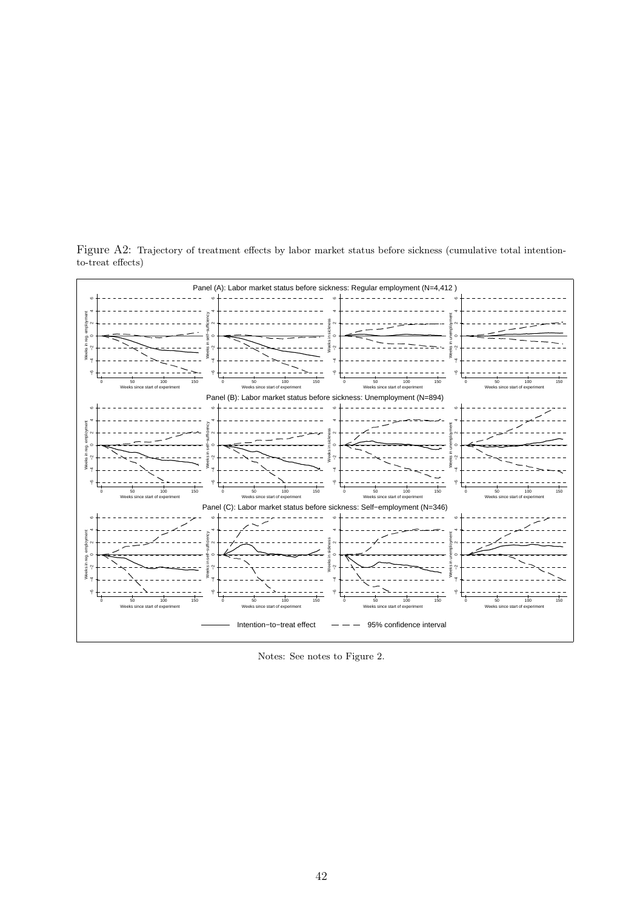Figure A2: Trajectory of treatment effects by labor market status before sickness (cumulative total intention-to-treat effects)

Notes: See notes to Figure 2.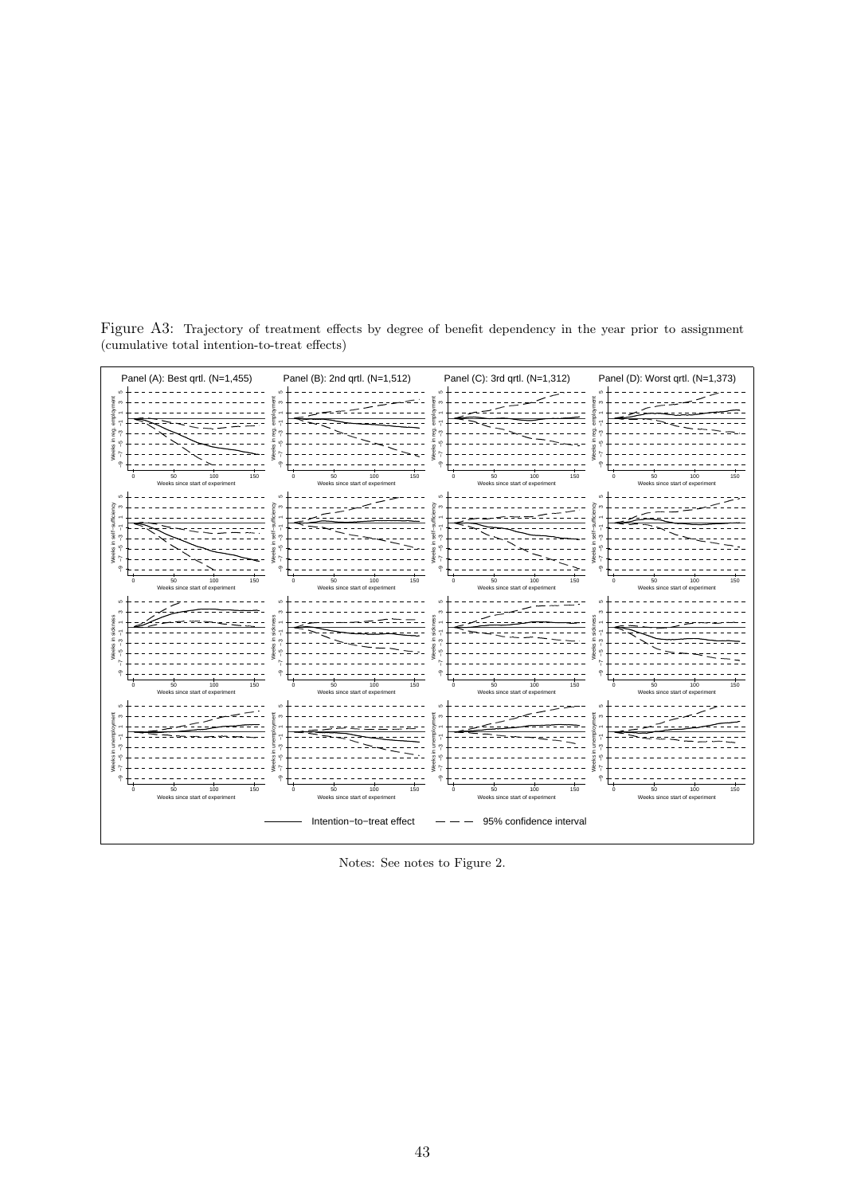Figure A3: Trajectory of treatment effects by degree of benefit dependency in the year prior to assignment (cumulative total intention-to-treat effects)

Panel (A): Best qrtl. (N=1,455)

Panel (B): 2nd qrtl. (N=1,512)

Panel (C): 3rd qrtl. (N=1,312)

Panel (D): Worst qrtl. (N=1,373)

Weeks in reg. employment

Weeks in self–sufficiency

Weeks in sickness

Weeks in unemployment

Weeks since start of experiment

0 50 100 150

−9 −7 −5 −3 −1 1 3 5

Intention−to−treat effect

95% confidence interval

Notes: See notes to Figure 2.